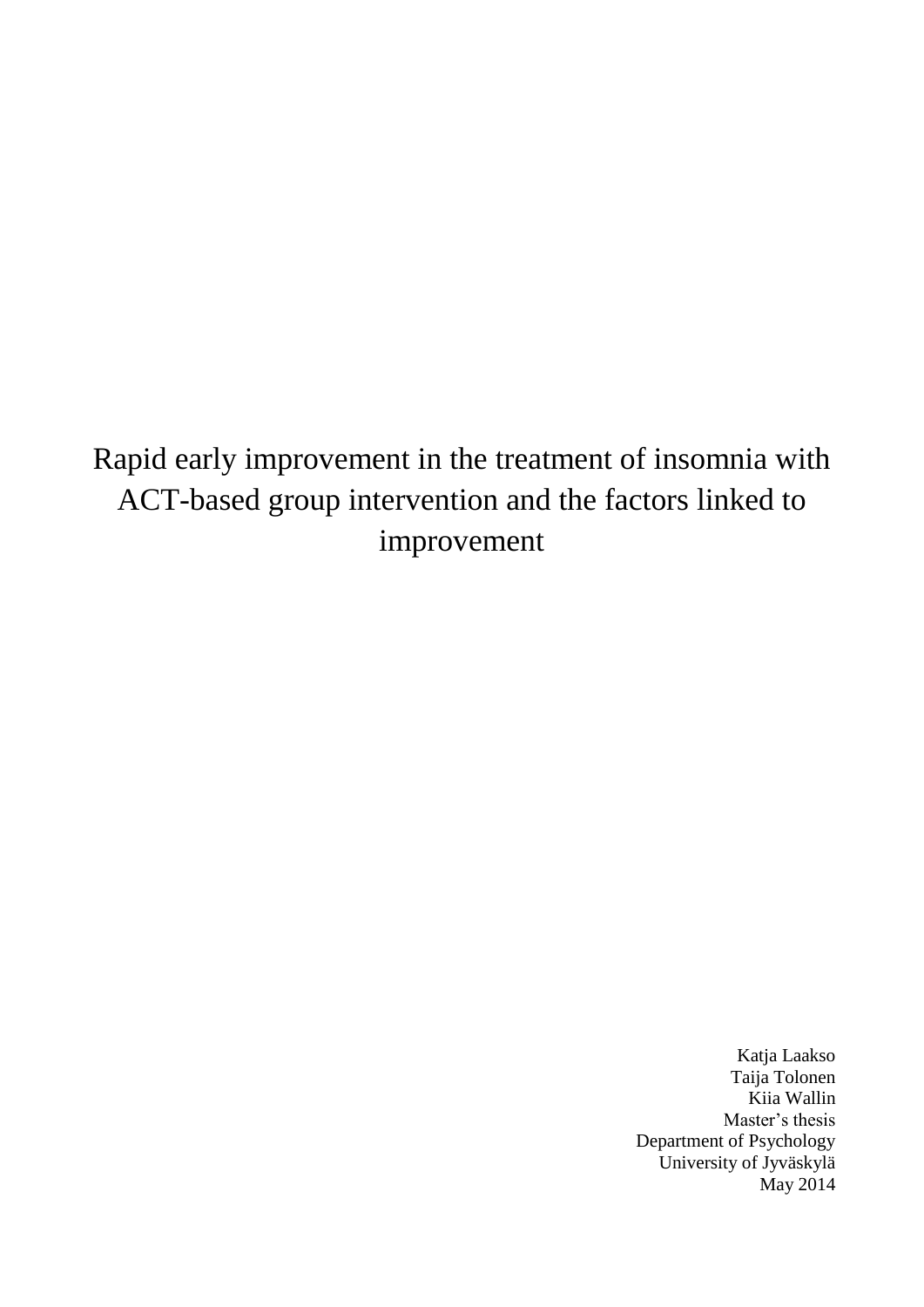# Rapid early improvement in the treatment of insomnia with ACT-based group intervention and the factors linked to improvement

Katja Laakso
Taija Tolonen
Kiia Wallin
Master's thesis
Department of Psychology
University of Jyväskylä
May 2014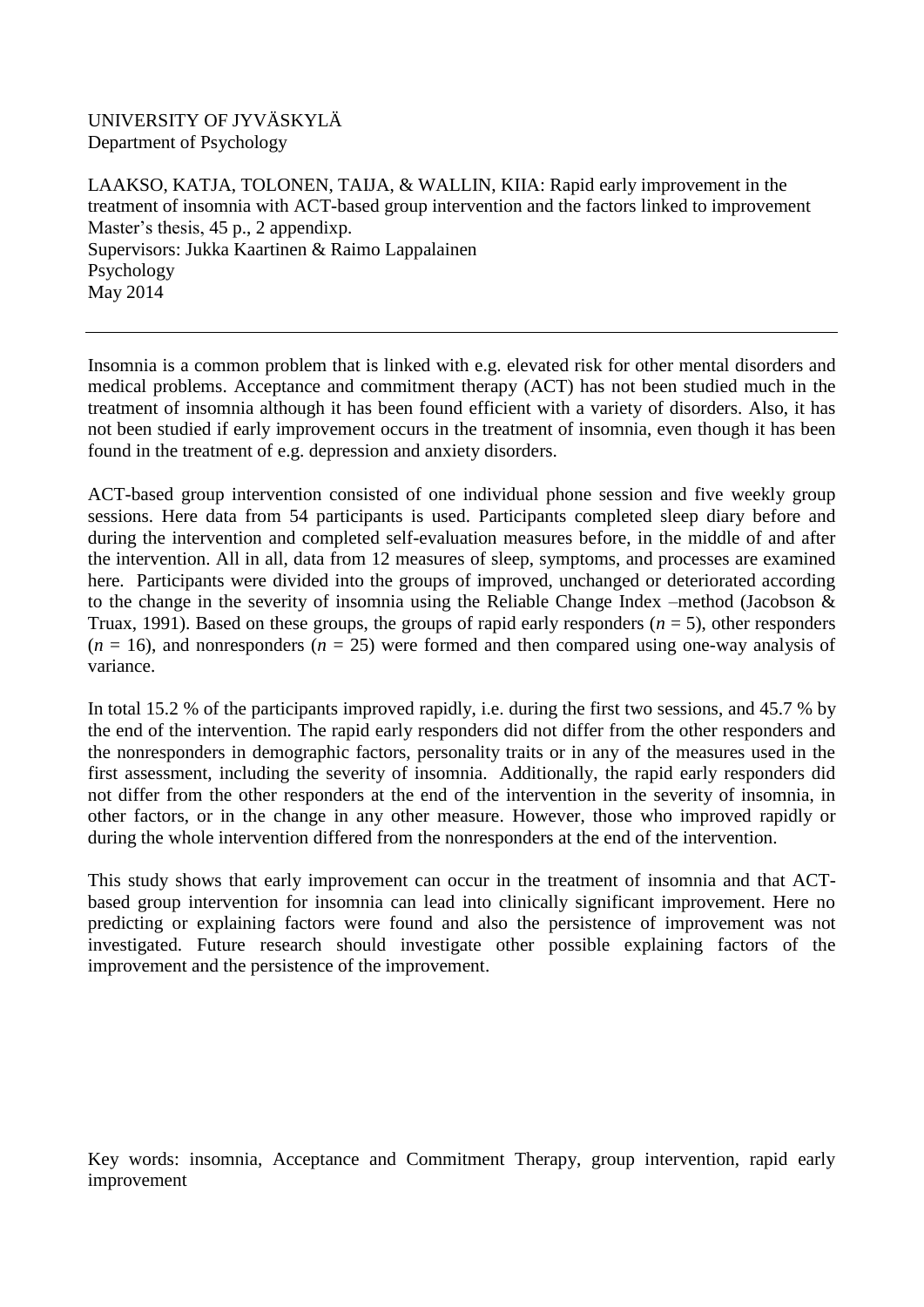UNIVERSITY OF JYVÄSKYLÄ
Department of Psychology

LAAKSO, KATJA, TOLONEN, TAIJA, & WALLIN, KIIA: Rapid early improvement in the treatment of insomnia with ACT-based group intervention and the factors linked to improvement
Master's thesis, 45 p., 2 appendixp.
Supervisors: Jukka Kaartinen & Raimo Lappalainen
Psychology
May 2014

---

Insomnia is a common problem that is linked with e.g. elevated risk for other mental disorders and medical problems. Acceptance and commitment therapy (ACT) has not been studied much in the treatment of insomnia although it has been found efficient with a variety of disorders. Also, it has not been studied if early improvement occurs in the treatment of insomnia, even though it has been found in the treatment of e.g. depression and anxiety disorders.

ACT-based group intervention consisted of one individual phone session and five weekly group sessions. Here data from 54 participants is used. Participants completed sleep diary before and during the intervention and completed self-evaluation measures before, in the middle of and after the intervention. All in all, data from 12 measures of sleep, symptoms, and processes are examined here. Participants were divided into the groups of improved, unchanged or deteriorated according to the change in the severity of insomnia using the Reliable Change Index –method (Jacobson & Truax, 1991). Based on these groups, the groups of rapid early responders ($n$ = 5), other responders ($n$ = 16), and nonresponders ($n$ = 25) were formed and then compared using one-way analysis of variance.

In total 15.2 % of the participants improved rapidly, i.e. during the first two sessions, and 45.7 % by the end of the intervention. The rapid early responders did not differ from the other responders and the nonresponders in demographic factors, personality traits or in any of the measures used in the first assessment, including the severity of insomnia. Additionally, the rapid early responders did not differ from the other responders at the end of the intervention in the severity of insomnia, in other factors, or in the change in any other measure. However, those who improved rapidly or during the whole intervention differed from the nonresponders at the end of the intervention.

This study shows that early improvement can occur in the treatment of insomnia and that ACT-based group intervention for insomnia can lead into clinically significant improvement. Here no predicting or explaining factors were found and also the persistence of improvement was not investigated. Future research should investigate other possible explaining factors of the improvement and the persistence of the improvement.

Key words: insomnia, Acceptance and Commitment Therapy, group intervention, rapid early improvement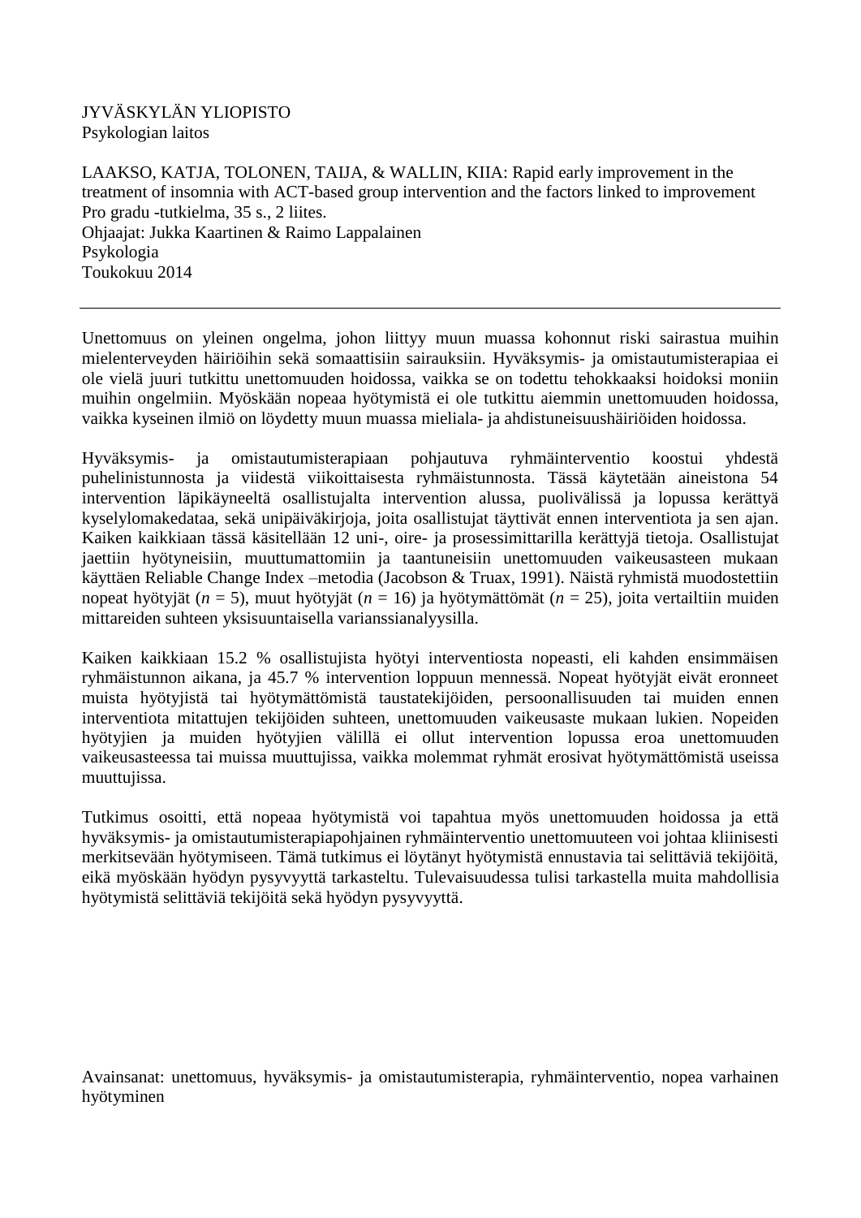JYVÄSKYLÄN YLIOPISTO
Psykologian laitos

LAAKSO, KATJA, TOLONEN, TAIJA, & WALLIN, KIIA: Rapid early improvement in the treatment of insomnia with ACT-based group intervention and the factors linked to improvement
Pro gradu -tutkielma, 35 s., 2 liites.
Ohjaajat: Jukka Kaartinen & Raimo Lappalainen
Psykologia
Toukokuu 2014

---

Unettomuus on yleinen ongelma, johon liittyy muun muassa kohonnut riski sairastua muihin mielenterveyden häiriöihin sekä somaattisiin sairauksiin. Hyväksymis- ja omistautumisterapiaa ei ole vielä juuri tutkittu unettomuuden hoidossa, vaikka se on todettu tehokkaaksi hoidoksi moniin muihin ongelmiin. Myöskään nopeaa hyötymistä ei ole tutkittu aiemmin unettomuuden hoidossa, vaikka kyseinen ilmiö on löydetty muun muassa mieliala- ja ahdistuneisuushäiriöiden hoidossa.

Hyväksymis- ja omistautumisterapiaan pohjautuva ryhmäinterventio koostui yhdestä puhelinistunnosta ja viidestä viikoittaisesta ryhmäistunnosta. Tässä käytetään aineistona 54 intervention läpikäyneeltä osallistujalta intervention alussa, puolivälissä ja lopussa kerättyä kyselylomakedataa, sekä unipäiväkirjoja, joita osallistujat täyttivät ennen interventiota ja sen ajan. Kaiken kaikkiaan tässä käsitellään 12 uni-, oire- ja prosessimittarilla kerättyjä tietoja. Osallistujat jaettiin hyötyneisiin, muuttumattomiin ja taantuneisiin unettomuuden vaikeusasteen mukaan käyttäen Reliable Change Index –metodia (Jacobson & Truax, 1991). Näistä ryhmistä muodostettiin nopeat hyötyjät ($n$ = 5), muut hyötyjät ($n$ = 16) ja hyötymättömät ($n$ = 25), joita vertailtiin muiden mittareiden suhteen yksisuuntaisella varianssianalyysilla.

Kaiken kaikkiaan 15.2 % osallistujista hyötyi interventiosta nopeasti, eli kahden ensimmäisen ryhmäistunnon aikana, ja 45.7 % intervention loppuun mennessä. Nopeat hyötyjät eivät eronneet muista hyötyjistä tai hyötymättömistä taustatekijöiden, persoonallisuuden tai muiden ennen interventiota mitattujen tekijöiden suhteen, unettomuuden vaikeusaste mukaan lukien. Nopeiden hyötyjien ja muiden hyötyjien välillä ei ollut intervention lopussa eroa unettomuuden vaikeusasteessa tai muissa muuttujissa, vaikka molemmat ryhmät erosivat hyötymättömistä useissa muuttujissa.

Tutkimus osoitti, että nopeaa hyötymistä voi tapahtua myös unettomuuden hoidossa ja että hyväksymis- ja omistautumisterapiapohjainen ryhmäinterventio unettomuuteen voi johtaa kliinisesti merkitsevään hyötymiseen. Tämä tutkimus ei löytänyt hyötymistä ennustavia tai selittäviä tekijöitä, eikä myöskään hyödyn pysyvyyttä tarkasteltu. Tulevaisuudessa tulisi tarkastella muita mahdollisia hyötymistä selittäviä tekijöitä sekä hyödyn pysyvyyttä.

Avainsanat: unettomuus, hyväksymis- ja omistautumisterapia, ryhmäinterventio, nopea varhainen hyötyminen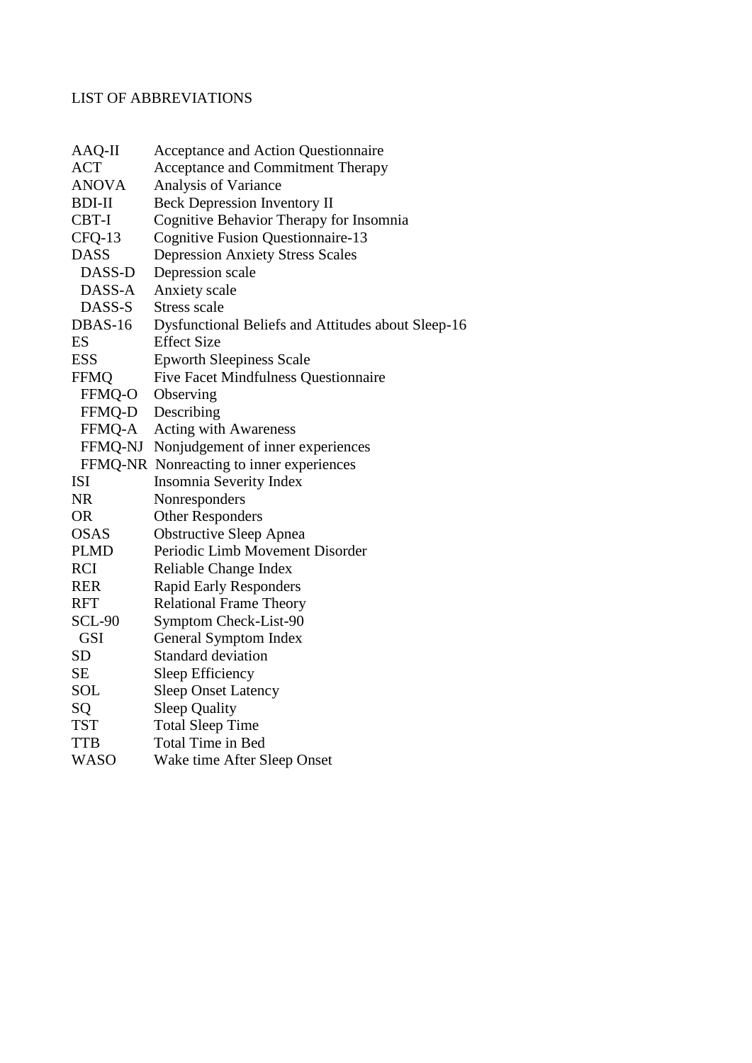# LIST OF ABBREVIATIONS

| | |
|---|---|
| AAQ-II | Acceptance and Action Questionnaire |
| ACT | Acceptance and Commitment Therapy |
| ANOVA | Analysis of Variance |
| BDI-II | Beck Depression Inventory II |
| CBT-I | Cognitive Behavior Therapy for Insomnia |
| CFQ-13 | Cognitive Fusion Questionnaire-13 |
| DASS | Depression Anxiety Stress Scales |
| DASS-D | Depression scale |
| DASS-A | Anxiety scale |
| DASS-S | Stress scale |
| DBAS-16 | Dysfunctional Beliefs and Attitudes about Sleep-16 |
| ES | Effect Size |
| ESS | Epworth Sleepiness Scale |
| FFMQ | Five Facet Mindfulness Questionnaire |
| FFMQ-O | Observing |
| FFMQ-D | Describing |
| FFMQ-A | Acting with Awareness |
| FFMQ-NJ | Nonjudgement of inner experiences |
| FFMQ-NR | Nonreacting to inner experiences |
| ISI | Insomnia Severity Index |
| NR | Nonresponders |
| OR | Other Responders |
| OSAS | Obstructive Sleep Apnea |
| PLMD | Periodic Limb Movement Disorder |
| RCI | Reliable Change Index |
| RER | Rapid Early Responders |
| RFT | Relational Frame Theory |
| SCL-90 | Symptom Check-List-90 |
| GSI | General Symptom Index |
| SD | Standard deviation |
| SE | Sleep Efficiency |
| SOL | Sleep Onset Latency |
| SQ | Sleep Quality |
| TST | Total Sleep Time |
| TTB | Total Time in Bed |
| WASO | Wake time After Sleep Onset |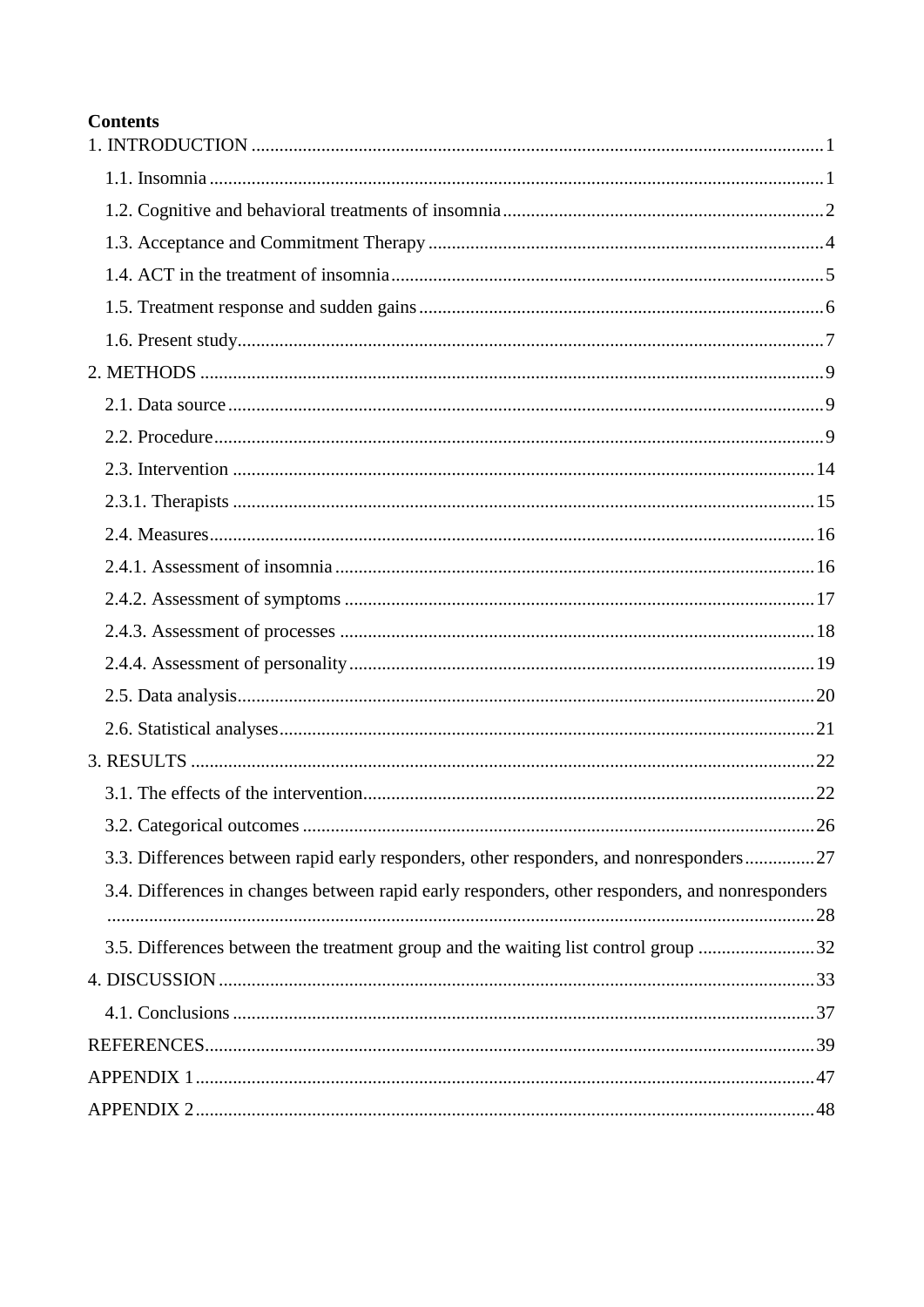**Contents**

1. INTRODUCTION ........................................................................ 1
   - 1.1. Insomnia ........................................................................ 1
   - 1.2. Cognitive and behavioral treatments of insomnia ........................................................................ 2
   - 1.3. Acceptance and Commitment Therapy ........................................................................ 4
   - 1.4. ACT in the treatment of insomnia ........................................................................ 5
   - 1.5. Treatment response and sudden gains ........................................................................ 6
   - 1.6. Present study ........................................................................ 7
2. METHODS ........................................................................ 9
   - 2.1. Data source ........................................................................ 9
   - 2.2. Procedure ........................................................................ 9
   - 2.3. Intervention ........................................................................ 14
   - 2.3.1. Therapists ........................................................................ 15
   - 2.4. Measures ........................................................................ 16
   - 2.4.1. Assessment of insomnia ........................................................................ 16
   - 2.4.2. Assessment of symptoms ........................................................................ 17
   - 2.4.3. Assessment of processes ........................................................................ 18
   - 2.4.4. Assessment of personality ........................................................................ 19
   - 2.5. Data analysis ........................................................................ 20
   - 2.6. Statistical analyses ........................................................................ 21
3. RESULTS ........................................................................ 22
   - 3.1. The effects of the intervention ........................................................................ 22
   - 3.2. Categorical outcomes ........................................................................ 26
   - 3.3. Differences between rapid early responders, other responders, and nonresponders ........................................................................ 27
   - 3.4. Differences in changes between rapid early responders, other responders, and nonresponders ........................................................................ 28
   - 3.5. Differences between the treatment group and the waiting list control group ........................................................................ 32
4. DISCUSSION ........................................................................ 33
   - 4.1. Conclusions ........................................................................ 37

REFERENCES ........................................................................ 39

APPENDIX 1 ........................................................................ 47

APPENDIX 2 ........................................................................ 48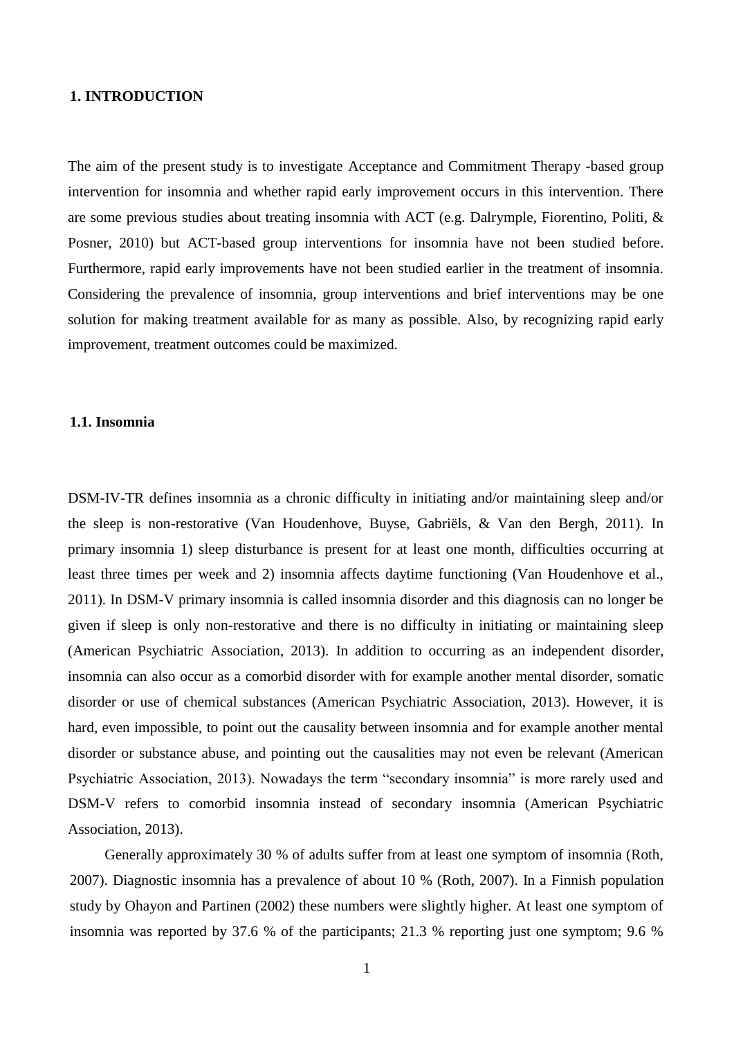## 1. INTRODUCTION

The aim of the present study is to investigate Acceptance and Commitment Therapy -based group intervention for insomnia and whether rapid early improvement occurs in this intervention. There are some previous studies about treating insomnia with ACT (e.g. Dalrymple, Fiorentino, Politi, & Posner, 2010) but ACT-based group interventions for insomnia have not been studied before. Furthermore, rapid early improvements have not been studied earlier in the treatment of insomnia. Considering the prevalence of insomnia, group interventions and brief interventions may be one solution for making treatment available for as many as possible. Also, by recognizing rapid early improvement, treatment outcomes could be maximized.

### 1.1. Insomnia

DSM-IV-TR defines insomnia as a chronic difficulty in initiating and/or maintaining sleep and/or the sleep is non-restorative (Van Houdenhove, Buyse, Gabriëls, & Van den Bergh, 2011). In primary insomnia 1) sleep disturbance is present for at least one month, difficulties occurring at least three times per week and 2) insomnia affects daytime functioning (Van Houdenhove et al., 2011). In DSM-V primary insomnia is called insomnia disorder and this diagnosis can no longer be given if sleep is only non-restorative and there is no difficulty in initiating or maintaining sleep (American Psychiatric Association, 2013). In addition to occurring as an independent disorder, insomnia can also occur as a comorbid disorder with for example another mental disorder, somatic disorder or use of chemical substances (American Psychiatric Association, 2013). However, it is hard, even impossible, to point out the causality between insomnia and for example another mental disorder or substance abuse, and pointing out the causalities may not even be relevant (American Psychiatric Association, 2013). Nowadays the term "secondary insomnia" is more rarely used and DSM-V refers to comorbid insomnia instead of secondary insomnia (American Psychiatric Association, 2013).

Generally approximately 30 % of adults suffer from at least one symptom of insomnia (Roth, 2007). Diagnostic insomnia has a prevalence of about 10 % (Roth, 2007). In a Finnish population study by Ohayon and Partinen (2002) these numbers were slightly higher. At least one symptom of insomnia was reported by 37.6 % of the participants; 21.3 % reporting just one symptom; 9.6 %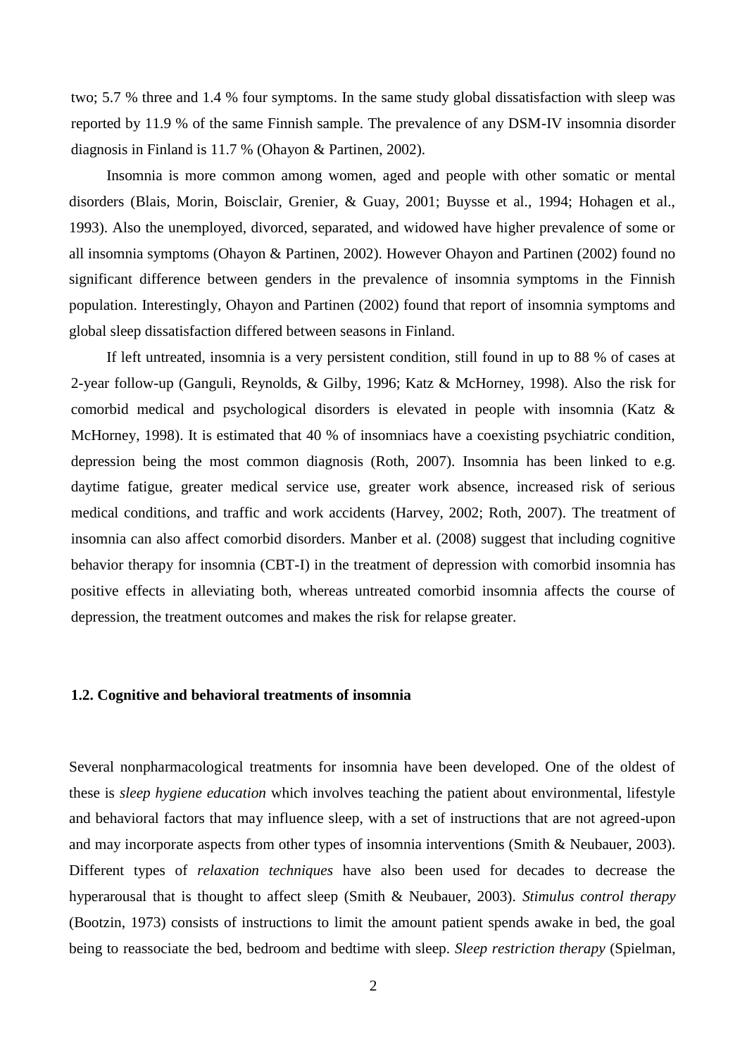two; 5.7 % three and 1.4 % four symptoms. In the same study global dissatisfaction with sleep was reported by 11.9 % of the same Finnish sample. The prevalence of any DSM-IV insomnia disorder diagnosis in Finland is 11.7 % (Ohayon & Partinen, 2002).

Insomnia is more common among women, aged and people with other somatic or mental disorders (Blais, Morin, Boisclair, Grenier, & Guay, 2001; Buysse et al., 1994; Hohagen et al., 1993). Also the unemployed, divorced, separated, and widowed have higher prevalence of some or all insomnia symptoms (Ohayon & Partinen, 2002). However Ohayon and Partinen (2002) found no significant difference between genders in the prevalence of insomnia symptoms in the Finnish population. Interestingly, Ohayon and Partinen (2002) found that report of insomnia symptoms and global sleep dissatisfaction differed between seasons in Finland.

If left untreated, insomnia is a very persistent condition, still found in up to 88 % of cases at 2-year follow-up (Ganguli, Reynolds, & Gilby, 1996; Katz & McHorney, 1998). Also the risk for comorbid medical and psychological disorders is elevated in people with insomnia (Katz & McHorney, 1998). It is estimated that 40 % of insomniacs have a coexisting psychiatric condition, depression being the most common diagnosis (Roth, 2007). Insomnia has been linked to e.g. daytime fatigue, greater medical service use, greater work absence, increased risk of serious medical conditions, and traffic and work accidents (Harvey, 2002; Roth, 2007). The treatment of insomnia can also affect comorbid disorders. Manber et al. (2008) suggest that including cognitive behavior therapy for insomnia (CBT-I) in the treatment of depression with comorbid insomnia has positive effects in alleviating both, whereas untreated comorbid insomnia affects the course of depression, the treatment outcomes and makes the risk for relapse greater.

### 1.2. Cognitive and behavioral treatments of insomnia

Several nonpharmacological treatments for insomnia have been developed. One of the oldest of these is *sleep hygiene education* which involves teaching the patient about environmental, lifestyle and behavioral factors that may influence sleep, with a set of instructions that are not agreed-upon and may incorporate aspects from other types of insomnia interventions (Smith & Neubauer, 2003). Different types of *relaxation techniques* have also been used for decades to decrease the hyperarousal that is thought to affect sleep (Smith & Neubauer, 2003). *Stimulus control therapy* (Bootzin, 1973) consists of instructions to limit the amount patient spends awake in bed, the goal being to reassociate the bed, bedroom and bedtime with sleep. *Sleep restriction therapy* (Spielman,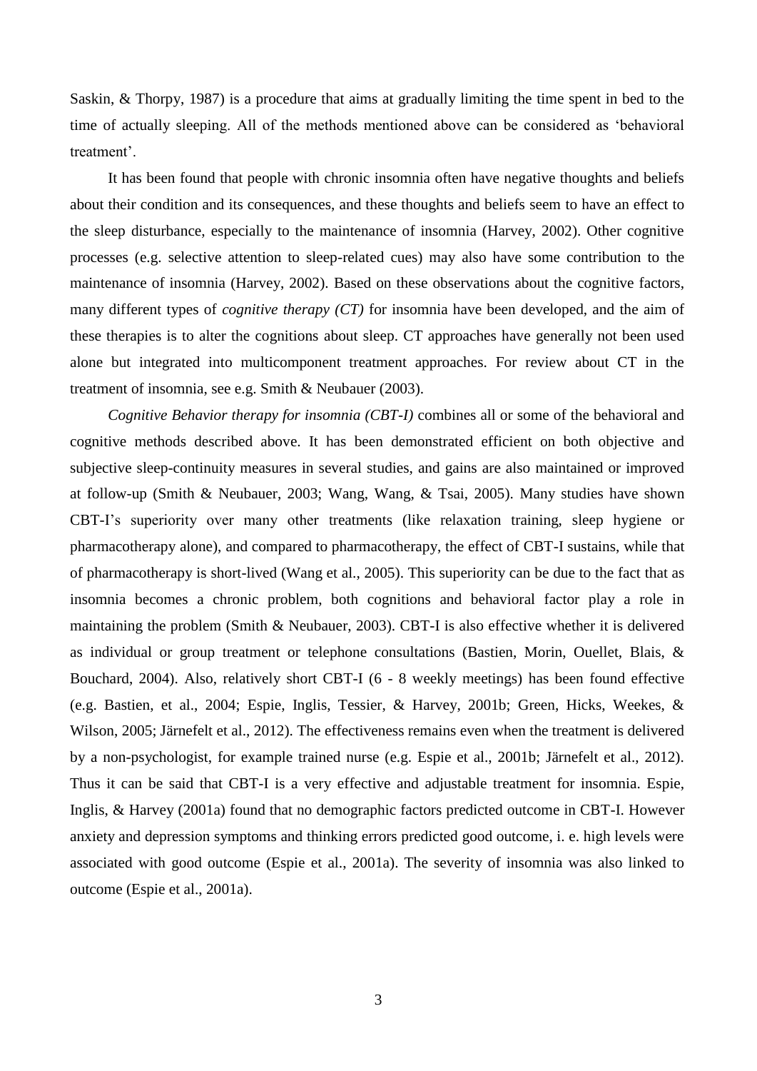Saskin, & Thorpy, 1987) is a procedure that aims at gradually limiting the time spent in bed to the time of actually sleeping. All of the methods mentioned above can be considered as 'behavioral treatment'.

It has been found that people with chronic insomnia often have negative thoughts and beliefs about their condition and its consequences, and these thoughts and beliefs seem to have an effect to the sleep disturbance, especially to the maintenance of insomnia (Harvey, 2002). Other cognitive processes (e.g. selective attention to sleep-related cues) may also have some contribution to the maintenance of insomnia (Harvey, 2002). Based on these observations about the cognitive factors, many different types of *cognitive therapy (CT)* for insomnia have been developed, and the aim of these therapies is to alter the cognitions about sleep. CT approaches have generally not been used alone but integrated into multicomponent treatment approaches. For review about CT in the treatment of insomnia, see e.g. Smith & Neubauer (2003).

*Cognitive Behavior therapy for insomnia (CBT-I)* combines all or some of the behavioral and cognitive methods described above. It has been demonstrated efficient on both objective and subjective sleep-continuity measures in several studies, and gains are also maintained or improved at follow-up (Smith & Neubauer, 2003; Wang, Wang, & Tsai, 2005). Many studies have shown CBT-I's superiority over many other treatments (like relaxation training, sleep hygiene or pharmacotherapy alone), and compared to pharmacotherapy, the effect of CBT-I sustains, while that of pharmacotherapy is short-lived (Wang et al., 2005). This superiority can be due to the fact that as insomnia becomes a chronic problem, both cognitions and behavioral factor play a role in maintaining the problem (Smith & Neubauer, 2003). CBT-I is also effective whether it is delivered as individual or group treatment or telephone consultations (Bastien, Morin, Ouellet, Blais, & Bouchard, 2004). Also, relatively short CBT-I (6 - 8 weekly meetings) has been found effective (e.g. Bastien, et al., 2004; Espie, Inglis, Tessier, & Harvey, 2001b; Green, Hicks, Weekes, & Wilson, 2005; Järnefelt et al., 2012). The effectiveness remains even when the treatment is delivered by a non-psychologist, for example trained nurse (e.g. Espie et al., 2001b; Järnefelt et al., 2012). Thus it can be said that CBT-I is a very effective and adjustable treatment for insomnia. Espie, Inglis, & Harvey (2001a) found that no demographic factors predicted outcome in CBT-I. However anxiety and depression symptoms and thinking errors predicted good outcome, i. e. high levels were associated with good outcome (Espie et al., 2001a). The severity of insomnia was also linked to outcome (Espie et al., 2001a).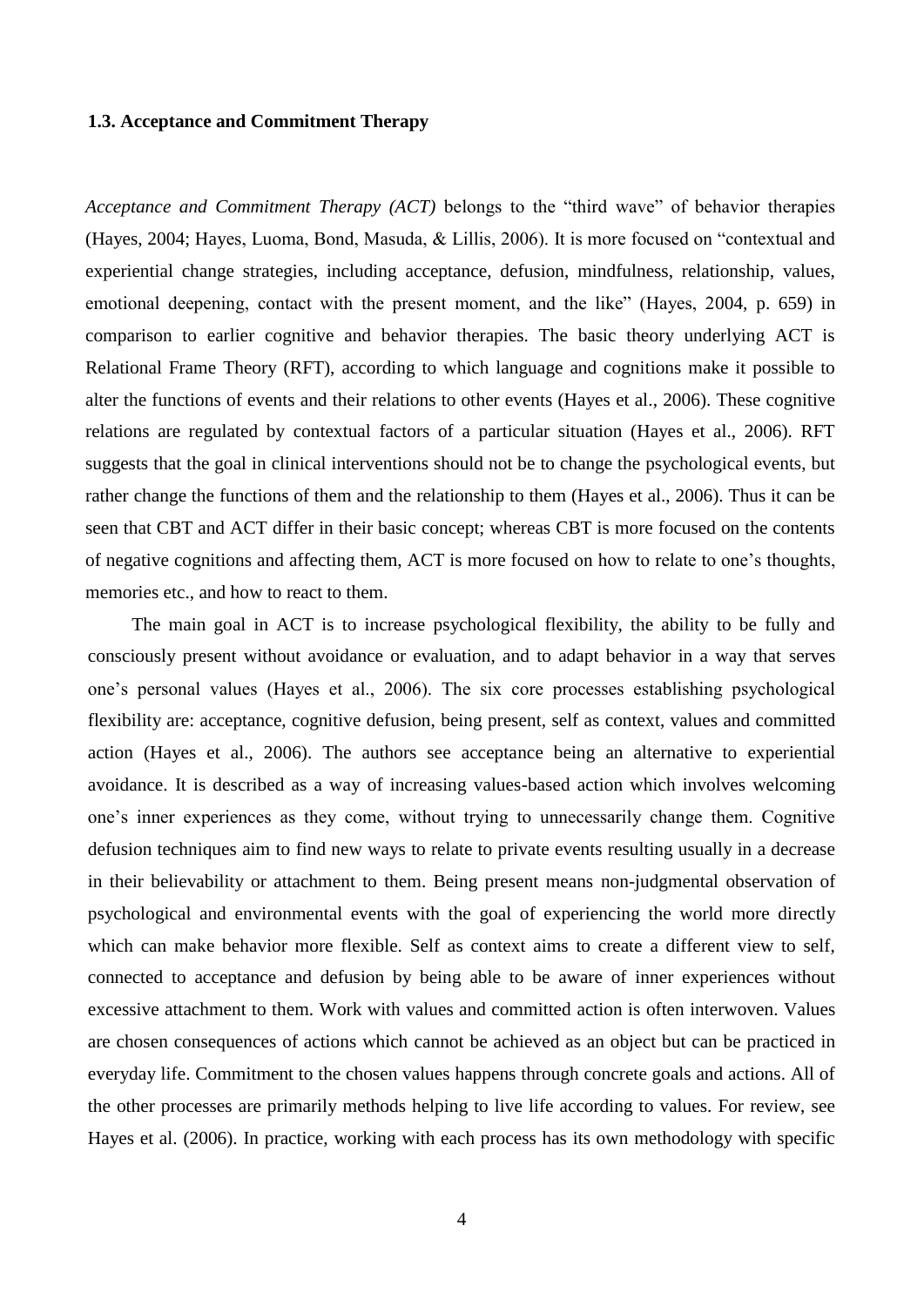### 1.3. Acceptance and Commitment Therapy

*Acceptance and Commitment Therapy (ACT)* belongs to the "third wave" of behavior therapies (Hayes, 2004; Hayes, Luoma, Bond, Masuda, & Lillis, 2006). It is more focused on "contextual and experiential change strategies, including acceptance, defusion, mindfulness, relationship, values, emotional deepening, contact with the present moment, and the like" (Hayes, 2004, p. 659) in comparison to earlier cognitive and behavior therapies. The basic theory underlying ACT is Relational Frame Theory (RFT), according to which language and cognitions make it possible to alter the functions of events and their relations to other events (Hayes et al., 2006). These cognitive relations are regulated by contextual factors of a particular situation (Hayes et al., 2006). RFT suggests that the goal in clinical interventions should not be to change the psychological events, but rather change the functions of them and the relationship to them (Hayes et al., 2006). Thus it can be seen that CBT and ACT differ in their basic concept; whereas CBT is more focused on the contents of negative cognitions and affecting them, ACT is more focused on how to relate to one's thoughts, memories etc., and how to react to them.

The main goal in ACT is to increase psychological flexibility, the ability to be fully and consciously present without avoidance or evaluation, and to adapt behavior in a way that serves one's personal values (Hayes et al., 2006). The six core processes establishing psychological flexibility are: acceptance, cognitive defusion, being present, self as context, values and committed action (Hayes et al., 2006). The authors see acceptance being an alternative to experiential avoidance. It is described as a way of increasing values-based action which involves welcoming one's inner experiences as they come, without trying to unnecessarily change them. Cognitive defusion techniques aim to find new ways to relate to private events resulting usually in a decrease in their believability or attachment to them. Being present means non-judgmental observation of psychological and environmental events with the goal of experiencing the world more directly which can make behavior more flexible. Self as context aims to create a different view to self, connected to acceptance and defusion by being able to be aware of inner experiences without excessive attachment to them. Work with values and committed action is often interwoven. Values are chosen consequences of actions which cannot be achieved as an object but can be practiced in everyday life. Commitment to the chosen values happens through concrete goals and actions. All of the other processes are primarily methods helping to live life according to values. For review, see Hayes et al. (2006). In practice, working with each process has its own methodology with specific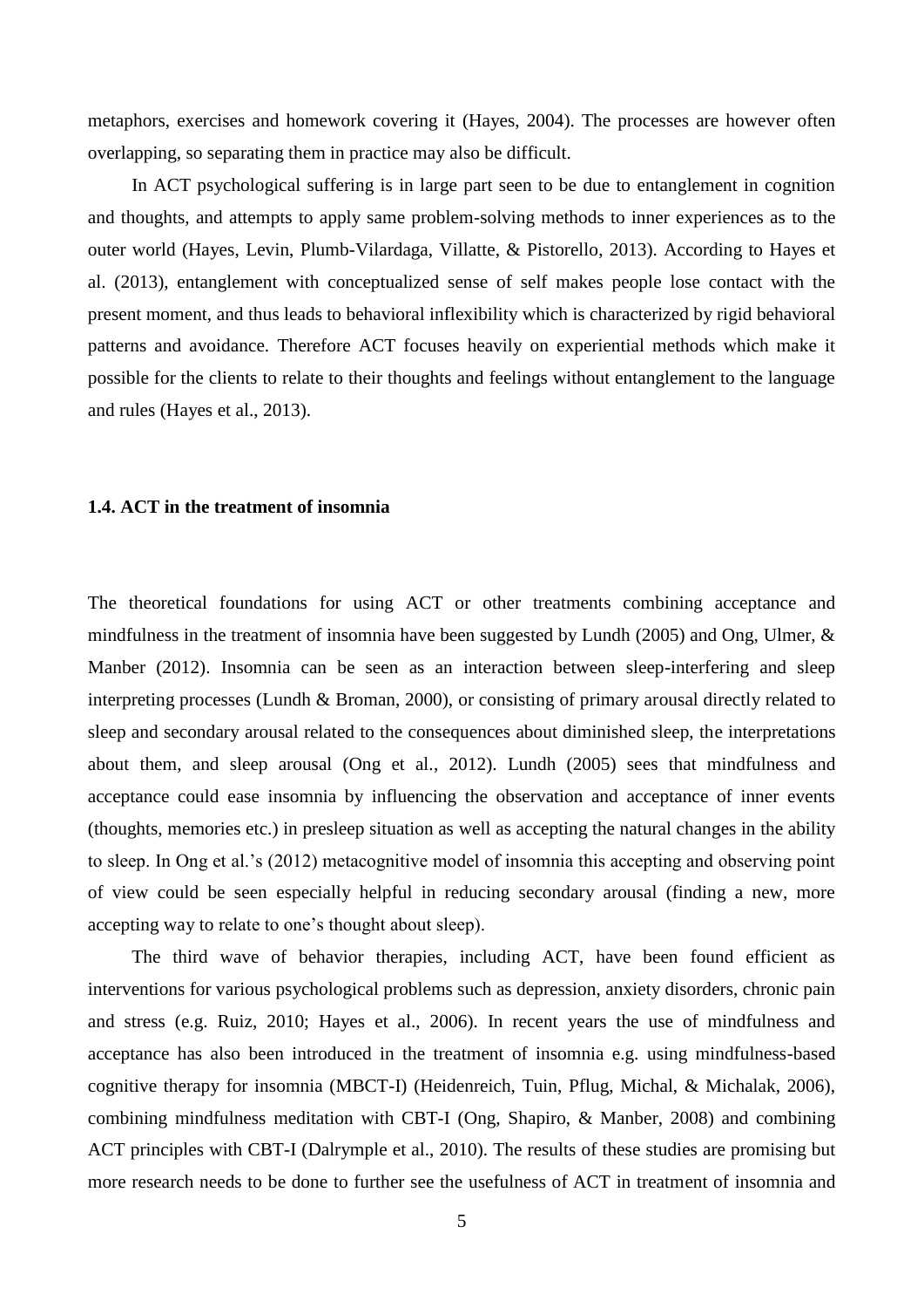metaphors, exercises and homework covering it (Hayes, 2004). The processes are however often overlapping, so separating them in practice may also be difficult.

In ACT psychological suffering is in large part seen to be due to entanglement in cognition and thoughts, and attempts to apply same problem-solving methods to inner experiences as to the outer world (Hayes, Levin, Plumb-Vilardaga, Villatte, & Pistorello, 2013). According to Hayes et al. (2013), entanglement with conceptualized sense of self makes people lose contact with the present moment, and thus leads to behavioral inflexibility which is characterized by rigid behavioral patterns and avoidance. Therefore ACT focuses heavily on experiential methods which make it possible for the clients to relate to their thoughts and feelings without entanglement to the language and rules (Hayes et al., 2013).

### 1.4. ACT in the treatment of insomnia

The theoretical foundations for using ACT or other treatments combining acceptance and mindfulness in the treatment of insomnia have been suggested by Lundh (2005) and Ong, Ulmer, & Manber (2012). Insomnia can be seen as an interaction between sleep-interfering and sleep interpreting processes (Lundh & Broman, 2000), or consisting of primary arousal directly related to sleep and secondary arousal related to the consequences about diminished sleep, the interpretations about them, and sleep arousal (Ong et al., 2012). Lundh (2005) sees that mindfulness and acceptance could ease insomnia by influencing the observation and acceptance of inner events (thoughts, memories etc.) in presleep situation as well as accepting the natural changes in the ability to sleep. In Ong et al.'s (2012) metacognitive model of insomnia this accepting and observing point of view could be seen especially helpful in reducing secondary arousal (finding a new, more accepting way to relate to one's thought about sleep).

The third wave of behavior therapies, including ACT, have been found efficient as interventions for various psychological problems such as depression, anxiety disorders, chronic pain and stress (e.g. Ruiz, 2010; Hayes et al., 2006). In recent years the use of mindfulness and acceptance has also been introduced in the treatment of insomnia e.g. using mindfulness-based cognitive therapy for insomnia (MBCT-I) (Heidenreich, Tuin, Pflug, Michal, & Michalak, 2006), combining mindfulness meditation with CBT-I (Ong, Shapiro, & Manber, 2008) and combining ACT principles with CBT-I (Dalrymple et al., 2010). The results of these studies are promising but more research needs to be done to further see the usefulness of ACT in treatment of insomnia and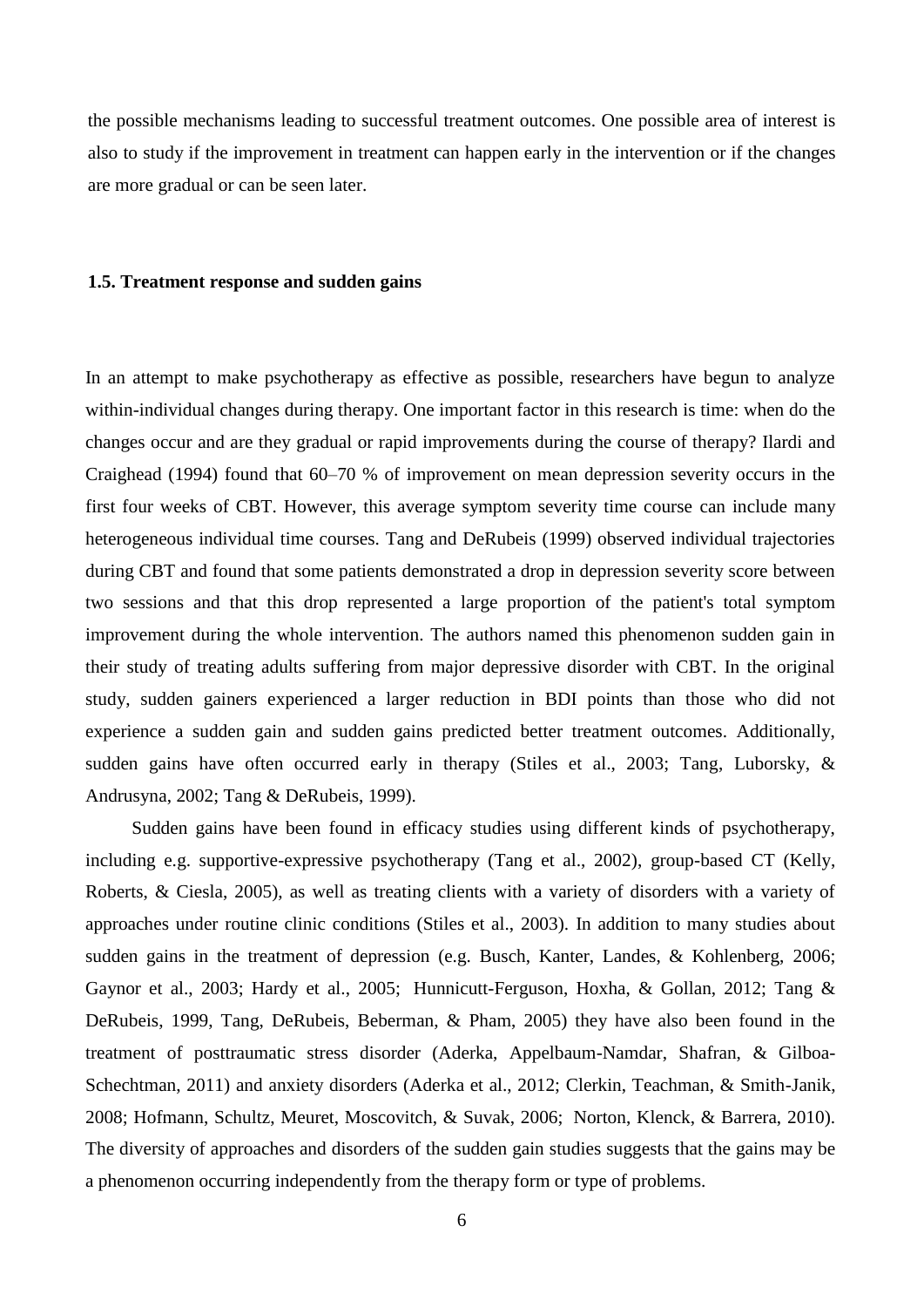the possible mechanisms leading to successful treatment outcomes. One possible area of interest is also to study if the improvement in treatment can happen early in the intervention or if the changes are more gradual or can be seen later.

### 1.5. Treatment response and sudden gains

In an attempt to make psychotherapy as effective as possible, researchers have begun to analyze within-individual changes during therapy. One important factor in this research is time: when do the changes occur and are they gradual or rapid improvements during the course of therapy? Ilardi and Craighead (1994) found that 60–70 % of improvement on mean depression severity occurs in the first four weeks of CBT. However, this average symptom severity time course can include many heterogeneous individual time courses. Tang and DeRubeis (1999) observed individual trajectories during CBT and found that some patients demonstrated a drop in depression severity score between two sessions and that this drop represented a large proportion of the patient's total symptom improvement during the whole intervention. The authors named this phenomenon sudden gain in their study of treating adults suffering from major depressive disorder with CBT. In the original study, sudden gainers experienced a larger reduction in BDI points than those who did not experience a sudden gain and sudden gains predicted better treatment outcomes. Additionally, sudden gains have often occurred early in therapy (Stiles et al., 2003; Tang, Luborsky, & Andrusyna, 2002; Tang & DeRubeis, 1999).

Sudden gains have been found in efficacy studies using different kinds of psychotherapy, including e.g. supportive-expressive psychotherapy (Tang et al., 2002), group-based CT (Kelly, Roberts, & Ciesla, 2005), as well as treating clients with a variety of disorders with a variety of approaches under routine clinic conditions (Stiles et al., 2003). In addition to many studies about sudden gains in the treatment of depression (e.g. Busch, Kanter, Landes, & Kohlenberg, 2006; Gaynor et al., 2003; Hardy et al., 2005; Hunnicutt-Ferguson, Hoxha, & Gollan, 2012; Tang & DeRubeis, 1999, Tang, DeRubeis, Beberman, & Pham, 2005) they have also been found in the treatment of posttraumatic stress disorder (Aderka, Appelbaum-Namdar, Shafran, & Gilboa-Schechtman, 2011) and anxiety disorders (Aderka et al., 2012; Clerkin, Teachman, & Smith-Janik, 2008; Hofmann, Schultz, Meuret, Moscovitch, & Suvak, 2006; Norton, Klenck, & Barrera, 2010). The diversity of approaches and disorders of the sudden gain studies suggests that the gains may be a phenomenon occurring independently from the therapy form or type of problems.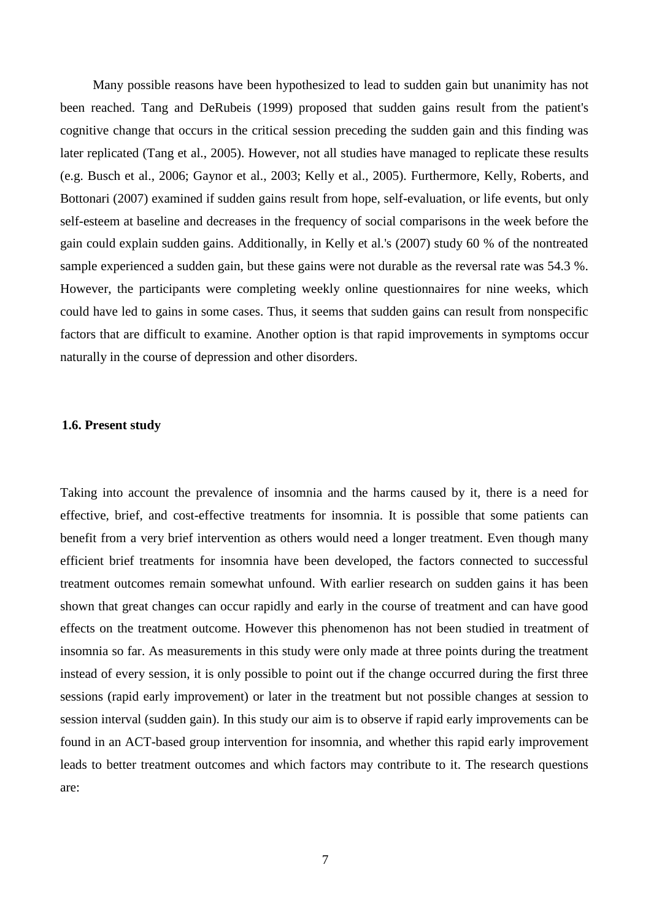Many possible reasons have been hypothesized to lead to sudden gain but unanimity has not been reached. Tang and DeRubeis (1999) proposed that sudden gains result from the patient's cognitive change that occurs in the critical session preceding the sudden gain and this finding was later replicated (Tang et al., 2005). However, not all studies have managed to replicate these results (e.g. Busch et al., 2006; Gaynor et al., 2003; Kelly et al., 2005). Furthermore, Kelly, Roberts, and Bottonari (2007) examined if sudden gains result from hope, self-evaluation, or life events, but only self-esteem at baseline and decreases in the frequency of social comparisons in the week before the gain could explain sudden gains. Additionally, in Kelly et al.'s (2007) study 60 % of the nontreated sample experienced a sudden gain, but these gains were not durable as the reversal rate was 54.3 %. However, the participants were completing weekly online questionnaires for nine weeks, which could have led to gains in some cases. Thus, it seems that sudden gains can result from nonspecific factors that are difficult to examine. Another option is that rapid improvements in symptoms occur naturally in the course of depression and other disorders.

### 1.6. Present study

Taking into account the prevalence of insomnia and the harms caused by it, there is a need for effective, brief, and cost-effective treatments for insomnia. It is possible that some patients can benefit from a very brief intervention as others would need a longer treatment. Even though many efficient brief treatments for insomnia have been developed, the factors connected to successful treatment outcomes remain somewhat unfound. With earlier research on sudden gains it has been shown that great changes can occur rapidly and early in the course of treatment and can have good effects on the treatment outcome. However this phenomenon has not been studied in treatment of insomnia so far. As measurements in this study were only made at three points during the treatment instead of every session, it is only possible to point out if the change occurred during the first three sessions (rapid early improvement) or later in the treatment but not possible changes at session to session interval (sudden gain). In this study our aim is to observe if rapid early improvements can be found in an ACT-based group intervention for insomnia, and whether this rapid early improvement leads to better treatment outcomes and which factors may contribute to it. The research questions are: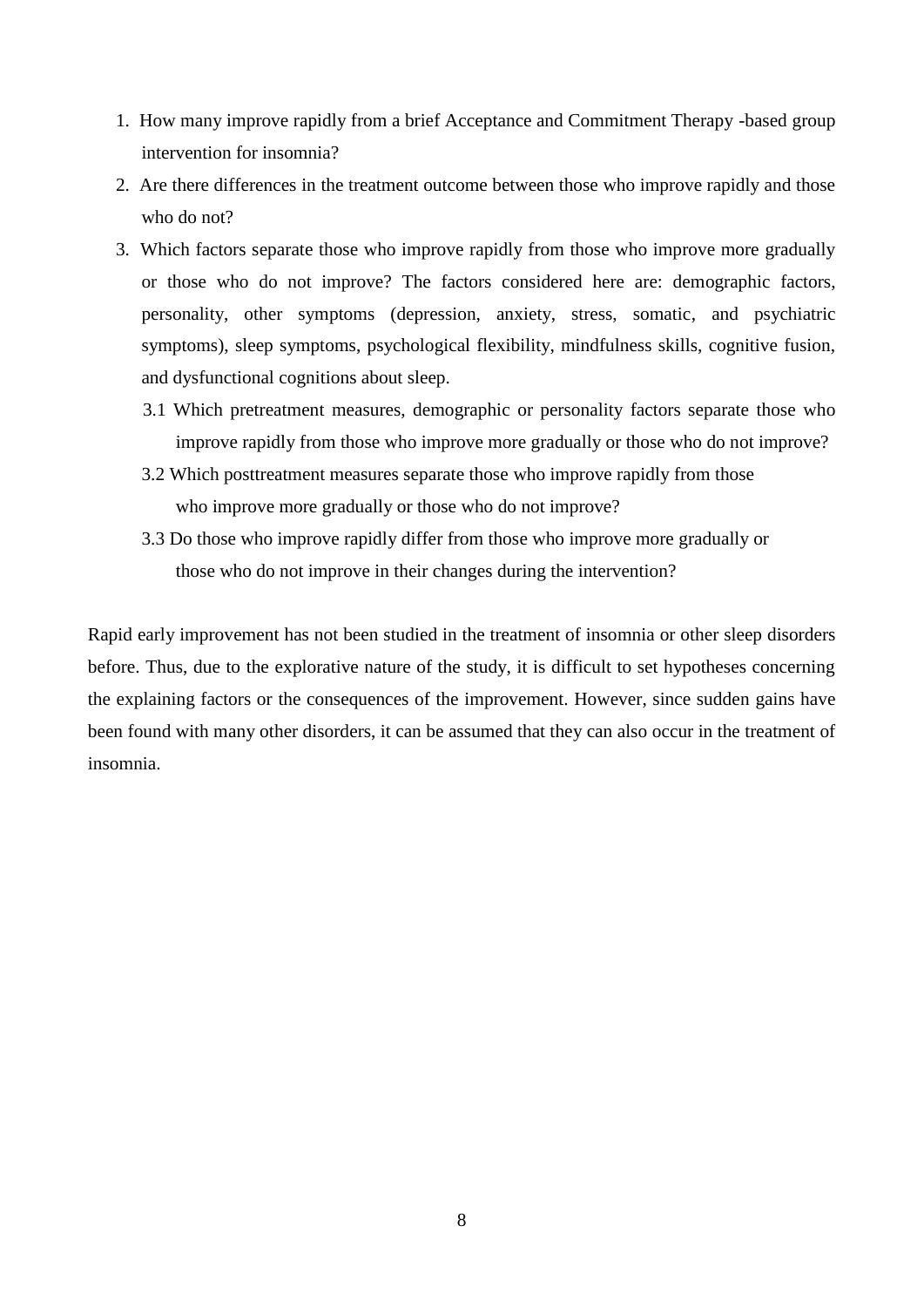1. How many improve rapidly from a brief Acceptance and Commitment Therapy -based group intervention for insomnia?
2. Are there differences in the treatment outcome between those who improve rapidly and those who do not?
3. Which factors separate those who improve rapidly from those who improve more gradually or those who do not improve? The factors considered here are: demographic factors, personality, other symptoms (depression, anxiety, stress, somatic, and psychiatric symptoms), sleep symptoms, psychological flexibility, mindfulness skills, cognitive fusion, and dysfunctional cognitions about sleep.
   - 3.1 Which pretreatment measures, demographic or personality factors separate those who improve rapidly from those who improve more gradually or those who do not improve?
   - 3.2 Which posttreatment measures separate those who improve rapidly from those who improve more gradually or those who do not improve?
   - 3.3 Do those who improve rapidly differ from those who improve more gradually or those who do not improve in their changes during the intervention?

Rapid early improvement has not been studied in the treatment of insomnia or other sleep disorders before. Thus, due to the explorative nature of the study, it is difficult to set hypotheses concerning the explaining factors or the consequences of the improvement. However, since sudden gains have been found with many other disorders, it can be assumed that they can also occur in the treatment of insomnia.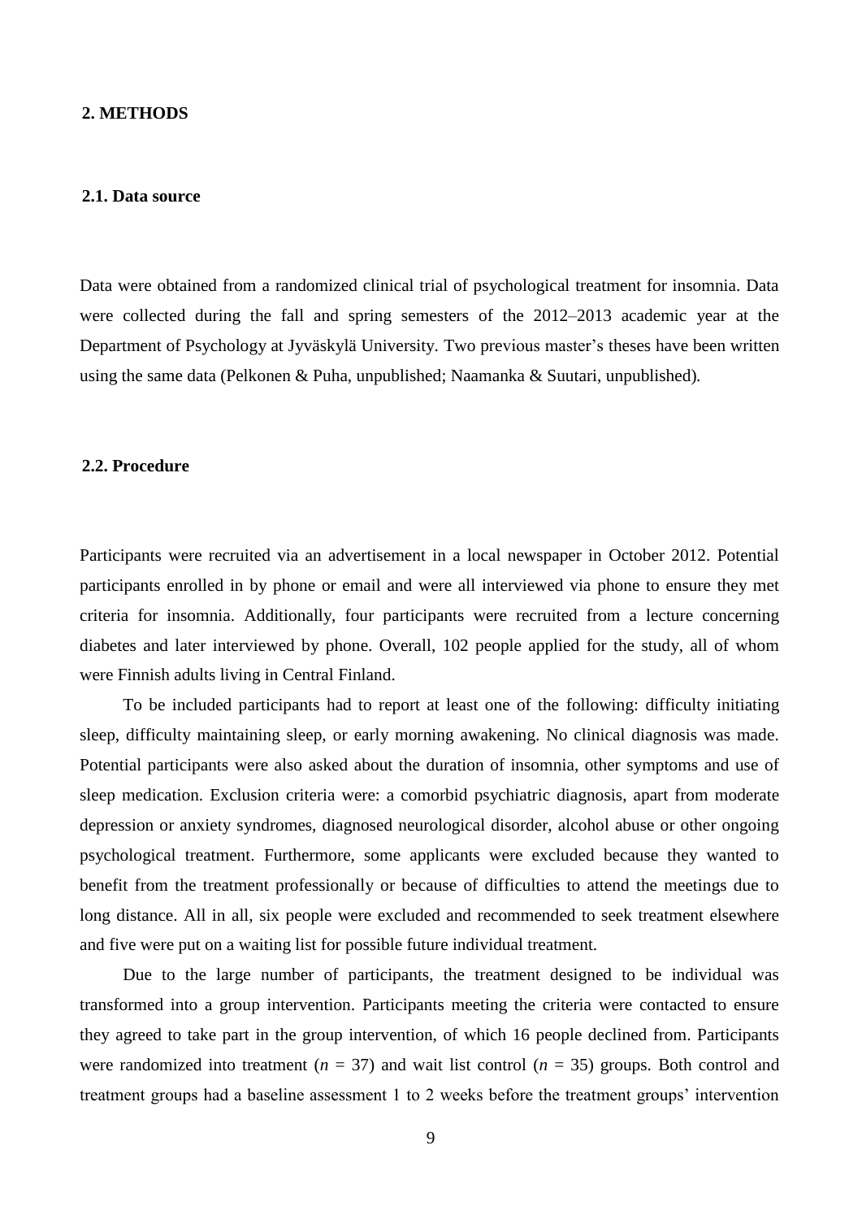## 2. METHODS

### 2.1. Data source

Data were obtained from a randomized clinical trial of psychological treatment for insomnia. Data were collected during the fall and spring semesters of the 2012–2013 academic year at the Department of Psychology at Jyväskylä University. Two previous master's theses have been written using the same data (Pelkonen & Puha, unpublished; Naamanka & Suutari, unpublished).

### 2.2. Procedure

Participants were recruited via an advertisement in a local newspaper in October 2012. Potential participants enrolled in by phone or email and were all interviewed via phone to ensure they met criteria for insomnia. Additionally, four participants were recruited from a lecture concerning diabetes and later interviewed by phone. Overall, 102 people applied for the study, all of whom were Finnish adults living in Central Finland.

To be included participants had to report at least one of the following: difficulty initiating sleep, difficulty maintaining sleep, or early morning awakening. No clinical diagnosis was made. Potential participants were also asked about the duration of insomnia, other symptoms and use of sleep medication. Exclusion criteria were: a comorbid psychiatric diagnosis, apart from moderate depression or anxiety syndromes, diagnosed neurological disorder, alcohol abuse or other ongoing psychological treatment. Furthermore, some applicants were excluded because they wanted to benefit from the treatment professionally or because of difficulties to attend the meetings due to long distance. All in all, six people were excluded and recommended to seek treatment elsewhere and five were put on a waiting list for possible future individual treatment.

Due to the large number of participants, the treatment designed to be individual was transformed into a group intervention. Participants meeting the criteria were contacted to ensure they agreed to take part in the group intervention, of which 16 people declined from. Participants were randomized into treatment ($n$ = 37) and wait list control ($n$ = 35) groups. Both control and treatment groups had a baseline assessment 1 to 2 weeks before the treatment groups' intervention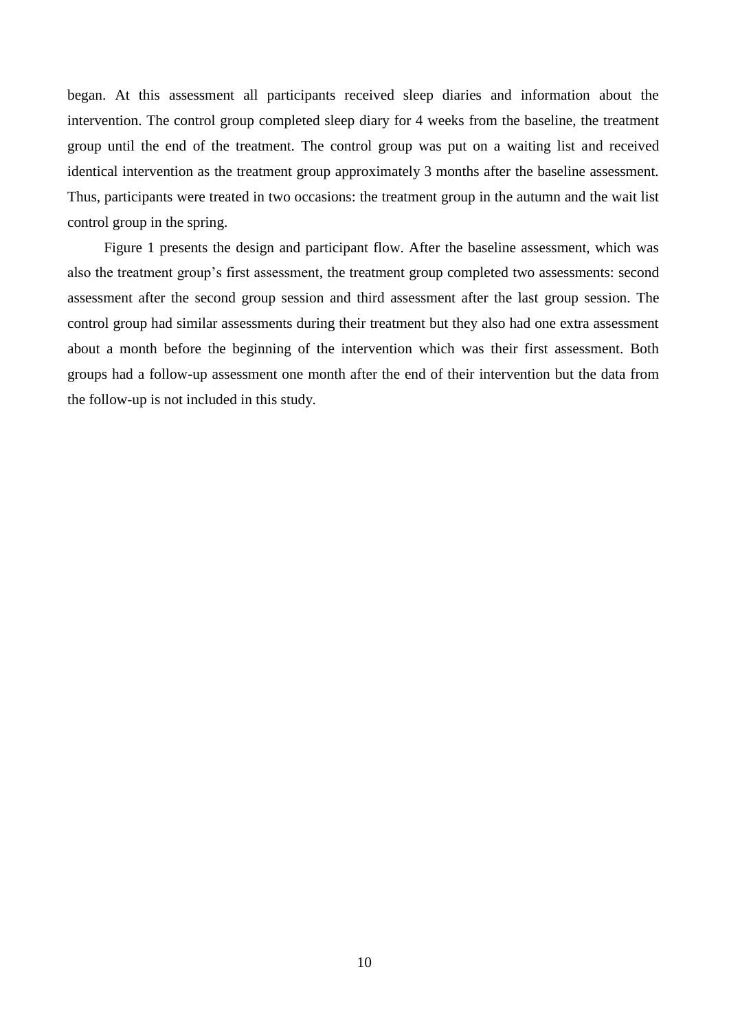began. At this assessment all participants received sleep diaries and information about the intervention. The control group completed sleep diary for 4 weeks from the baseline, the treatment group until the end of the treatment. The control group was put on a waiting list and received identical intervention as the treatment group approximately 3 months after the baseline assessment. Thus, participants were treated in two occasions: the treatment group in the autumn and the wait list control group in the spring.

Figure 1 presents the design and participant flow. After the baseline assessment, which was also the treatment group's first assessment, the treatment group completed two assessments: second assessment after the second group session and third assessment after the last group session. The control group had similar assessments during their treatment but they also had one extra assessment about a month before the beginning of the intervention which was their first assessment. Both groups had a follow-up assessment one month after the end of their intervention but the data from the follow-up is not included in this study.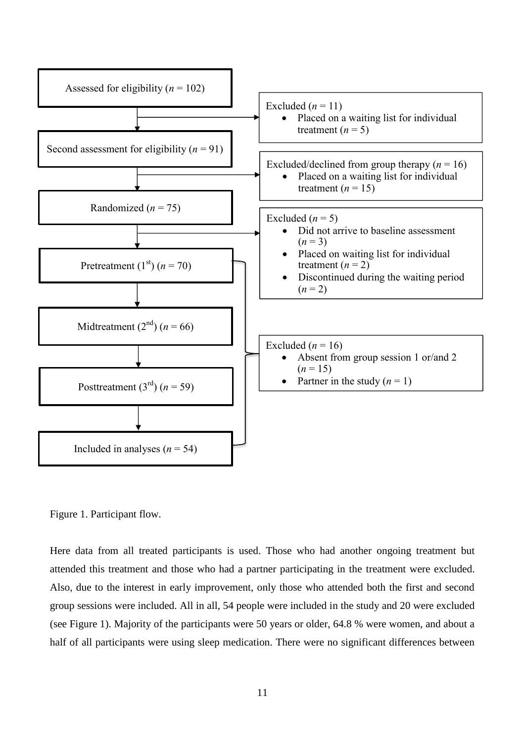Assessed for eligibility ($n$ = 102)

Excluded ($n$ = 11)
- Placed on a waiting list for individual treatment ($n$ = 5)

Second assessment for eligibility ($n$ = 91)

Excluded/declined from group therapy ($n$ = 16)
- Placed on a waiting list for individual treatment ($n$ = 15)

Randomized ($n$ = 75)

Excluded ($n$ = 5)
- Did not arrive to baseline assessment ($n$ = 3)
- Placed on waiting list for individual treatment ($n$ = 2)
- Discontinued during the waiting period ($n$ = 2)

Pretreatment (1st) ($n$ = 70)

Midtreatment (2nd) ($n$ = 66)

Posttreatment (3rd) ($n$ = 59)

Included in analyses ($n$ = 54)

Excluded ($n$ = 16)
- Absent from group session 1 or/and 2 ($n$ = 15)
- Partner in the study ($n$ = 1)

Figure 1. Participant flow.

Here data from all treated participants is used. Those who had another ongoing treatment but attended this treatment and those who had a partner participating in the treatment were excluded. Also, due to the interest in early improvement, only those who attended both the first and second group sessions were included. All in all, 54 people were included in the study and 20 were excluded (see Figure 1). Majority of the participants were 50 years or older, 64.8 % were women, and about a half of all participants were using sleep medication. There were no significant differences between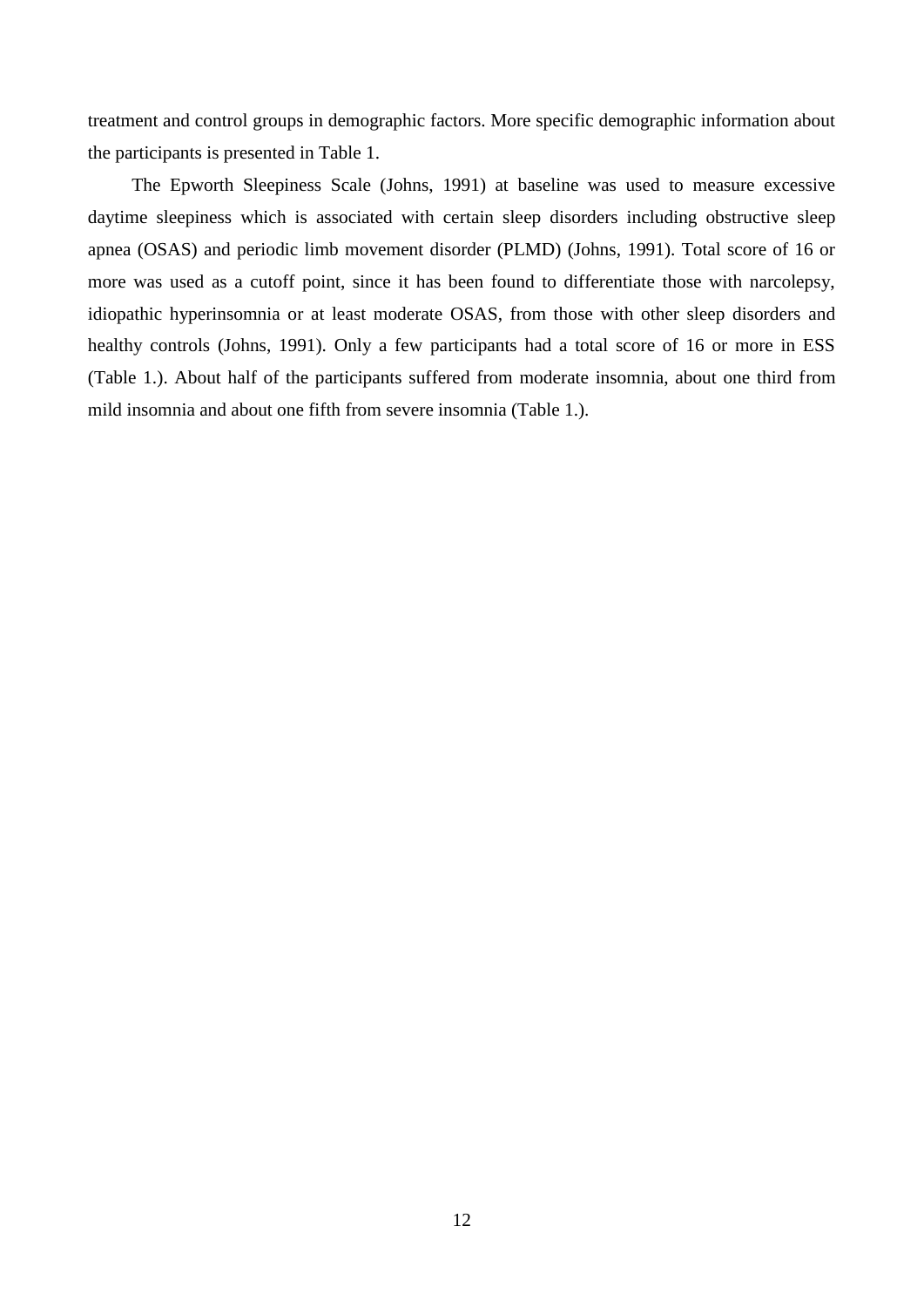treatment and control groups in demographic factors. More specific demographic information about the participants is presented in Table 1.

The Epworth Sleepiness Scale (Johns, 1991) at baseline was used to measure excessive daytime sleepiness which is associated with certain sleep disorders including obstructive sleep apnea (OSAS) and periodic limb movement disorder (PLMD) (Johns, 1991). Total score of 16 or more was used as a cutoff point, since it has been found to differentiate those with narcolepsy, idiopathic hyperinsomnia or at least moderate OSAS, from those with other sleep disorders and healthy controls (Johns, 1991). Only a few participants had a total score of 16 or more in ESS (Table 1.). About half of the participants suffered from moderate insomnia, about one third from mild insomnia and about one fifth from severe insomnia (Table 1.).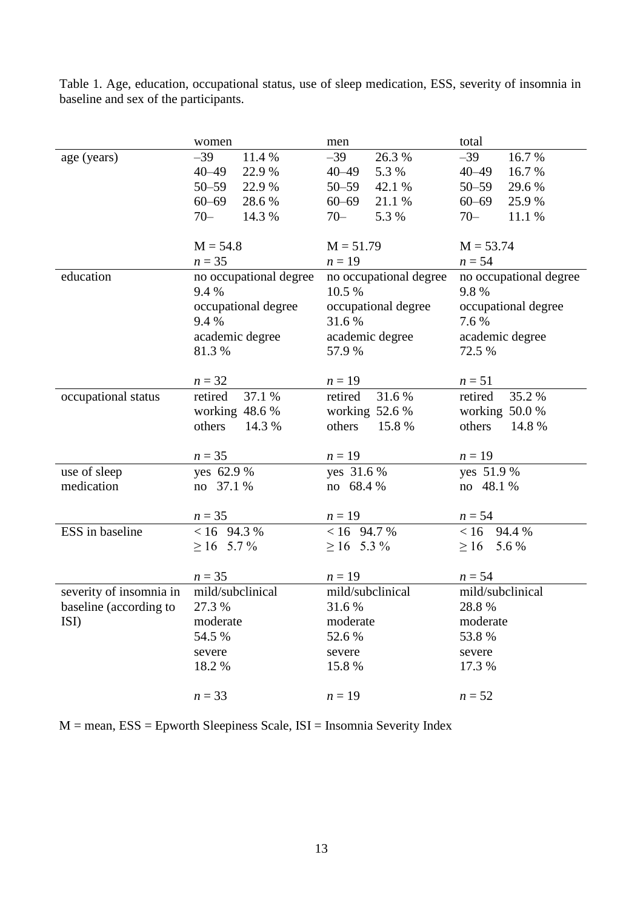Table 1. Age, education, occupational status, use of sleep medication, ESS, severity of insomnia in baseline and sex of the participants.

| | women | men | total |
|---|---|---|---|
| age (years) | –39 11.4 %<br>40–49 22.9 %<br>50–59 22.9 %<br>60–69 28.6 %<br>70– 14.3 %<br><br>M = 54.8<br>*n* = 35 | –39 26.3 %<br>40–49 5.3 %<br>50–59 42.1 %<br>60–69 21.1 %<br>70– 5.3 %<br><br>M = 51.79<br>*n* = 19 | –39 16.7 %<br>40–49 16.7 %<br>50–59 29.6 %<br>60–69 25.9 %<br>70– 11.1 %<br><br>M = 53.74<br>*n* = 54 |
| education | no occupational degree<br>9.4 %<br>occupational degree<br>9.4 %<br>academic degree<br>81.3 %<br><br>*n* = 32 | no occupational degree<br>10.5 %<br>occupational degree<br>31.6 %<br>academic degree<br>57.9 %<br><br>*n* = 19 | no occupational degree<br>9.8 %<br>occupational degree<br>7.6 %<br>academic degree<br>72.5 %<br><br>*n* = 51 |
| occupational status | retired 37.1 %<br>working 48.6 %<br>others 14.3 %<br><br>*n* = 35 | retired 31.6 %<br>working 52.6 %<br>others 15.8 %<br><br>*n* = 19 | retired 35.2 %<br>working 50.0 %<br>others 14.8 %<br><br>*n* = 19 |
| use of sleep medication | yes 62.9 %<br>no 37.1 %<br><br>*n* = 35 | yes 31.6 %<br>no 68.4 %<br><br>*n* = 19 | yes 51.9 %<br>no 48.1 %<br><br>*n* = 54 |
| ESS in baseline | < 16 94.3 %<br>≥ 16 5.7 %<br><br>*n* = 35 | < 16 94.7 %<br>≥ 16 5.3 %<br><br>*n* = 19 | < 16 94.4 %<br>≥ 16 5.6 %<br><br>*n* = 54 |
| severity of insomnia in baseline (according to ISI) | mild/subclinical<br>27.3 %<br>moderate<br>54.5 %<br>severe<br>18.2 %<br><br>*n* = 33 | mild/subclinical<br>31.6 %<br>moderate<br>52.6 %<br>severe<br>15.8 %<br><br>*n* = 19 | mild/subclinical<br>28.8 %<br>moderate<br>53.8 %<br>severe<br>17.3 %<br><br>*n* = 52 |

M = mean, ESS = Epworth Sleepiness Scale, ISI = Insomnia Severity Index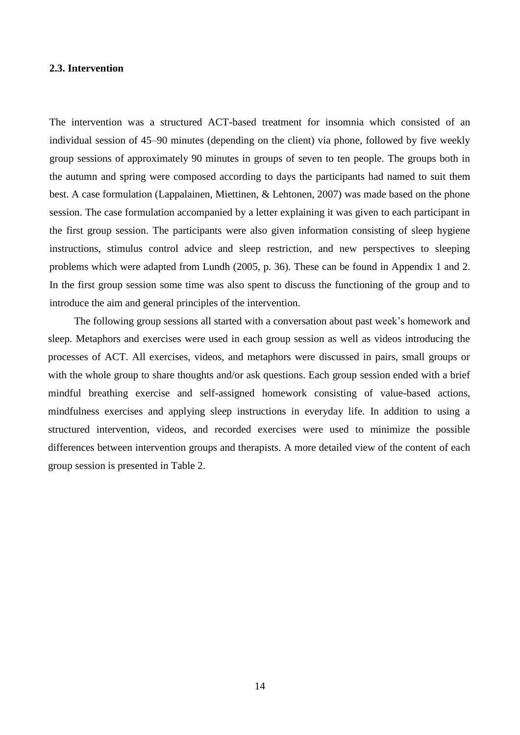### 2.3. Intervention

The intervention was a structured ACT-based treatment for insomnia which consisted of an individual session of 45–90 minutes (depending on the client) via phone, followed by five weekly group sessions of approximately 90 minutes in groups of seven to ten people. The groups both in the autumn and spring were composed according to days the participants had named to suit them best. A case formulation (Lappalainen, Miettinen, & Lehtonen, 2007) was made based on the phone session. The case formulation accompanied by a letter explaining it was given to each participant in the first group session. The participants were also given information consisting of sleep hygiene instructions, stimulus control advice and sleep restriction, and new perspectives to sleeping problems which were adapted from Lundh (2005, p. 36). These can be found in Appendix 1 and 2. In the first group session some time was also spent to discuss the functioning of the group and to introduce the aim and general principles of the intervention.

The following group sessions all started with a conversation about past week's homework and sleep. Metaphors and exercises were used in each group session as well as videos introducing the processes of ACT. All exercises, videos, and metaphors were discussed in pairs, small groups or with the whole group to share thoughts and/or ask questions. Each group session ended with a brief mindful breathing exercise and self-assigned homework consisting of value-based actions, mindfulness exercises and applying sleep instructions in everyday life. In addition to using a structured intervention, videos, and recorded exercises were used to minimize the possible differences between intervention groups and therapists. A more detailed view of the content of each group session is presented in Table 2.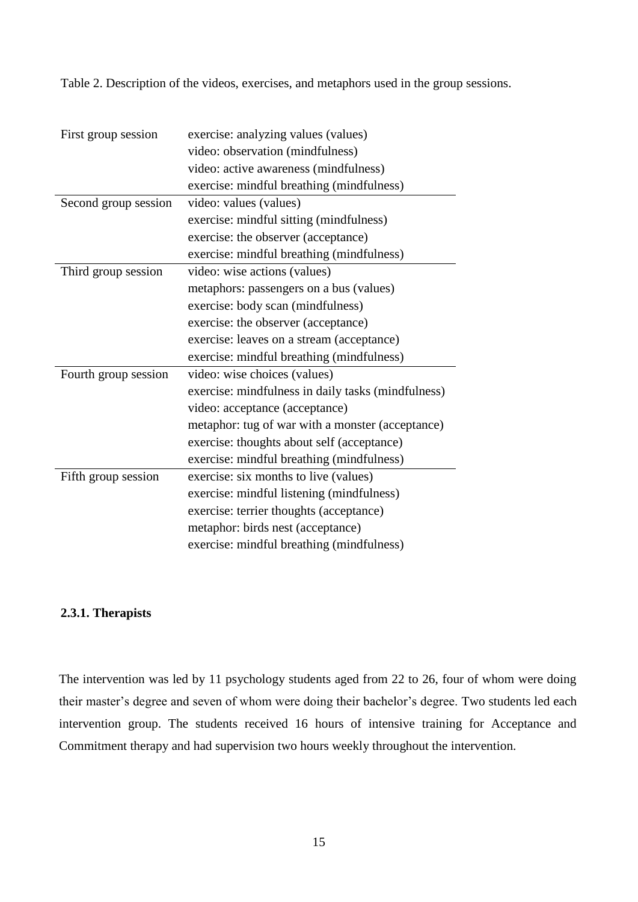Table 2. Description of the videos, exercises, and metaphors used in the group sessions.

| | |
|---|---|
| First group session | exercise: analyzing values (values) |
| | video: observation (mindfulness) |
| | video: active awareness (mindfulness) |
| | exercise: mindful breathing (mindfulness) |
| Second group session | video: values (values) |
| | exercise: mindful sitting (mindfulness) |
| | exercise: the observer (acceptance) |
| | exercise: mindful breathing (mindfulness) |
| Third group session | video: wise actions (values) |
| | metaphors: passengers on a bus (values) |
| | exercise: body scan (mindfulness) |
| | exercise: the observer (acceptance) |
| | exercise: leaves on a stream (acceptance) |
| | exercise: mindful breathing (mindfulness) |
| Fourth group session | video: wise choices (values) |
| | exercise: mindfulness in daily tasks (mindfulness) |
| | video: acceptance (acceptance) |
| | metaphor: tug of war with a monster (acceptance) |
| | exercise: thoughts about self (acceptance) |
| | exercise: mindful breathing (mindfulness) |
| Fifth group session | exercise: six months to live (values) |
| | exercise: mindful listening (mindfulness) |
| | exercise: terrier thoughts (acceptance) |
| | metaphor: birds nest (acceptance) |
| | exercise: mindful breathing (mindfulness) |

### 2.3.1. Therapists

The intervention was led by 11 psychology students aged from 22 to 26, four of whom were doing their master's degree and seven of whom were doing their bachelor's degree. Two students led each intervention group. The students received 16 hours of intensive training for Acceptance and Commitment therapy and had supervision two hours weekly throughout the intervention.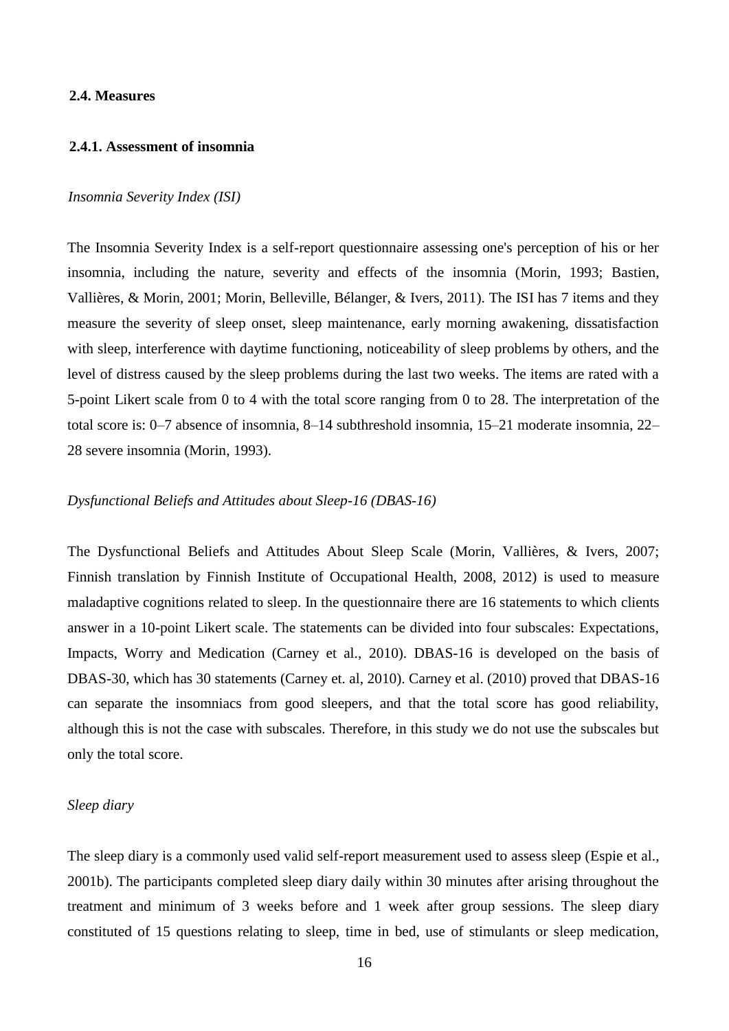### 2.4. Measures

#### 2.4.1. Assessment of insomnia

*Insomnia Severity Index (ISI)*

The Insomnia Severity Index is a self-report questionnaire assessing one's perception of his or her insomnia, including the nature, severity and effects of the insomnia (Morin, 1993; Bastien, Vallières, & Morin, 2001; Morin, Belleville, Bélanger, & Ivers, 2011). The ISI has 7 items and they measure the severity of sleep onset, sleep maintenance, early morning awakening, dissatisfaction with sleep, interference with daytime functioning, noticeability of sleep problems by others, and the level of distress caused by the sleep problems during the last two weeks. The items are rated with a 5-point Likert scale from 0 to 4 with the total score ranging from 0 to 28. The interpretation of the total score is: 0–7 absence of insomnia, 8–14 subthreshold insomnia, 15–21 moderate insomnia, 22–28 severe insomnia (Morin, 1993).

*Dysfunctional Beliefs and Attitudes about Sleep-16 (DBAS-16)*

The Dysfunctional Beliefs and Attitudes About Sleep Scale (Morin, Vallières, & Ivers, 2007; Finnish translation by Finnish Institute of Occupational Health, 2008, 2012) is used to measure maladaptive cognitions related to sleep. In the questionnaire there are 16 statements to which clients answer in a 10-point Likert scale. The statements can be divided into four subscales: Expectations, Impacts, Worry and Medication (Carney et al., 2010). DBAS-16 is developed on the basis of DBAS-30, which has 30 statements (Carney et. al, 2010). Carney et al. (2010) proved that DBAS-16 can separate the insomniacs from good sleepers, and that the total score has good reliability, although this is not the case with subscales. Therefore, in this study we do not use the subscales but only the total score.

*Sleep diary*

The sleep diary is a commonly used valid self-report measurement used to assess sleep (Espie et al., 2001b). The participants completed sleep diary daily within 30 minutes after arising throughout the treatment and minimum of 3 weeks before and 1 week after group sessions. The sleep diary constituted of 15 questions relating to sleep, time in bed, use of stimulants or sleep medication,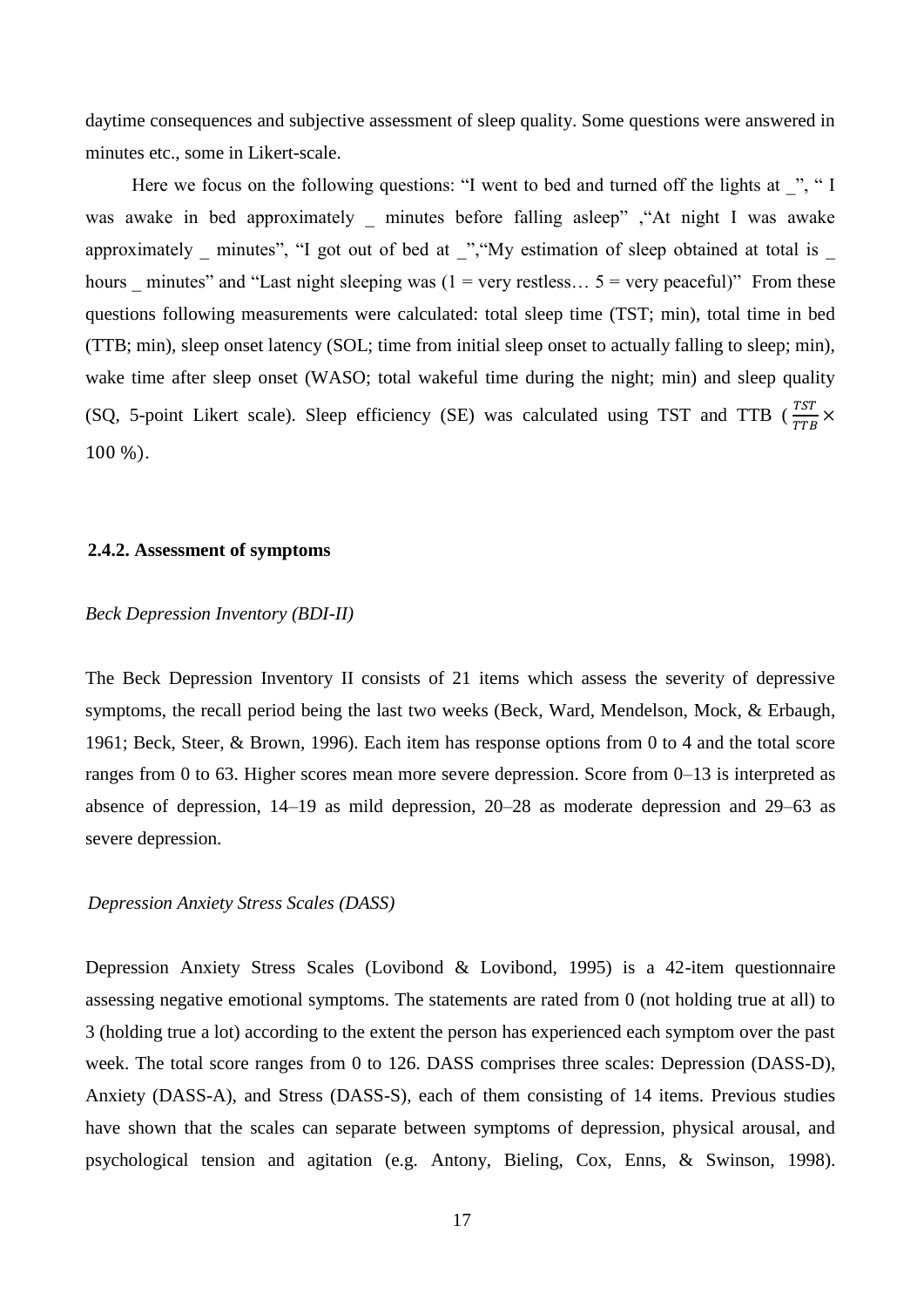daytime consequences and subjective assessment of sleep quality. Some questions were answered in minutes etc., some in Likert-scale.

Here we focus on the following questions: "I went to bed and turned off the lights at _", " I was awake in bed approximately _ minutes before falling asleep" ,"At night I was awake approximately _ minutes", "I got out of bed at _","My estimation of sleep obtained at total is _ hours _ minutes" and "Last night sleeping was (1 = very restless… 5 = very peaceful)" From these questions following measurements were calculated: total sleep time (TST; min), total time in bed (TTB; min), sleep onset latency (SOL; time from initial sleep onset to actually falling to sleep; min), wake time after sleep onset (WASO; total wakeful time during the night; min) and sleep quality (SQ, 5-point Likert scale). Sleep efficiency (SE) was calculated using TST and TTB ($\frac{TST}{TTB} \times 100\ \%$).

### 2.4.2. Assessment of symptoms

*Beck Depression Inventory (BDI-II)*

The Beck Depression Inventory II consists of 21 items which assess the severity of depressive symptoms, the recall period being the last two weeks (Beck, Ward, Mendelson, Mock, & Erbaugh, 1961; Beck, Steer, & Brown, 1996). Each item has response options from 0 to 4 and the total score ranges from 0 to 63. Higher scores mean more severe depression. Score from 0–13 is interpreted as absence of depression, 14–19 as mild depression, 20–28 as moderate depression and 29–63 as severe depression.

*Depression Anxiety Stress Scales (DASS)*

Depression Anxiety Stress Scales (Lovibond & Lovibond, 1995) is a 42-item questionnaire assessing negative emotional symptoms. The statements are rated from 0 (not holding true at all) to 3 (holding true a lot) according to the extent the person has experienced each symptom over the past week. The total score ranges from 0 to 126. DASS comprises three scales: Depression (DASS-D), Anxiety (DASS-A), and Stress (DASS-S), each of them consisting of 14 items. Previous studies have shown that the scales can separate between symptoms of depression, physical arousal, and psychological tension and agitation (e.g. Antony, Bieling, Cox, Enns, & Swinson, 1998).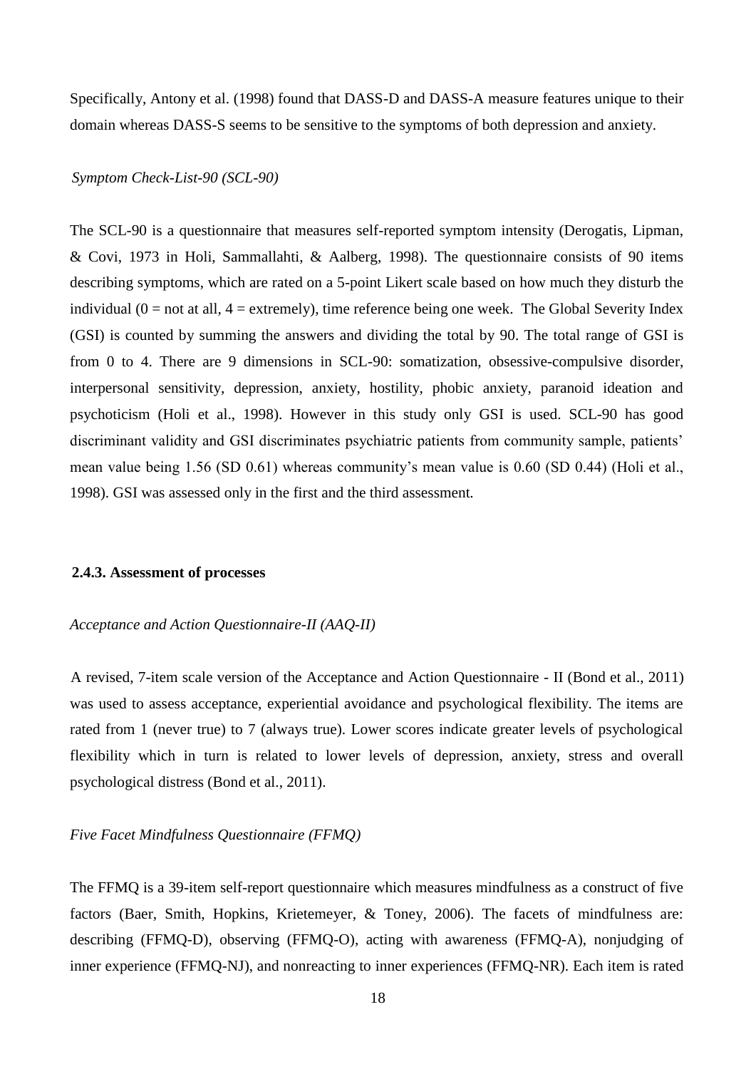Specifically, Antony et al. (1998) found that DASS-D and DASS-A measure features unique to their domain whereas DASS-S seems to be sensitive to the symptoms of both depression and anxiety.

*Symptom Check-List-90 (SCL-90)*

The SCL-90 is a questionnaire that measures self-reported symptom intensity (Derogatis, Lipman, & Covi, 1973 in Holi, Sammallahti, & Aalberg, 1998). The questionnaire consists of 90 items describing symptoms, which are rated on a 5-point Likert scale based on how much they disturb the individual (0 = not at all, 4 = extremely), time reference being one week. The Global Severity Index (GSI) is counted by summing the answers and dividing the total by 90. The total range of GSI is from 0 to 4. There are 9 dimensions in SCL-90: somatization, obsessive-compulsive disorder, interpersonal sensitivity, depression, anxiety, hostility, phobic anxiety, paranoid ideation and psychoticism (Holi et al., 1998). However in this study only GSI is used. SCL-90 has good discriminant validity and GSI discriminates psychiatric patients from community sample, patients' mean value being 1.56 (SD 0.61) whereas community's mean value is 0.60 (SD 0.44) (Holi et al., 1998). GSI was assessed only in the first and the third assessment.

### 2.4.3. Assessment of processes

*Acceptance and Action Questionnaire-II (AAQ-II)*

A revised, 7-item scale version of the Acceptance and Action Questionnaire - II (Bond et al., 2011) was used to assess acceptance, experiential avoidance and psychological flexibility. The items are rated from 1 (never true) to 7 (always true). Lower scores indicate greater levels of psychological flexibility which in turn is related to lower levels of depression, anxiety, stress and overall psychological distress (Bond et al., 2011).

*Five Facet Mindfulness Questionnaire (FFMQ)*

The FFMQ is a 39-item self-report questionnaire which measures mindfulness as a construct of five factors (Baer, Smith, Hopkins, Krietemeyer, & Toney, 2006). The facets of mindfulness are: describing (FFMQ-D), observing (FFMQ-O), acting with awareness (FFMQ-A), nonjudging of inner experience (FFMQ-NJ), and nonreacting to inner experiences (FFMQ-NR). Each item is rated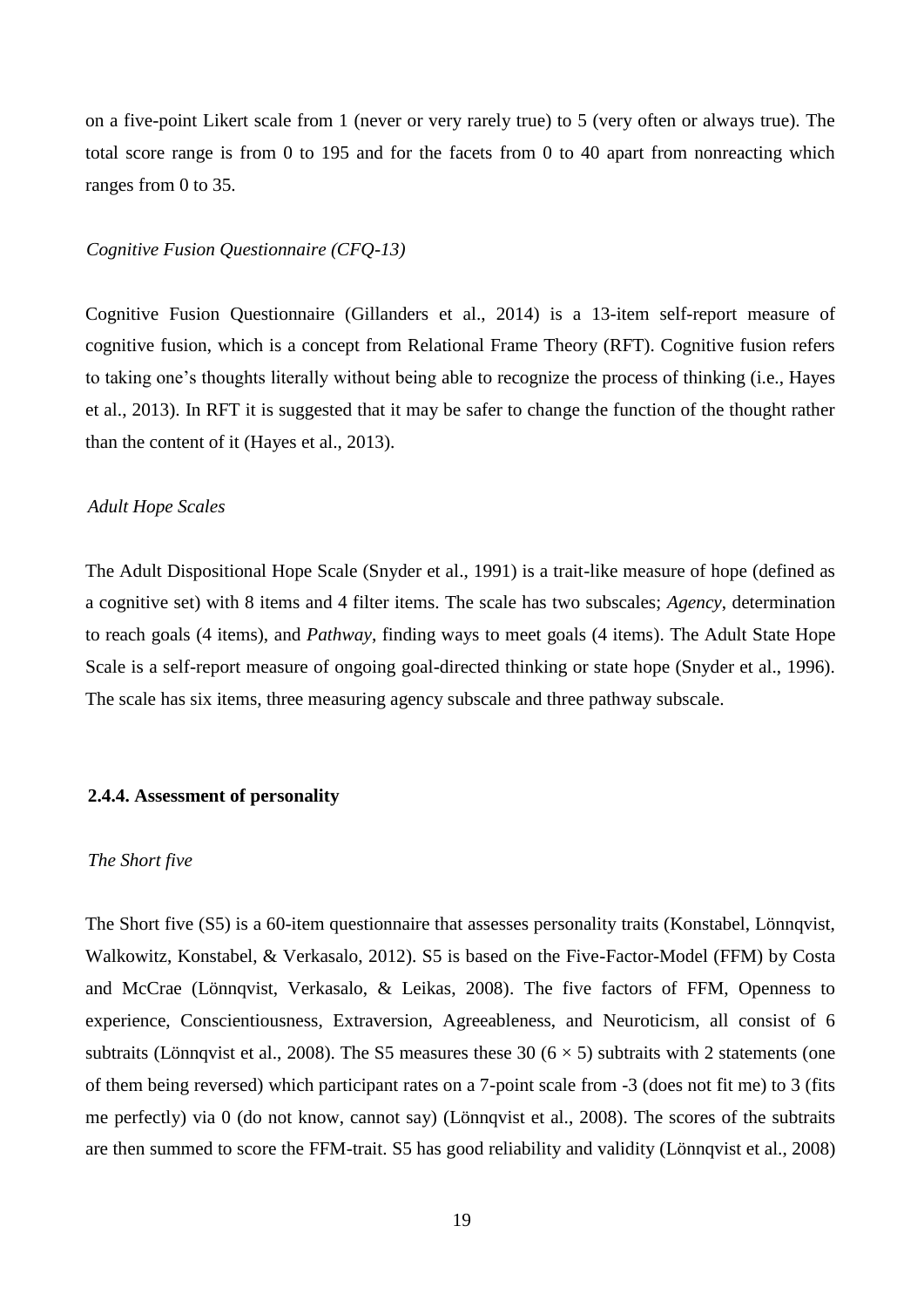on a five-point Likert scale from 1 (never or very rarely true) to 5 (very often or always true). The total score range is from 0 to 195 and for the facets from 0 to 40 apart from nonreacting which ranges from 0 to 35.

*Cognitive Fusion Questionnaire (CFQ-13)*

Cognitive Fusion Questionnaire (Gillanders et al., 2014) is a 13-item self-report measure of cognitive fusion, which is a concept from Relational Frame Theory (RFT). Cognitive fusion refers to taking one's thoughts literally without being able to recognize the process of thinking (i.e., Hayes et al., 2013). In RFT it is suggested that it may be safer to change the function of the thought rather than the content of it (Hayes et al., 2013).

*Adult Hope Scales*

The Adult Dispositional Hope Scale (Snyder et al., 1991) is a trait-like measure of hope (defined as a cognitive set) with 8 items and 4 filter items. The scale has two subscales; *Agency*, determination to reach goals (4 items), and *Pathway*, finding ways to meet goals (4 items). The Adult State Hope Scale is a self-report measure of ongoing goal-directed thinking or state hope (Snyder et al., 1996). The scale has six items, three measuring agency subscale and three pathway subscale.

### 2.4.4. Assessment of personality

*The Short five*

The Short five (S5) is a 60-item questionnaire that assesses personality traits (Konstabel, Lönnqvist, Walkowitz, Konstabel, & Verkasalo, 2012). S5 is based on the Five-Factor-Model (FFM) by Costa and McCrae (Lönnqvist, Verkasalo, & Leikas, 2008). The five factors of FFM, Openness to experience, Conscientiousness, Extraversion, Agreeableness, and Neuroticism, all consist of 6 subtraits (Lönnqvist et al., 2008). The S5 measures these 30 ($6 \times 5$) subtraits with 2 statements (one of them being reversed) which participant rates on a 7-point scale from -3 (does not fit me) to 3 (fits me perfectly) via 0 (do not know, cannot say) (Lönnqvist et al., 2008). The scores of the subtraits are then summed to score the FFM-trait. S5 has good reliability and validity (Lönnqvist et al., 2008)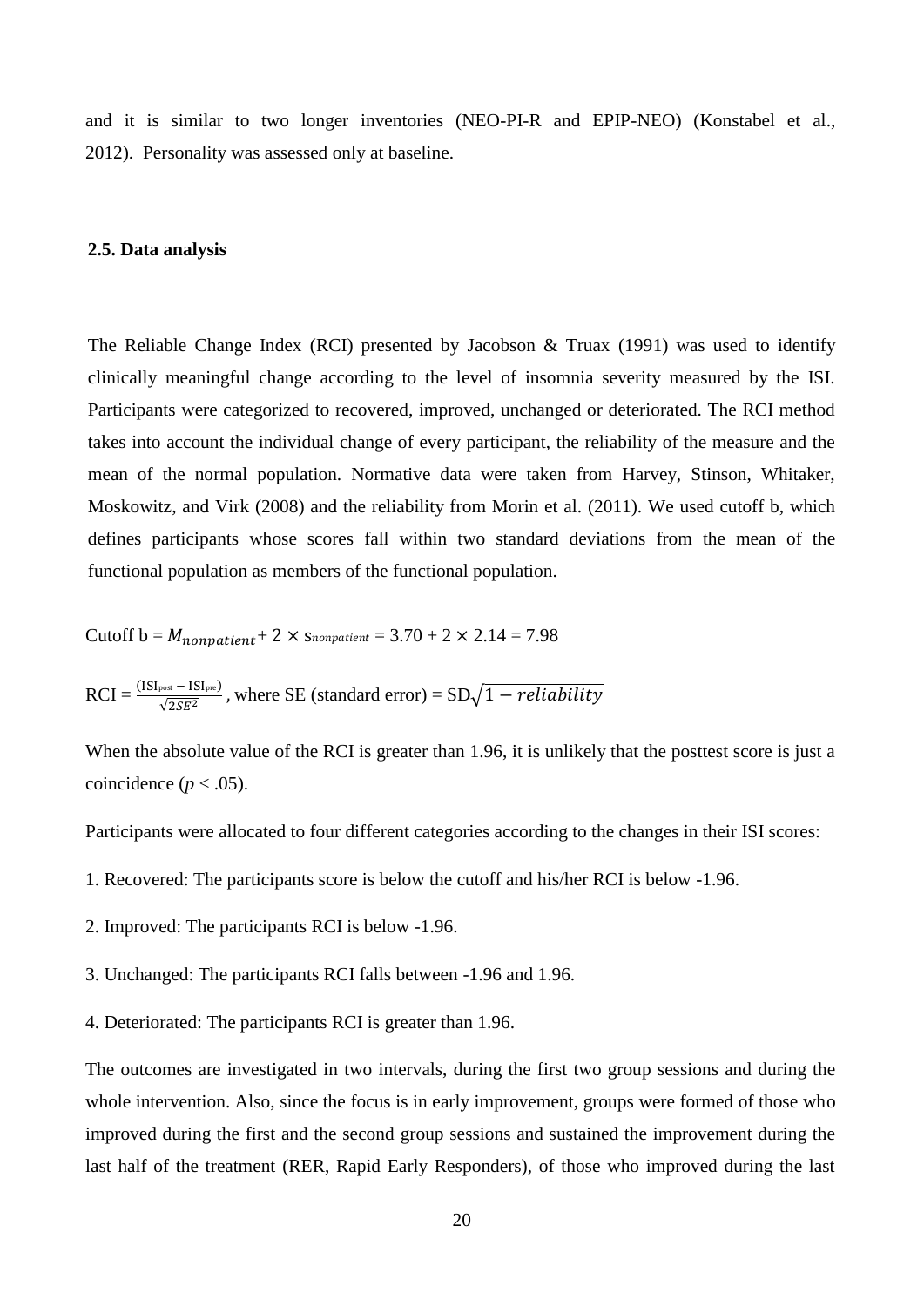and it is similar to two longer inventories (NEO-PI-R and EPIP-NEO) (Konstabel et al., 2012). Personality was assessed only at baseline.

### 2.5. Data analysis

The Reliable Change Index (RCI) presented by Jacobson & Truax (1991) was used to identify clinically meaningful change according to the level of insomnia severity measured by the ISI. Participants were categorized to recovered, improved, unchanged or deteriorated. The RCI method takes into account the individual change of every participant, the reliability of the measure and the mean of the normal population. Normative data were taken from Harvey, Stinson, Whitaker, Moskowitz, and Virk (2008) and the reliability from Morin et al. (2011). We used cutoff b, which defines participants whose scores fall within two standard deviations from the mean of the functional population as members of the functional population.

Cutoff b = $M_{nonpatient} + 2 \times s_{nonpatient} = 3.70 + 2 \times 2.14 = 7.98$

RCI = $\frac{(\text{ISI}_{\text{post}} - \text{ISI}_{\text{pre}})}{\sqrt{2SE^2}}$, where SE (standard error) = $\text{SD}\sqrt{1 - reliability}$

When the absolute value of the RCI is greater than 1.96, it is unlikely that the posttest score is just a coincidence ($p < .05$).

Participants were allocated to four different categories according to the changes in their ISI scores:

1. Recovered: The participants score is below the cutoff and his/her RCI is below -1.96.

2. Improved: The participants RCI is below -1.96.

3. Unchanged: The participants RCI falls between -1.96 and 1.96.

4. Deteriorated: The participants RCI is greater than 1.96.

The outcomes are investigated in two intervals, during the first two group sessions and during the whole intervention. Also, since the focus is in early improvement, groups were formed of those who improved during the first and the second group sessions and sustained the improvement during the last half of the treatment (RER, Rapid Early Responders), of those who improved during the last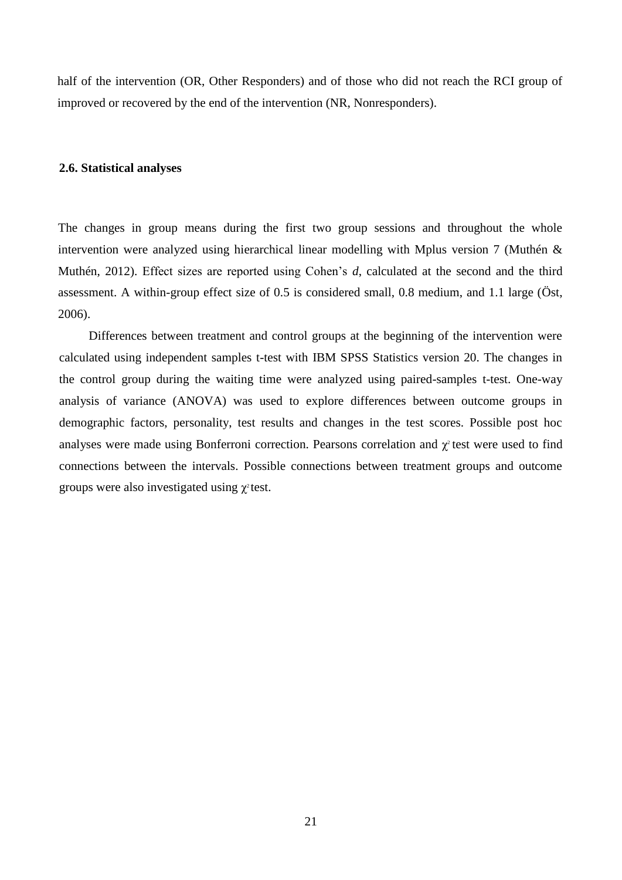half of the intervention (OR, Other Responders) and of those who did not reach the RCI group of improved or recovered by the end of the intervention (NR, Nonresponders).

### 2.6. Statistical analyses

The changes in group means during the first two group sessions and throughout the whole intervention were analyzed using hierarchical linear modelling with Mplus version 7 (Muthén & Muthén, 2012). Effect sizes are reported using Cohen's *d*, calculated at the second and the third assessment. A within-group effect size of 0.5 is considered small, 0.8 medium, and 1.1 large (Öst, 2006).

Differences between treatment and control groups at the beginning of the intervention were calculated using independent samples t-test with IBM SPSS Statistics version 20. The changes in the control group during the waiting time were analyzed using paired-samples t-test. One-way analysis of variance (ANOVA) was used to explore differences between outcome groups in demographic factors, personality, test results and changes in the test scores. Possible post hoc analyses were made using Bonferroni correction. Pearsons correlation and $\chi^2$ test were used to find connections between the intervals. Possible connections between treatment groups and outcome groups were also investigated using $\chi^2$ test.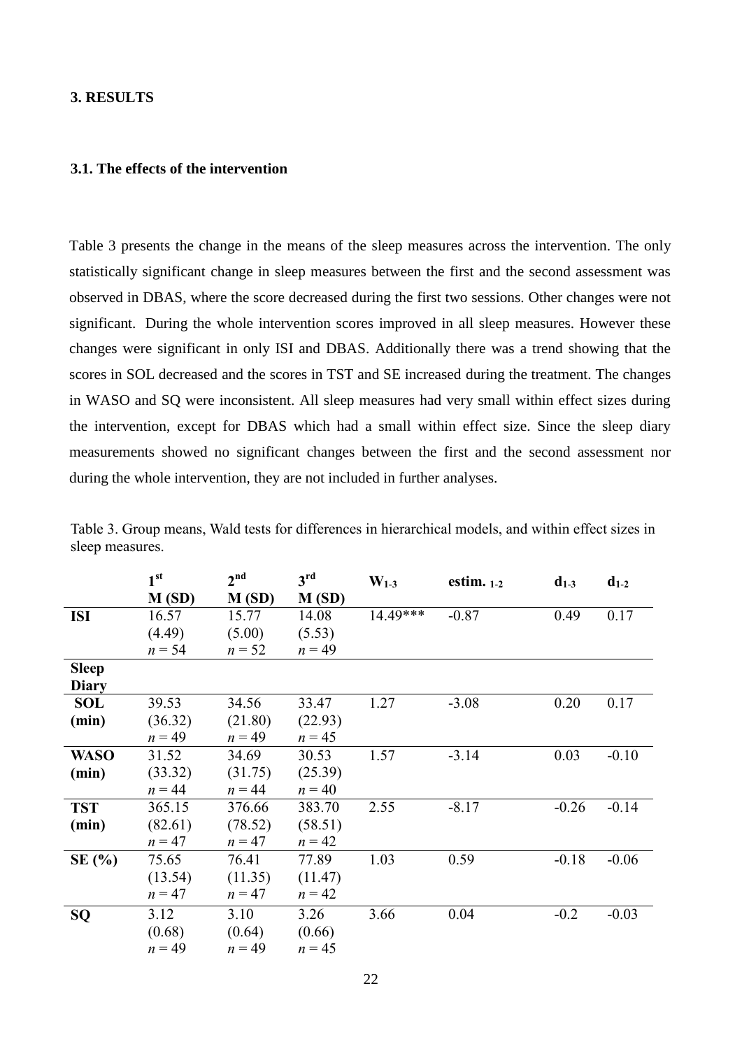## 3. RESULTS

### 3.1. The effects of the intervention

Table 3 presents the change in the means of the sleep measures across the intervention. The only statistically significant change in sleep measures between the first and the second assessment was observed in DBAS, where the score decreased during the first two sessions. Other changes were not significant. During the whole intervention scores improved in all sleep measures. However these changes were significant in only ISI and DBAS. Additionally there was a trend showing that the scores in SOL decreased and the scores in TST and SE increased during the treatment. The changes in WASO and SQ were inconsistent. All sleep measures had very small within effect sizes during the intervention, except for DBAS which had a small within effect size. Since the sleep diary measurements showed no significant changes between the first and the second assessment nor during the whole intervention, they are not included in further analyses.

Table 3. Group means, Wald tests for differences in hierarchical models, and within effect sizes in sleep measures.

| | 1st M (SD) | 2nd M (SD) | 3rd M (SD) | $W_{1\text{-}3}$ | estim. $_{1\text{-}2}$ | $d_{1\text{-}3}$ | $d_{1\text{-}2}$ |
|---|---|---|---|---|---|---|---|
| **ISI** | 16.57 (4.49) *n* = 54 | 15.77 (5.00) *n* = 52 | 14.08 (5.53) *n* = 49 | 14.49*** | -0.87 | 0.49 | 0.17 |
| **Sleep Diary** | | | | | | | |
| **SOL (min)** | 39.53 (36.32) *n* = 49 | 34.56 (21.80) *n* = 49 | 33.47 (22.93) *n* = 45 | 1.27 | -3.08 | 0.20 | 0.17 |
| **WASO (min)** | 31.52 (33.32) *n* = 44 | 34.69 (31.75) *n* = 44 | 30.53 (25.39) *n* = 40 | 1.57 | -3.14 | 0.03 | -0.10 |
| **TST (min)** | 365.15 (82.61) *n* = 47 | 376.66 (78.52) *n* = 47 | 383.70 (58.51) *n* = 42 | 2.55 | -8.17 | -0.26 | -0.14 |
| **SE (%)** | 75.65 (13.54) *n* = 47 | 76.41 (11.35) *n* = 47 | 77.89 (11.47) *n* = 42 | 1.03 | 0.59 | -0.18 | -0.06 |
| **SQ** | 3.12 (0.68) *n* = 49 | 3.10 (0.64) *n* = 49 | 3.26 (0.66) *n* = 45 | 3.66 | 0.04 | -0.2 | -0.03 |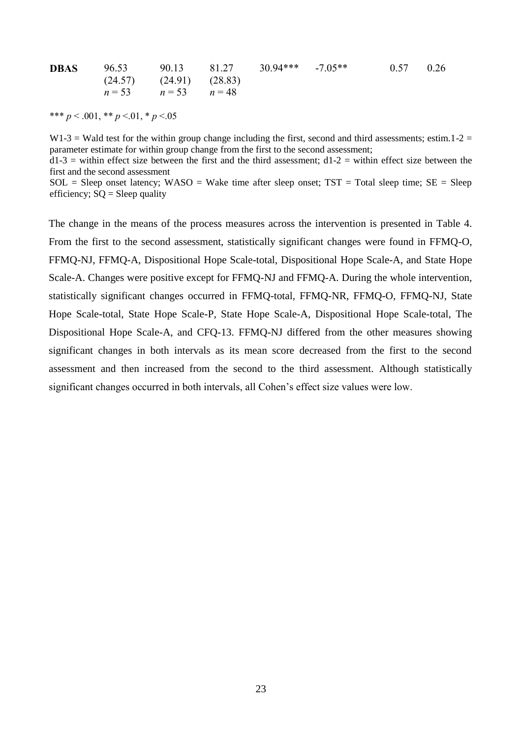| | | | | | | | |
|---|---|---|---|---|---|---|---|
| **DBAS** | 96.53 (24.57) $n = 53$ | 90.13 (24.91) $n = 53$ | 81.27 (28.83) $n = 48$ | 30.94*** | -7.05** | 0.57 | 0.26 |

*** $p < .001$, ** $p < .01$, * $p < .05$

W1-3 = Wald test for the within group change including the first, second and third assessments; estim.1-2 = parameter estimate for within group change from the first to the second assessment;
d1-3 = within effect size between the first and the third assessment; d1-2 = within effect size between the first and the second assessment
SOL = Sleep onset latency; WASO = Wake time after sleep onset; TST = Total sleep time; SE = Sleep efficiency; SQ = Sleep quality

The change in the means of the process measures across the intervention is presented in Table 4. From the first to the second assessment, statistically significant changes were found in FFMQ-O, FFMQ-NJ, FFMQ-A, Dispositional Hope Scale-total, Dispositional Hope Scale-A, and State Hope Scale-A. Changes were positive except for FFMQ-NJ and FFMQ-A. During the whole intervention, statistically significant changes occurred in FFMQ-total, FFMQ-NR, FFMQ-O, FFMQ-NJ, State Hope Scale-total, State Hope Scale-P, State Hope Scale-A, Dispositional Hope Scale-total, The Dispositional Hope Scale-A, and CFQ-13. FFMQ-NJ differed from the other measures showing significant changes in both intervals as its mean score decreased from the first to the second assessment and then increased from the second to the third assessment. Although statistically significant changes occurred in both intervals, all Cohen's effect size values were low.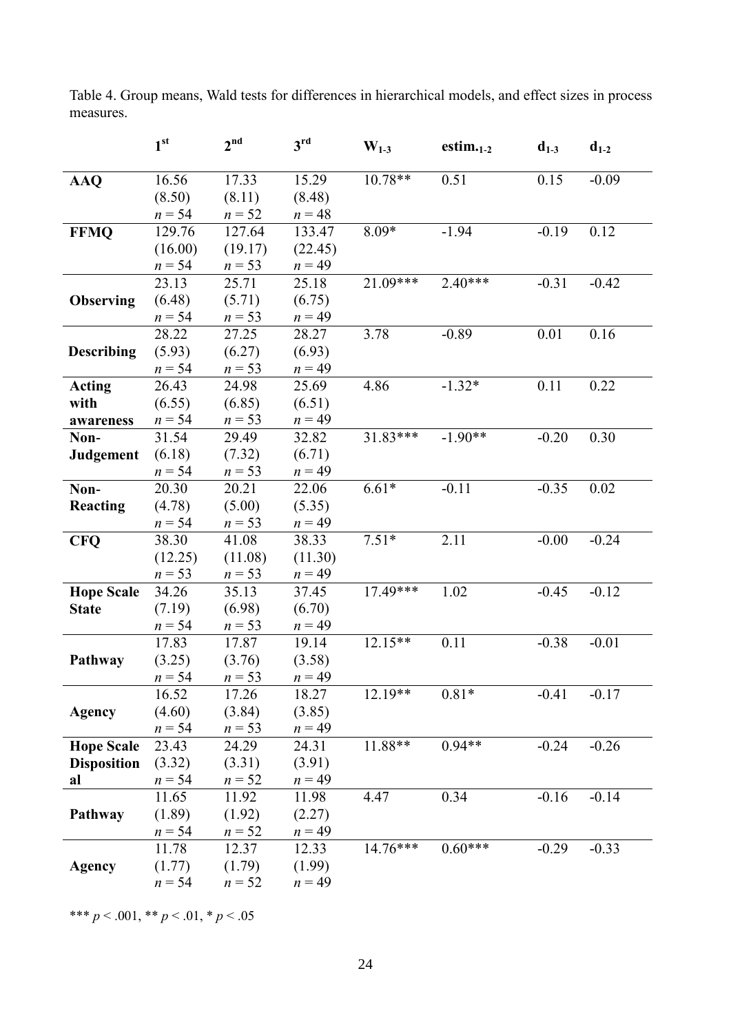Table 4. Group means, Wald tests for differences in hierarchical models, and effect sizes in process measures.

| | 1st | 2nd | 3rd | $W_{1-3}$ | $estim._{1-2}$ | $d_{1-3}$ | $d_{1-2}$ |
|---|---|---|---|---|---|---|---|
| **AAQ** | 16.56 (8.50) $n = 54$ | 17.33 (8.11) $n = 52$ | 15.29 (8.48) $n = 48$ | 10.78** | 0.51 | 0.15 | -0.09 |
| **FFMQ** | 129.76 (16.00) $n = 54$ | 127.64 (19.17) $n = 53$ | 133.47 (22.45) $n = 49$ | 8.09* | -1.94 | -0.19 | 0.12 |
| **Observing** | 23.13 (6.48) $n = 54$ | 25.71 (5.71) $n = 53$ | 25.18 (6.75) $n = 49$ | 21.09*** | 2.40*** | -0.31 | -0.42 |
| **Describing** | 28.22 (5.93) $n = 54$ | 27.25 (6.27) $n = 53$ | 28.27 (6.93) $n = 49$ | 3.78 | -0.89 | 0.01 | 0.16 |
| **Acting with awareness** | 26.43 (6.55) $n = 54$ | 24.98 (6.85) $n = 53$ | 25.69 (6.51) $n = 49$ | 4.86 | -1.32* | 0.11 | 0.22 |
| **Non-Judgement** | 31.54 (6.18) $n = 54$ | 29.49 (7.32) $n = 53$ | 32.82 (6.71) $n = 49$ | 31.83*** | -1.90** | -0.20 | 0.30 |
| **Non-Reacting** | 20.30 (4.78) $n = 54$ | 20.21 (5.00) $n = 53$ | 22.06 (5.35) $n = 49$ | 6.61* | -0.11 | -0.35 | 0.02 |
| **CFQ** | 38.30 (12.25) $n = 53$ | 41.08 (11.08) $n = 53$ | 38.33 (11.30) $n = 49$ | 7.51* | 2.11 | -0.00 | -0.24 |
| **Hope Scale State** | 34.26 (7.19) $n = 54$ | 35.13 (6.98) $n = 53$ | 37.45 (6.70) $n = 49$ | 17.49*** | 1.02 | -0.45 | -0.12 |
| **Pathway** | 17.83 (3.25) $n = 54$ | 17.87 (3.76) $n = 53$ | 19.14 (3.58) $n = 49$ | 12.15** | 0.11 | -0.38 | -0.01 |
| **Agency** | 16.52 (4.60) $n = 54$ | 17.26 (3.84) $n = 53$ | 18.27 (3.85) $n = 49$ | 12.19** | 0.81* | -0.41 | -0.17 |
| **Hope Scale Dispositional** | 23.43 (3.32) $n = 54$ | 24.29 (3.31) $n = 52$ | 24.31 (3.91) $n = 49$ | 11.88** | 0.94** | -0.24 | -0.26 |
| **Pathway** | 11.65 (1.89) $n = 54$ | 11.92 (1.92) $n = 52$ | 11.98 (2.27) $n = 49$ | 4.47 | 0.34 | -0.16 | -0.14 |
| **Agency** | 11.78 (1.77) $n = 54$ | 12.37 (1.79) $n = 52$ | 12.33 (1.99) $n = 49$ | 14.76*** | 0.60*** | -0.29 | -0.33 |

*** $p < .001$, ** $p < .01$, * $p < .05$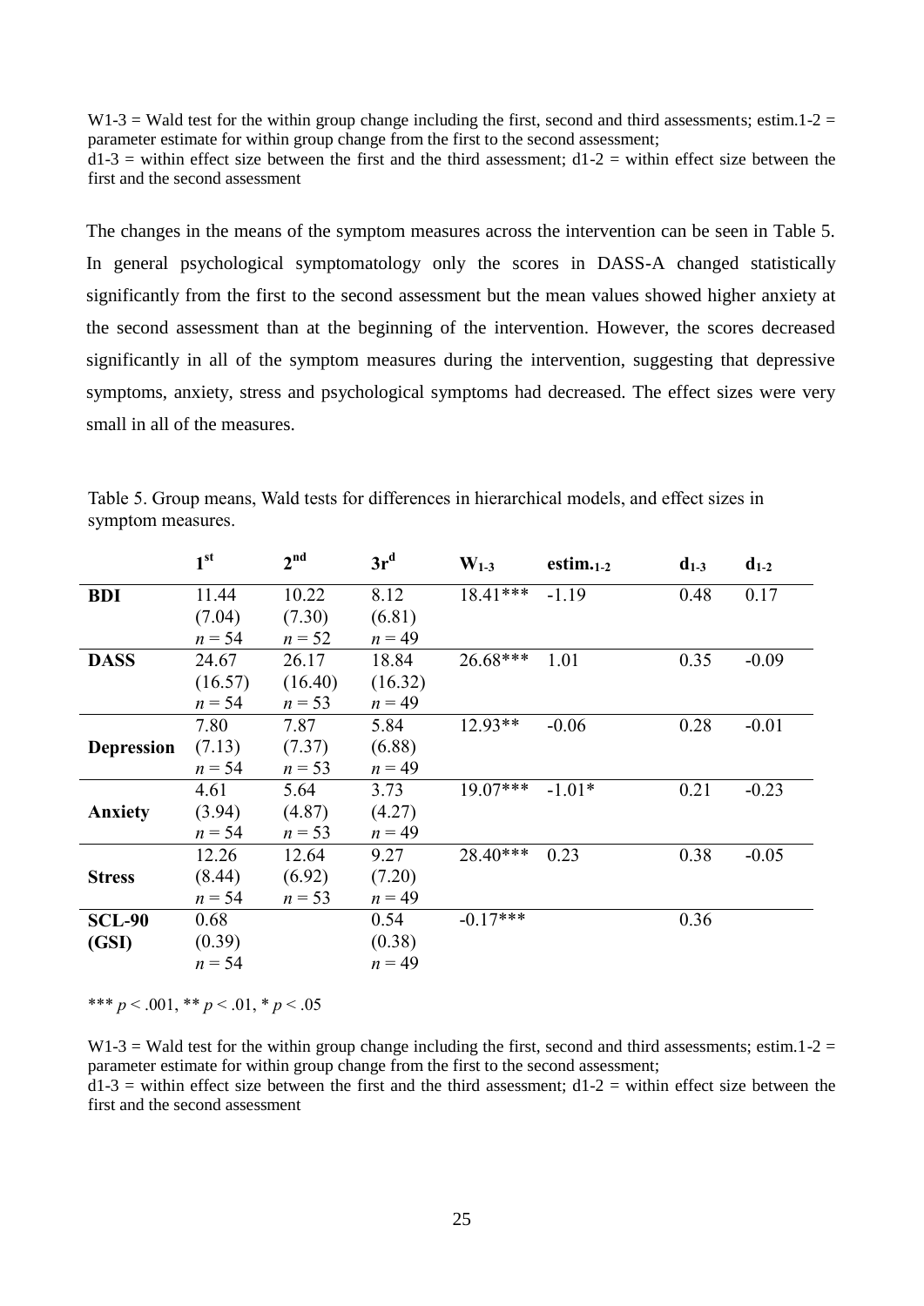W1-3 = Wald test for the within group change including the first, second and third assessments; estim.1-2 = parameter estimate for within group change from the first to the second assessment;
d1-3 = within effect size between the first and the third assessment; d1-2 = within effect size between the first and the second assessment

The changes in the means of the symptom measures across the intervention can be seen in Table 5. In general psychological symptomatology only the scores in DASS-A changed statistically significantly from the first to the second assessment but the mean values showed higher anxiety at the second assessment than at the beginning of the intervention. However, the scores decreased significantly in all of the symptom measures during the intervention, suggesting that depressive symptoms, anxiety, stress and psychological symptoms had decreased. The effect sizes were very small in all of the measures.

Table 5. Group means, Wald tests for differences in hierarchical models, and effect sizes in symptom measures.

| | $1^{st}$ | $2^{nd}$ | $3r^{d}$ | $W_{1-3}$ | $estim._{1-2}$ | $d_{1-3}$ | $d_{1-2}$ |
|---|---|---|---|---|---|---|---|
| **BDI** | 11.44 (7.04) $n = 54$ | 10.22 (7.30) $n = 52$ | 8.12 (6.81) $n = 49$ | 18.41*** | -1.19 | 0.48 | 0.17 |
| **DASS** | 24.67 (16.57) $n = 54$ | 26.17 (16.40) $n = 53$ | 18.84 (16.32) $n = 49$ | 26.68*** | 1.01 | 0.35 | -0.09 |
| **Depression** | 7.80 (7.13) $n = 54$ | 7.87 (7.37) $n = 53$ | 5.84 (6.88) $n = 49$ | 12.93** | -0.06 | 0.28 | -0.01 |
| **Anxiety** | 4.61 (3.94) $n = 54$ | 5.64 (4.87) $n = 53$ | 3.73 (4.27) $n = 49$ | 19.07*** | -1.01* | 0.21 | -0.23 |
| **Stress** | 12.26 (8.44) $n = 54$ | 12.64 (6.92) $n = 53$ | 9.27 (7.20) $n = 49$ | 28.40*** | 0.23 | 0.38 | -0.05 |
| **SCL-90 (GSI)** | 0.68 (0.39) $n = 54$ | | 0.54 (0.38) $n = 49$ | -0.17*** | | 0.36 | |

*** $p < .001$, ** $p < .01$, * $p < .05$

W1-3 = Wald test for the within group change including the first, second and third assessments; estim.1-2 = parameter estimate for within group change from the first to the second assessment;
d1-3 = within effect size between the first and the third assessment; d1-2 = within effect size between the first and the second assessment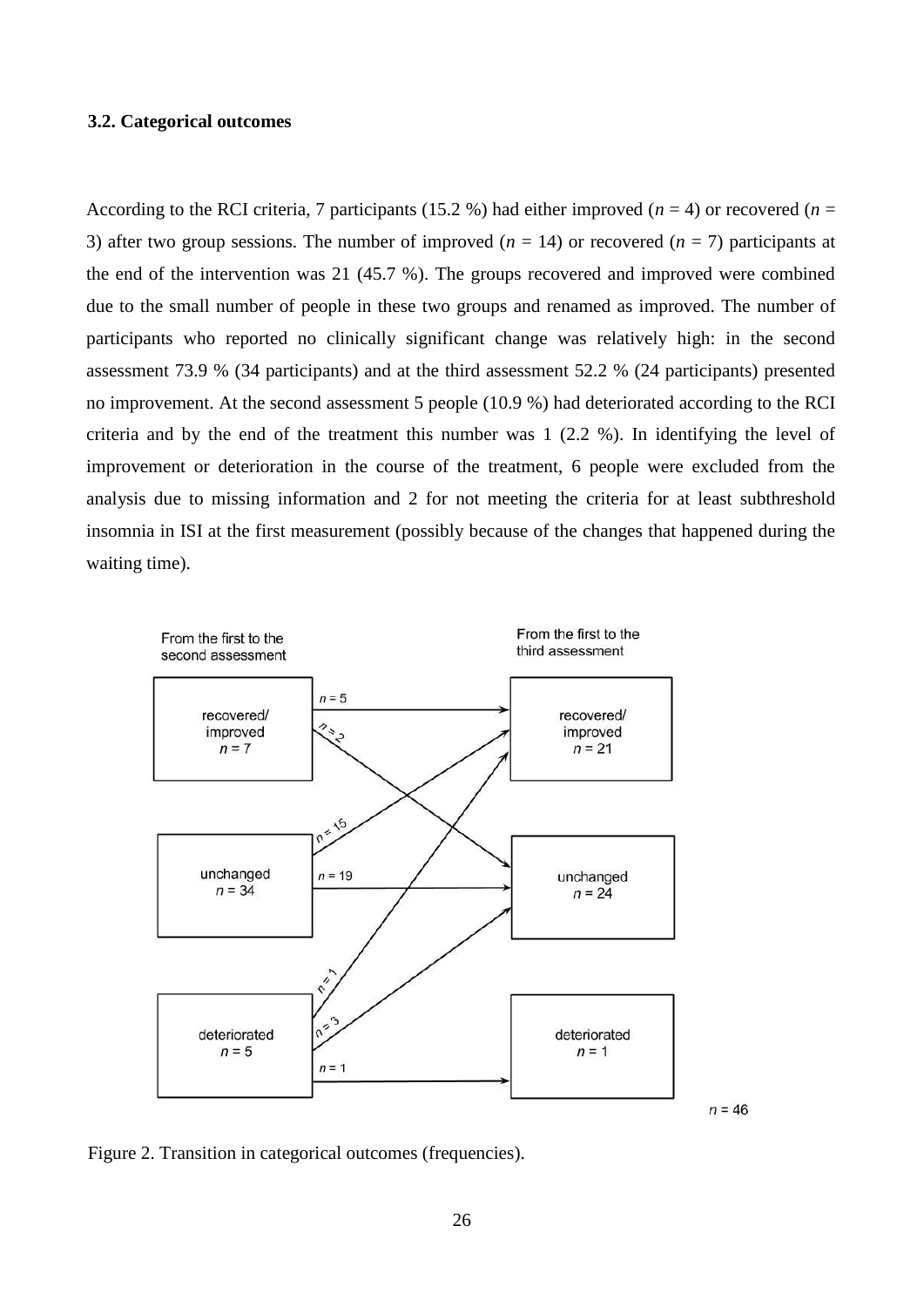### 3.2. Categorical outcomes

According to the RCI criteria, 7 participants (15.2 %) had either improved ($n$ = 4) or recovered ($n$ = 3) after two group sessions. The number of improved ($n$ = 14) or recovered ($n$ = 7) participants at the end of the intervention was 21 (45.7 %). The groups recovered and improved were combined due to the small number of people in these two groups and renamed as improved. The number of participants who reported no clinically significant change was relatively high: in the second assessment 73.9 % (34 participants) and at the third assessment 52.2 % (24 participants) presented no improvement. At the second assessment 5 people (10.9 %) had deteriorated according to the RCI criteria and by the end of the treatment this number was 1 (2.2 %). In identifying the level of improvement or deterioration in the course of the treatment, 6 people were excluded from the analysis due to missing information and 2 for not meeting the criteria for at least subthreshold insomnia in ISI at the first measurement (possibly because of the changes that happened during the waiting time).

Figure 2. Transition in categorical outcomes (frequencies).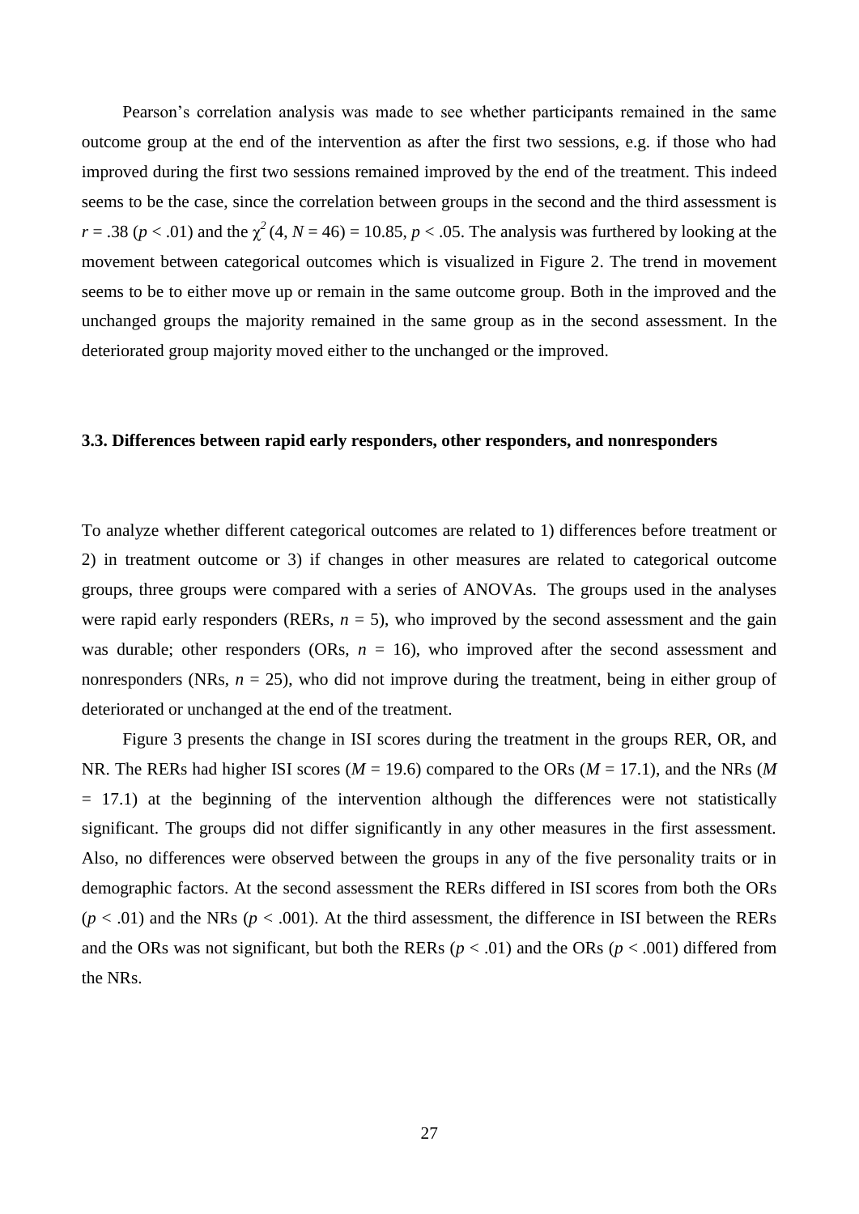Pearson's correlation analysis was made to see whether participants remained in the same outcome group at the end of the intervention as after the first two sessions, e.g. if those who had improved during the first two sessions remained improved by the end of the treatment. This indeed seems to be the case, since the correlation between groups in the second and the third assessment is $r = .38$ ($p < .01$) and the $\chi^2$ (4, $N = 46$) = 10.85, $p < .05$. The analysis was furthered by looking at the movement between categorical outcomes which is visualized in Figure 2. The trend in movement seems to be to either move up or remain in the same outcome group. Both in the improved and the unchanged groups the majority remained in the same group as in the second assessment. In the deteriorated group majority moved either to the unchanged or the improved.

### 3.3. Differences between rapid early responders, other responders, and nonresponders

To analyze whether different categorical outcomes are related to 1) differences before treatment or 2) in treatment outcome or 3) if changes in other measures are related to categorical outcome groups, three groups were compared with a series of ANOVAs. The groups used in the analyses were rapid early responders (RERs, $n = 5$), who improved by the second assessment and the gain was durable; other responders (ORs, $n = 16$), who improved after the second assessment and nonresponders (NRs, $n = 25$), who did not improve during the treatment, being in either group of deteriorated or unchanged at the end of the treatment.

Figure 3 presents the change in ISI scores during the treatment in the groups RER, OR, and NR. The RERs had higher ISI scores ($M = 19.6$) compared to the ORs ($M = 17.1$), and the NRs ($M = 17.1$) at the beginning of the intervention although the differences were not statistically significant. The groups did not differ significantly in any other measures in the first assessment. Also, no differences were observed between the groups in any of the five personality traits or in demographic factors. At the second assessment the RERs differed in ISI scores from both the ORs ($p < .01$) and the NRs ($p < .001$). At the third assessment, the difference in ISI between the RERs and the ORs was not significant, but both the RERs ($p < .01$) and the ORs ($p < .001$) differed from the NRs.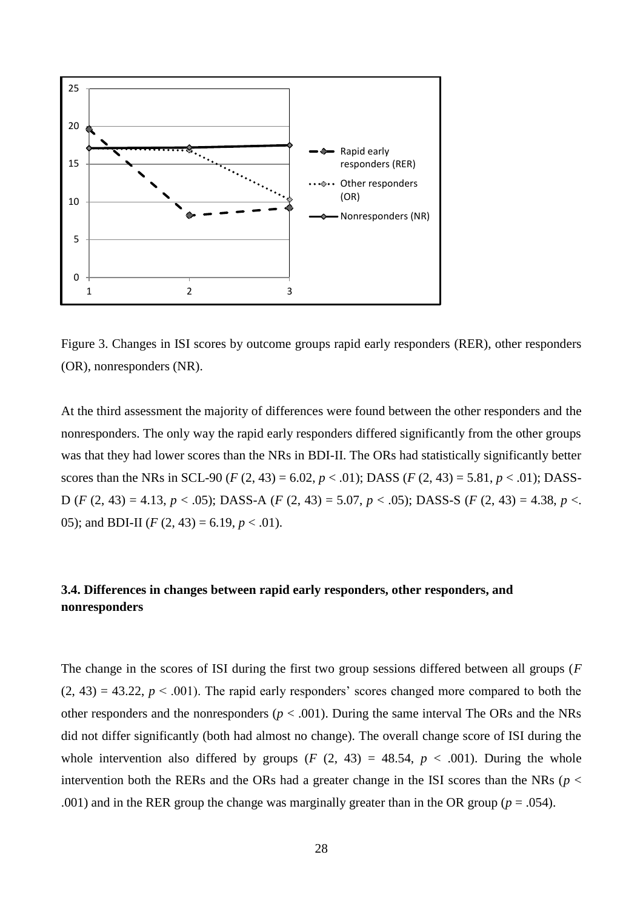Figure 3. Changes in ISI scores by outcome groups rapid early responders (RER), other responders (OR), nonresponders (NR).

At the third assessment the majority of differences were found between the other responders and the nonresponders. The only way the rapid early responders differed significantly from the other groups was that they had lower scores than the NRs in BDI-II. The ORs had statistically significantly better scores than the NRs in SCL-90 ($F$ (2, 43) = 6.02, $p$ < .01); DASS ($F$ (2, 43) = 5.81, $p$ < .01); DASS-D ($F$ (2, 43) = 4.13, $p$ < .05); DASS-A ($F$ (2, 43) = 5.07, $p$ < .05); DASS-S ($F$ (2, 43) = 4.38, $p$ <. 05); and BDI-II ($F$ (2, 43) = 6.19, $p$ < .01).

### 3.4. Differences in changes between rapid early responders, other responders, and nonresponders

The change in the scores of ISI during the first two group sessions differed between all groups ($F$ (2, 43) = 43.22, $p$ < .001). The rapid early responders' scores changed more compared to both the other responders and the nonresponders ($p$ < .001). During the same interval The ORs and the NRs did not differ significantly (both had almost no change). The overall change score of ISI during the whole intervention also differed by groups ($F$ (2, 43) = 48.54, $p$ < .001). During the whole intervention both the RERs and the ORs had a greater change in the ISI scores than the NRs ($p$ < .001) and in the RER group the change was marginally greater than in the OR group ($p$ = .054).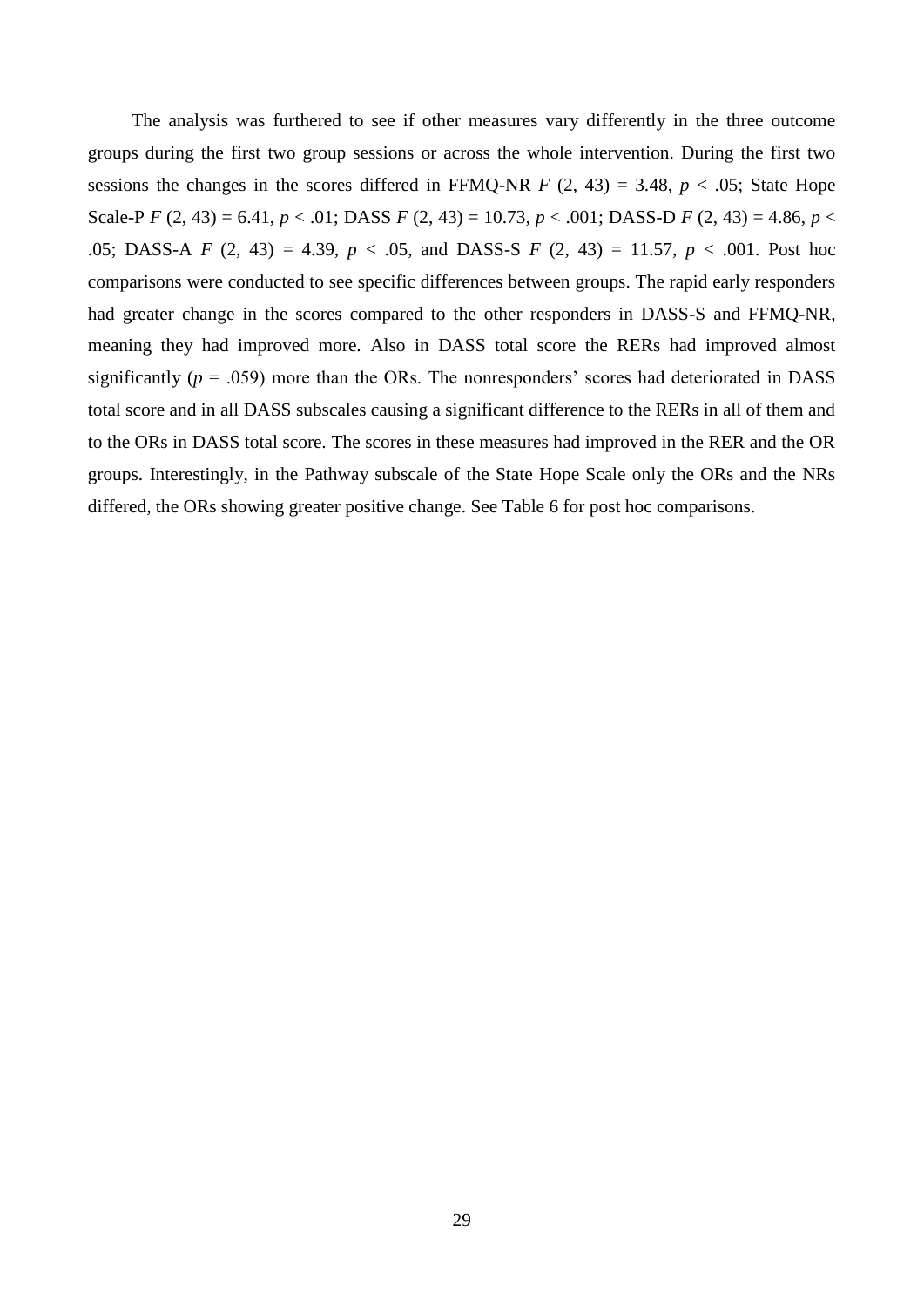The analysis was furthered to see if other measures vary differently in the three outcome groups during the first two group sessions or across the whole intervention. During the first two sessions the changes in the scores differed in FFMQ-NR $F$ (2, 43) = 3.48, $p < .05$; State Hope Scale-P $F$ (2, 43) = 6.41, $p < .01$; DASS $F$ (2, 43) = 10.73, $p < .001$; DASS-D $F$ (2, 43) = 4.86, $p < .05$; DASS-A $F$ (2, 43) = 4.39, $p < .05$, and DASS-S $F$ (2, 43) = 11.57, $p < .001$. Post hoc comparisons were conducted to see specific differences between groups. The rapid early responders had greater change in the scores compared to the other responders in DASS-S and FFMQ-NR, meaning they had improved more. Also in DASS total score the RERs had improved almost significantly ($p = .059$) more than the ORs. The nonresponders' scores had deteriorated in DASS total score and in all DASS subscales causing a significant difference to the RERs in all of them and to the ORs in DASS total score. The scores in these measures had improved in the RER and the OR groups. Interestingly, in the Pathway subscale of the State Hope Scale only the ORs and the NRs differed, the ORs showing greater positive change. See Table 6 for post hoc comparisons.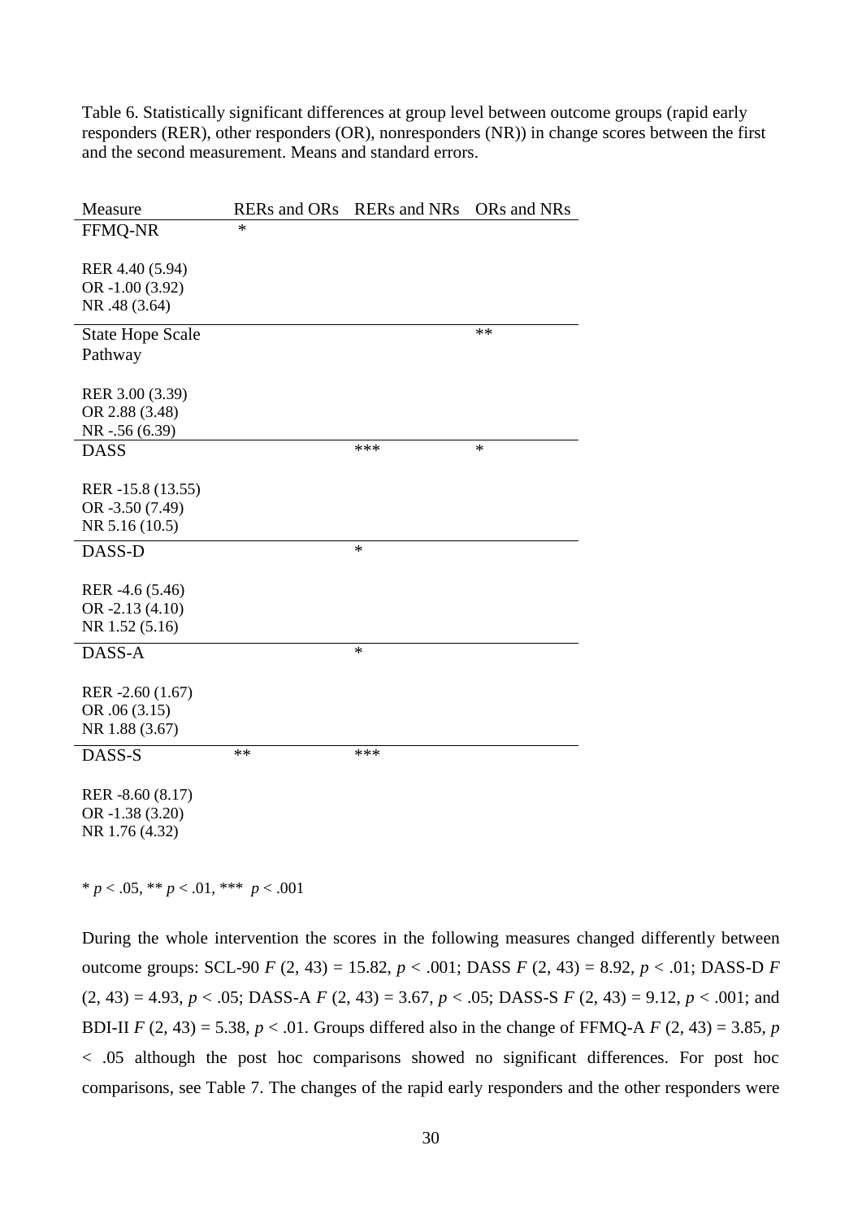Table 6. Statistically significant differences at group level between outcome groups (rapid early responders (RER), other responders (OR), nonresponders (NR)) in change scores between the first and the second measurement. Means and standard errors.

| Measure | RERs and ORs | RERs and NRs | ORs and NRs |
|---|---|---|---|
| FFMQ-NR<br>RER 4.40 (5.94)<br>OR -1.00 (3.92)<br>NR .48 (3.64) | * | | |
| State Hope Scale Pathway<br>RER 3.00 (3.39)<br>OR 2.88 (3.48)<br>NR -.56 (6.39) | | | ** |
| DASS<br>RER -15.8 (13.55)<br>OR -3.50 (7.49)<br>NR 5.16 (10.5) | | *** | * |
| DASS-D<br>RER -4.6 (5.46)<br>OR -2.13 (4.10)<br>NR 1.52 (5.16) | | * | |
| DASS-A<br>RER -2.60 (1.67)<br>OR .06 (3.15)<br>NR 1.88 (3.67) | | * | |
| DASS-S<br>RER -8.60 (8.17)<br>OR -1.38 (3.20)<br>NR 1.76 (4.32) | ** | *** | |

* $p < .05$, ** $p < .01$, *** $p < .001$

During the whole intervention the scores in the following measures changed differently between outcome groups: SCL-90 $F$ (2, 43) = 15.82, $p < .001$; DASS $F$ (2, 43) = 8.92, $p < .01$; DASS-D $F$ (2, 43) = 4.93, $p < .05$; DASS-A $F$ (2, 43) = 3.67, $p < .05$; DASS-S $F$ (2, 43) = 9.12, $p < .001$; and BDI-II $F$ (2, 43) = 5.38, $p < .01$. Groups differed also in the change of FFMQ-A $F$ (2, 43) = 3.85, $p < .05$ although the post hoc comparisons showed no significant differences. For post hoc comparisons, see Table 7. The changes of the rapid early responders and the other responders were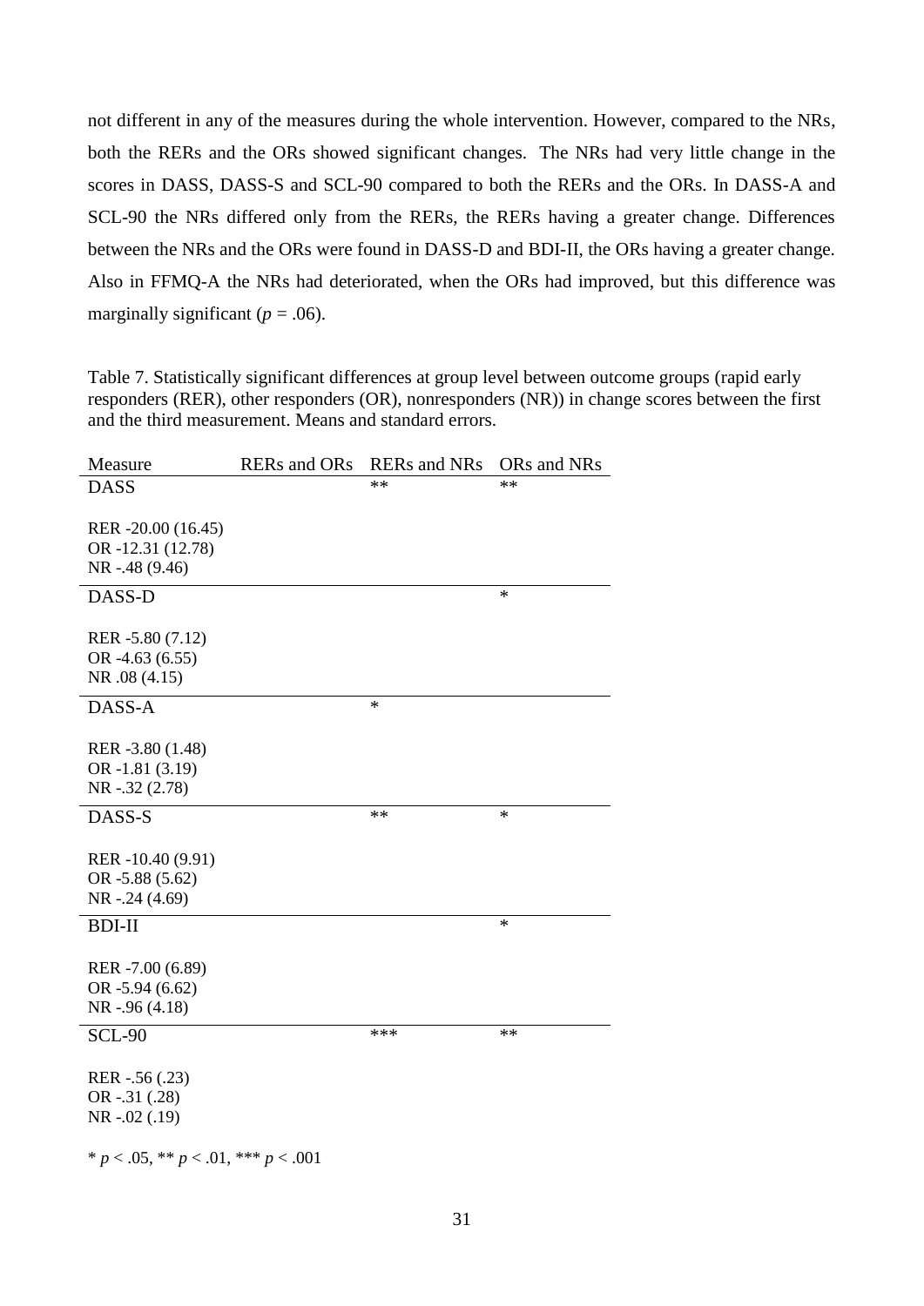not different in any of the measures during the whole intervention. However, compared to the NRs, both the RERs and the ORs showed significant changes. The NRs had very little change in the scores in DASS, DASS-S and SCL-90 compared to both the RERs and the ORs. In DASS-A and SCL-90 the NRs differed only from the RERs, the RERs having a greater change. Differences between the NRs and the ORs were found in DASS-D and BDI-II, the ORs having a greater change. Also in FFMQ-A the NRs had deteriorated, when the ORs had improved, but this difference was marginally significant ($p$ = .06).

Table 7. Statistically significant differences at group level between outcome groups (rapid early responders (RER), other responders (OR), nonresponders (NR)) in change scores between the first and the third measurement. Means and standard errors.

| Measure | RERs and ORs | RERs and NRs | ORs and NRs |
|---|---|---|---|
| DASS | | ** | ** |
| RER -20.00 (16.45)<br>OR -12.31 (12.78)<br>NR -.48 (9.46) | | | |
| DASS-D | | | * |
| RER -5.80 (7.12)<br>OR -4.63 (6.55)<br>NR .08 (4.15) | | | |
| DASS-A | | * | |
| RER -3.80 (1.48)<br>OR -1.81 (3.19)<br>NR -.32 (2.78) | | | |
| DASS-S | | ** | * |
| RER -10.40 (9.91)<br>OR -5.88 (5.62)<br>NR -.24 (4.69) | | | |
| BDI-II | | | * |
| RER -7.00 (6.89)<br>OR -5.94 (6.62)<br>NR -.96 (4.18) | | | |
| SCL-90 | | *** | ** |
| RER -.56 (.23)<br>OR -.31 (.28)<br>NR -.02 (.19) | | | |

* $p < .05$, ** $p < .01$, *** $p < .001$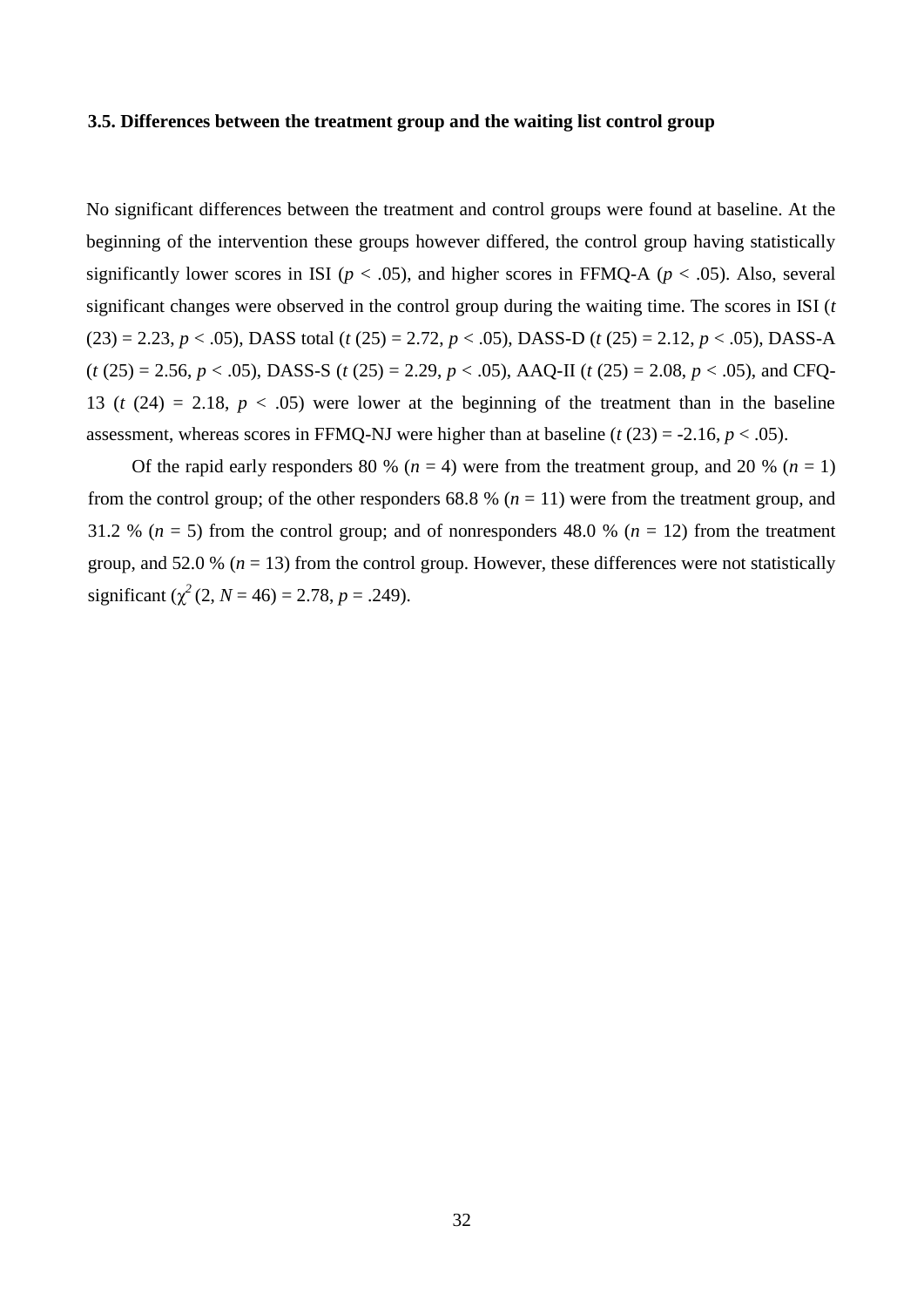### 3.5. Differences between the treatment group and the waiting list control group

No significant differences between the treatment and control groups were found at baseline. At the beginning of the intervention these groups however differed, the control group having statistically significantly lower scores in ISI ($p < .05$), and higher scores in FFMQ-A ($p < .05$). Also, several significant changes were observed in the control group during the waiting time. The scores in ISI ($t$ (23) = 2.23, $p < .05$), DASS total ($t$ (25) = 2.72, $p < .05$), DASS-D ($t$ (25) = 2.12, $p < .05$), DASS-A ($t$ (25) = 2.56, $p < .05$), DASS-S ($t$ (25) = 2.29, $p < .05$), AAQ-II ($t$ (25) = 2.08, $p < .05$), and CFQ-13 ($t$ (24) = 2.18, $p < .05$) were lower at the beginning of the treatment than in the baseline assessment, whereas scores in FFMQ-NJ were higher than at baseline ($t$ (23) = -2.16, $p < .05$).

Of the rapid early responders 80 % ($n$ = 4) were from the treatment group, and 20 % ($n$ = 1) from the control group; of the other responders 68.8 % ($n$ = 11) were from the treatment group, and 31.2 % ($n$ = 5) from the control group; and of nonresponders 48.0 % ($n$ = 12) from the treatment group, and 52.0 % ($n$ = 13) from the control group. However, these differences were not statistically significant ($\chi^2$ (2, $N$ = 46) = 2.78, $p$ = .249).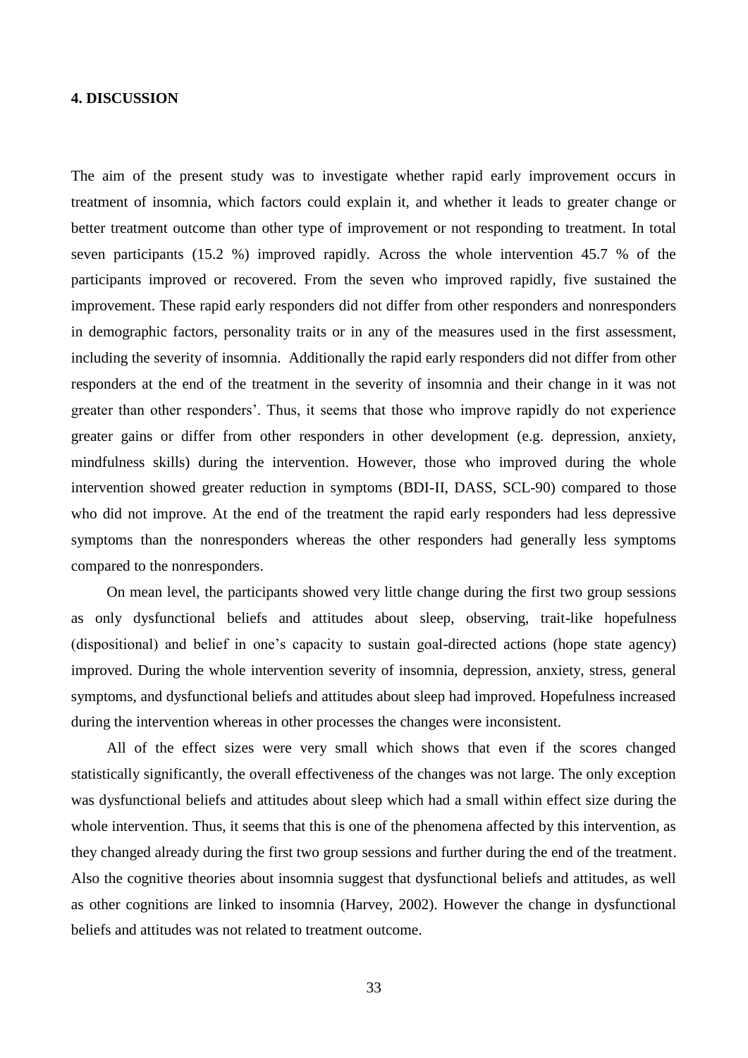## 4. DISCUSSION

The aim of the present study was to investigate whether rapid early improvement occurs in treatment of insomnia, which factors could explain it, and whether it leads to greater change or better treatment outcome than other type of improvement or not responding to treatment. In total seven participants (15.2 %) improved rapidly. Across the whole intervention 45.7 % of the participants improved or recovered. From the seven who improved rapidly, five sustained the improvement. These rapid early responders did not differ from other responders and nonresponders in demographic factors, personality traits or in any of the measures used in the first assessment, including the severity of insomnia. Additionally the rapid early responders did not differ from other responders at the end of the treatment in the severity of insomnia and their change in it was not greater than other responders'. Thus, it seems that those who improve rapidly do not experience greater gains or differ from other responders in other development (e.g. depression, anxiety, mindfulness skills) during the intervention. However, those who improved during the whole intervention showed greater reduction in symptoms (BDI-II, DASS, SCL-90) compared to those who did not improve. At the end of the treatment the rapid early responders had less depressive symptoms than the nonresponders whereas the other responders had generally less symptoms compared to the nonresponders.

On mean level, the participants showed very little change during the first two group sessions as only dysfunctional beliefs and attitudes about sleep, observing, trait-like hopefulness (dispositional) and belief in one's capacity to sustain goal-directed actions (hope state agency) improved. During the whole intervention severity of insomnia, depression, anxiety, stress, general symptoms, and dysfunctional beliefs and attitudes about sleep had improved. Hopefulness increased during the intervention whereas in other processes the changes were inconsistent.

All of the effect sizes were very small which shows that even if the scores changed statistically significantly, the overall effectiveness of the changes was not large. The only exception was dysfunctional beliefs and attitudes about sleep which had a small within effect size during the whole intervention. Thus, it seems that this is one of the phenomena affected by this intervention, as they changed already during the first two group sessions and further during the end of the treatment. Also the cognitive theories about insomnia suggest that dysfunctional beliefs and attitudes, as well as other cognitions are linked to insomnia (Harvey, 2002). However the change in dysfunctional beliefs and attitudes was not related to treatment outcome.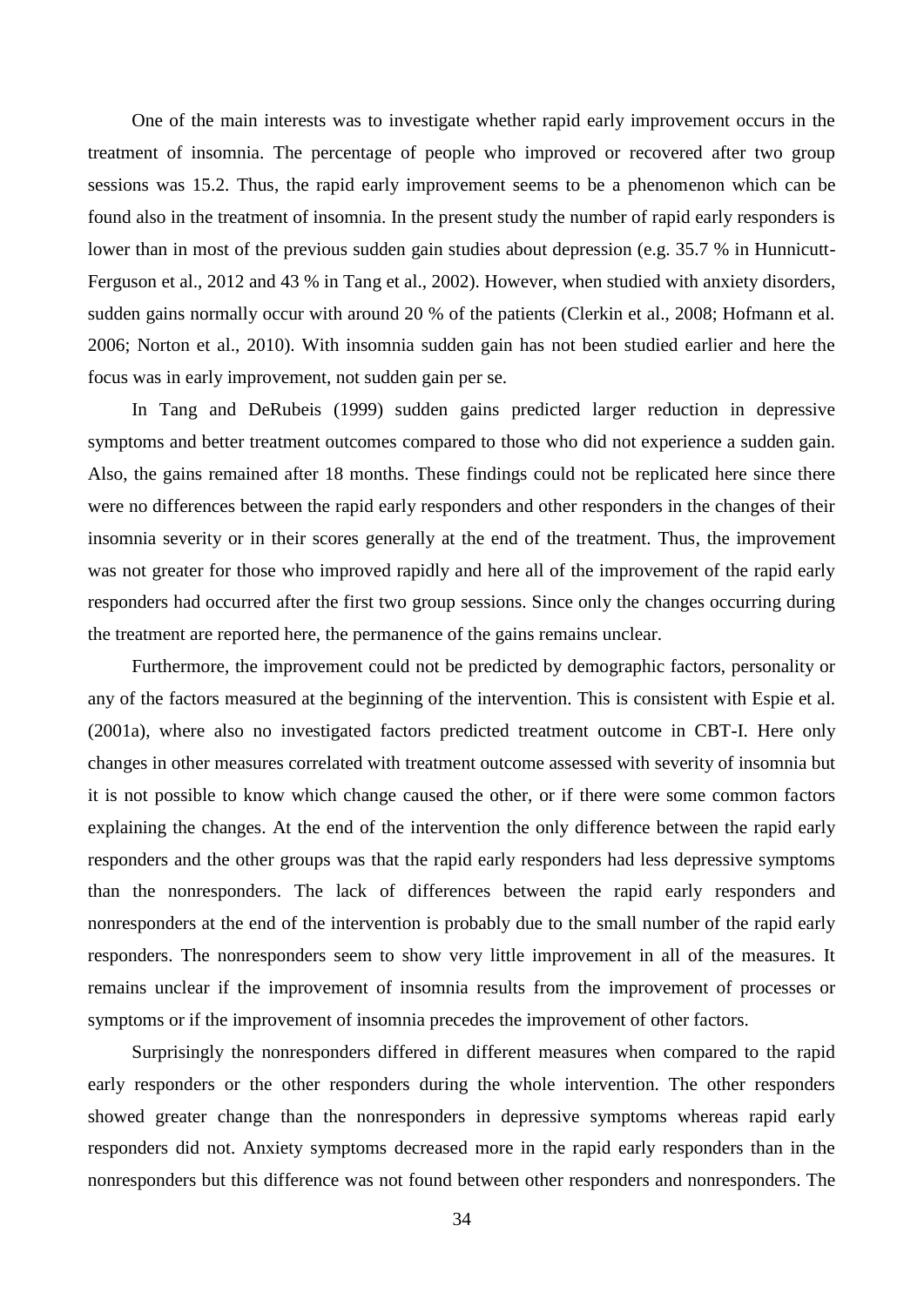One of the main interests was to investigate whether rapid early improvement occurs in the treatment of insomnia. The percentage of people who improved or recovered after two group sessions was 15.2. Thus, the rapid early improvement seems to be a phenomenon which can be found also in the treatment of insomnia. In the present study the number of rapid early responders is lower than in most of the previous sudden gain studies about depression (e.g. 35.7 % in Hunnicutt-Ferguson et al., 2012 and 43 % in Tang et al., 2002). However, when studied with anxiety disorders, sudden gains normally occur with around 20 % of the patients (Clerkin et al., 2008; Hofmann et al. 2006; Norton et al., 2010). With insomnia sudden gain has not been studied earlier and here the focus was in early improvement, not sudden gain per se.

In Tang and DeRubeis (1999) sudden gains predicted larger reduction in depressive symptoms and better treatment outcomes compared to those who did not experience a sudden gain. Also, the gains remained after 18 months. These findings could not be replicated here since there were no differences between the rapid early responders and other responders in the changes of their insomnia severity or in their scores generally at the end of the treatment. Thus, the improvement was not greater for those who improved rapidly and here all of the improvement of the rapid early responders had occurred after the first two group sessions. Since only the changes occurring during the treatment are reported here, the permanence of the gains remains unclear.

Furthermore, the improvement could not be predicted by demographic factors, personality or any of the factors measured at the beginning of the intervention. This is consistent with Espie et al. (2001a), where also no investigated factors predicted treatment outcome in CBT-I. Here only changes in other measures correlated with treatment outcome assessed with severity of insomnia but it is not possible to know which change caused the other, or if there were some common factors explaining the changes. At the end of the intervention the only difference between the rapid early responders and the other groups was that the rapid early responders had less depressive symptoms than the nonresponders. The lack of differences between the rapid early responders and nonresponders at the end of the intervention is probably due to the small number of the rapid early responders. The nonresponders seem to show very little improvement in all of the measures. It remains unclear if the improvement of insomnia results from the improvement of processes or symptoms or if the improvement of insomnia precedes the improvement of other factors.

Surprisingly the nonresponders differed in different measures when compared to the rapid early responders or the other responders during the whole intervention. The other responders showed greater change than the nonresponders in depressive symptoms whereas rapid early responders did not. Anxiety symptoms decreased more in the rapid early responders than in the nonresponders but this difference was not found between other responders and nonresponders. The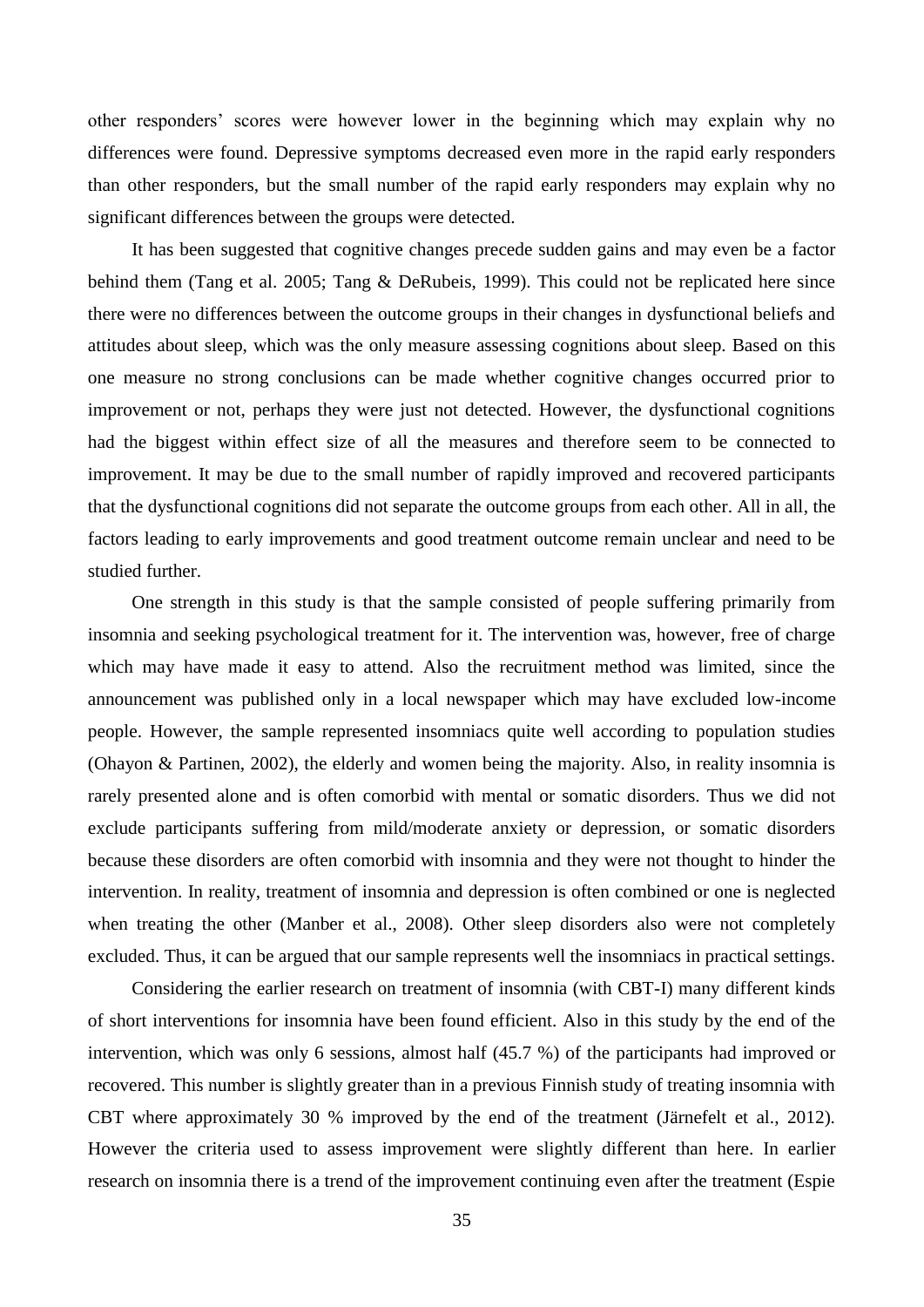other responders' scores were however lower in the beginning which may explain why no differences were found. Depressive symptoms decreased even more in the rapid early responders than other responders, but the small number of the rapid early responders may explain why no significant differences between the groups were detected.

It has been suggested that cognitive changes precede sudden gains and may even be a factor behind them (Tang et al. 2005; Tang & DeRubeis, 1999). This could not be replicated here since there were no differences between the outcome groups in their changes in dysfunctional beliefs and attitudes about sleep, which was the only measure assessing cognitions about sleep. Based on this one measure no strong conclusions can be made whether cognitive changes occurred prior to improvement or not, perhaps they were just not detected. However, the dysfunctional cognitions had the biggest within effect size of all the measures and therefore seem to be connected to improvement. It may be due to the small number of rapidly improved and recovered participants that the dysfunctional cognitions did not separate the outcome groups from each other. All in all, the factors leading to early improvements and good treatment outcome remain unclear and need to be studied further.

One strength in this study is that the sample consisted of people suffering primarily from insomnia and seeking psychological treatment for it. The intervention was, however, free of charge which may have made it easy to attend. Also the recruitment method was limited, since the announcement was published only in a local newspaper which may have excluded low-income people. However, the sample represented insomniacs quite well according to population studies (Ohayon & Partinen, 2002), the elderly and women being the majority. Also, in reality insomnia is rarely presented alone and is often comorbid with mental or somatic disorders. Thus we did not exclude participants suffering from mild/moderate anxiety or depression, or somatic disorders because these disorders are often comorbid with insomnia and they were not thought to hinder the intervention. In reality, treatment of insomnia and depression is often combined or one is neglected when treating the other (Manber et al., 2008). Other sleep disorders also were not completely excluded. Thus, it can be argued that our sample represents well the insomniacs in practical settings.

Considering the earlier research on treatment of insomnia (with CBT-I) many different kinds of short interventions for insomnia have been found efficient. Also in this study by the end of the intervention, which was only 6 sessions, almost half (45.7 %) of the participants had improved or recovered. This number is slightly greater than in a previous Finnish study of treating insomnia with CBT where approximately 30 % improved by the end of the treatment (Järnefelt et al., 2012). However the criteria used to assess improvement were slightly different than here. In earlier research on insomnia there is a trend of the improvement continuing even after the treatment (Espie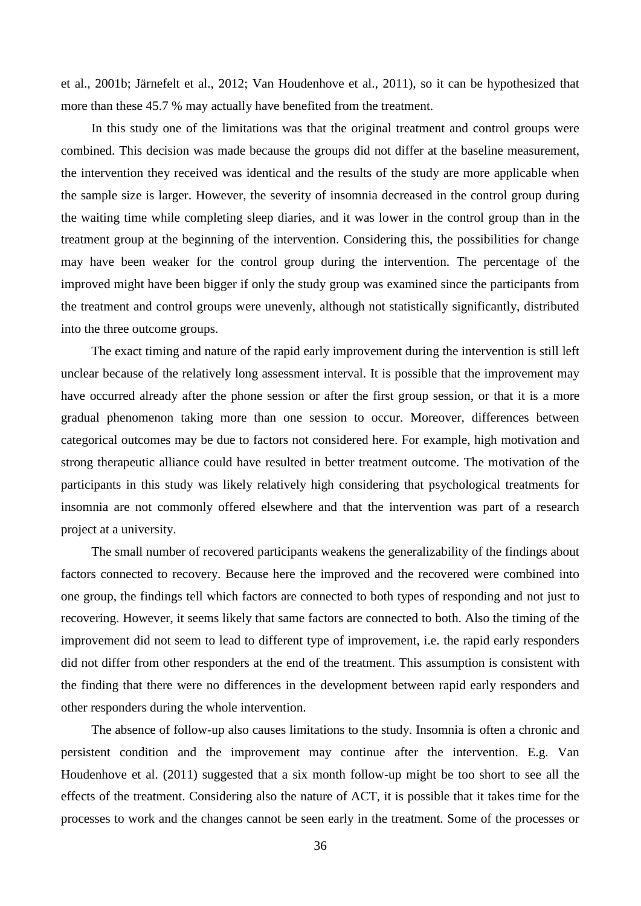et al., 2001b; Järnefelt et al., 2012; Van Houdenhove et al., 2011), so it can be hypothesized that more than these 45.7 % may actually have benefited from the treatment.

In this study one of the limitations was that the original treatment and control groups were combined. This decision was made because the groups did not differ at the baseline measurement, the intervention they received was identical and the results of the study are more applicable when the sample size is larger. However, the severity of insomnia decreased in the control group during the waiting time while completing sleep diaries, and it was lower in the control group than in the treatment group at the beginning of the intervention. Considering this, the possibilities for change may have been weaker for the control group during the intervention. The percentage of the improved might have been bigger if only the study group was examined since the participants from the treatment and control groups were unevenly, although not statistically significantly, distributed into the three outcome groups.

The exact timing and nature of the rapid early improvement during the intervention is still left unclear because of the relatively long assessment interval. It is possible that the improvement may have occurred already after the phone session or after the first group session, or that it is a more gradual phenomenon taking more than one session to occur. Moreover, differences between categorical outcomes may be due to factors not considered here. For example, high motivation and strong therapeutic alliance could have resulted in better treatment outcome. The motivation of the participants in this study was likely relatively high considering that psychological treatments for insomnia are not commonly offered elsewhere and that the intervention was part of a research project at a university.

The small number of recovered participants weakens the generalizability of the findings about factors connected to recovery. Because here the improved and the recovered were combined into one group, the findings tell which factors are connected to both types of responding and not just to recovering. However, it seems likely that same factors are connected to both. Also the timing of the improvement did not seem to lead to different type of improvement, i.e. the rapid early responders did not differ from other responders at the end of the treatment. This assumption is consistent with the finding that there were no differences in the development between rapid early responders and other responders during the whole intervention.

The absence of follow-up also causes limitations to the study. Insomnia is often a chronic and persistent condition and the improvement may continue after the intervention. E.g. Van Houdenhove et al. (2011) suggested that a six month follow-up might be too short to see all the effects of the treatment. Considering also the nature of ACT, it is possible that it takes time for the processes to work and the changes cannot be seen early in the treatment. Some of the processes or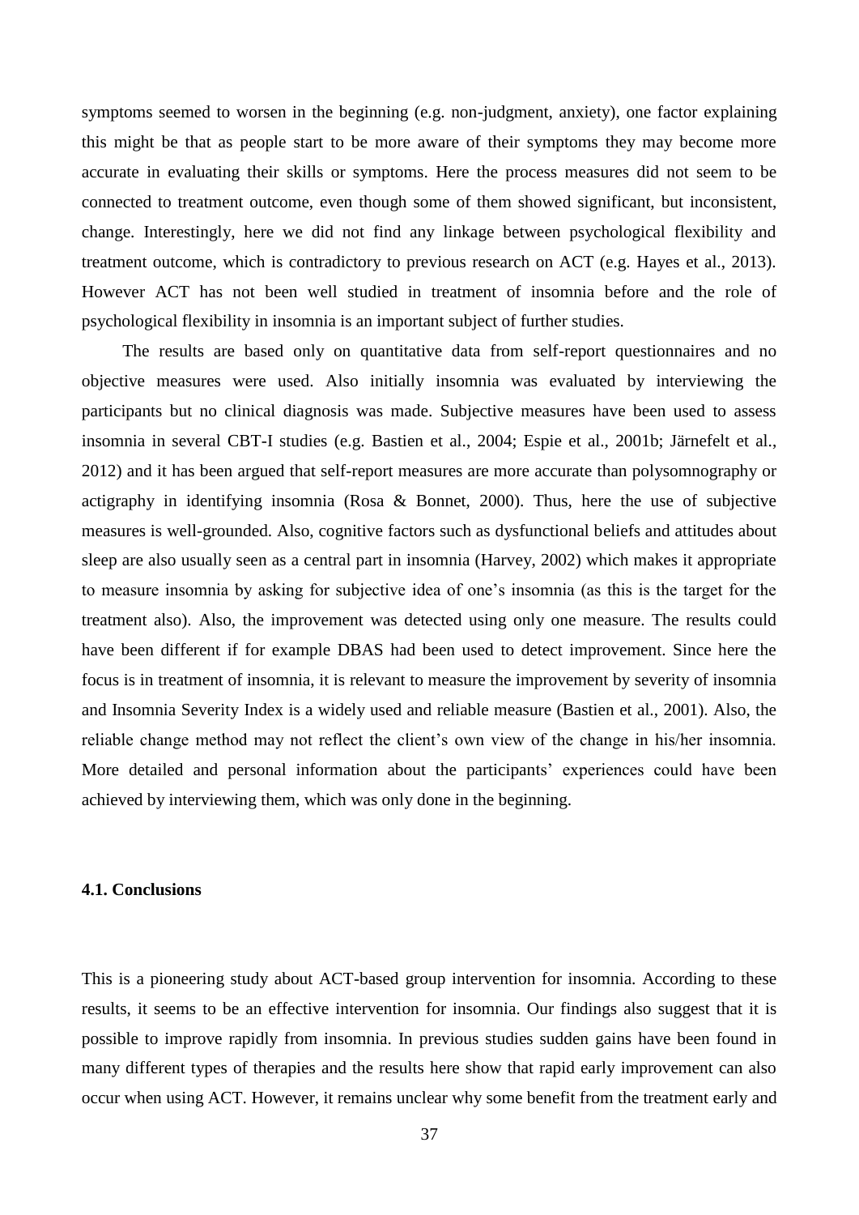symptoms seemed to worsen in the beginning (e.g. non-judgment, anxiety), one factor explaining this might be that as people start to be more aware of their symptoms they may become more accurate in evaluating their skills or symptoms. Here the process measures did not seem to be connected to treatment outcome, even though some of them showed significant, but inconsistent, change. Interestingly, here we did not find any linkage between psychological flexibility and treatment outcome, which is contradictory to previous research on ACT (e.g. Hayes et al., 2013). However ACT has not been well studied in treatment of insomnia before and the role of psychological flexibility in insomnia is an important subject of further studies.

The results are based only on quantitative data from self-report questionnaires and no objective measures were used. Also initially insomnia was evaluated by interviewing the participants but no clinical diagnosis was made. Subjective measures have been used to assess insomnia in several CBT-I studies (e.g. Bastien et al., 2004; Espie et al., 2001b; Järnefelt et al., 2012) and it has been argued that self-report measures are more accurate than polysomnography or actigraphy in identifying insomnia (Rosa & Bonnet, 2000). Thus, here the use of subjective measures is well-grounded. Also, cognitive factors such as dysfunctional beliefs and attitudes about sleep are also usually seen as a central part in insomnia (Harvey, 2002) which makes it appropriate to measure insomnia by asking for subjective idea of one's insomnia (as this is the target for the treatment also). Also, the improvement was detected using only one measure. The results could have been different if for example DBAS had been used to detect improvement. Since here the focus is in treatment of insomnia, it is relevant to measure the improvement by severity of insomnia and Insomnia Severity Index is a widely used and reliable measure (Bastien et al., 2001). Also, the reliable change method may not reflect the client's own view of the change in his/her insomnia. More detailed and personal information about the participants' experiences could have been achieved by interviewing them, which was only done in the beginning.

### 4.1. Conclusions

This is a pioneering study about ACT-based group intervention for insomnia. According to these results, it seems to be an effective intervention for insomnia. Our findings also suggest that it is possible to improve rapidly from insomnia. In previous studies sudden gains have been found in many different types of therapies and the results here show that rapid early improvement can also occur when using ACT. However, it remains unclear why some benefit from the treatment early and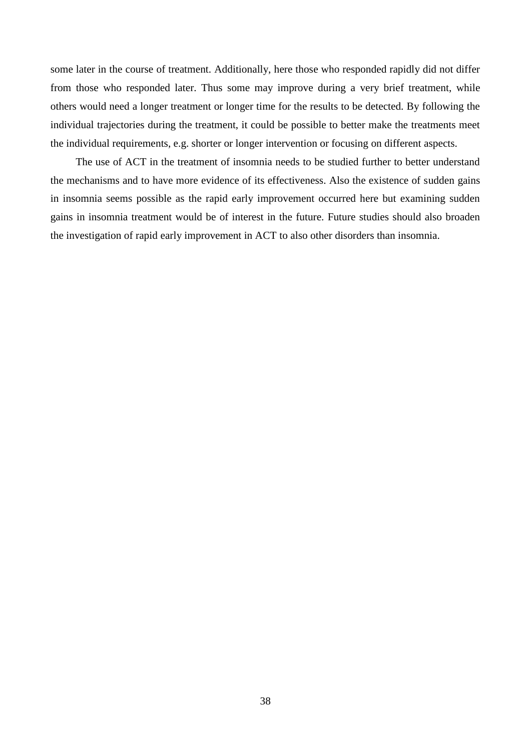some later in the course of treatment. Additionally, here those who responded rapidly did not differ from those who responded later. Thus some may improve during a very brief treatment, while others would need a longer treatment or longer time for the results to be detected. By following the individual trajectories during the treatment, it could be possible to better make the treatments meet the individual requirements, e.g. shorter or longer intervention or focusing on different aspects.

The use of ACT in the treatment of insomnia needs to be studied further to better understand the mechanisms and to have more evidence of its effectiveness. Also the existence of sudden gains in insomnia seems possible as the rapid early improvement occurred here but examining sudden gains in insomnia treatment would be of interest in the future. Future studies should also broaden the investigation of rapid early improvement in ACT to also other disorders than insomnia.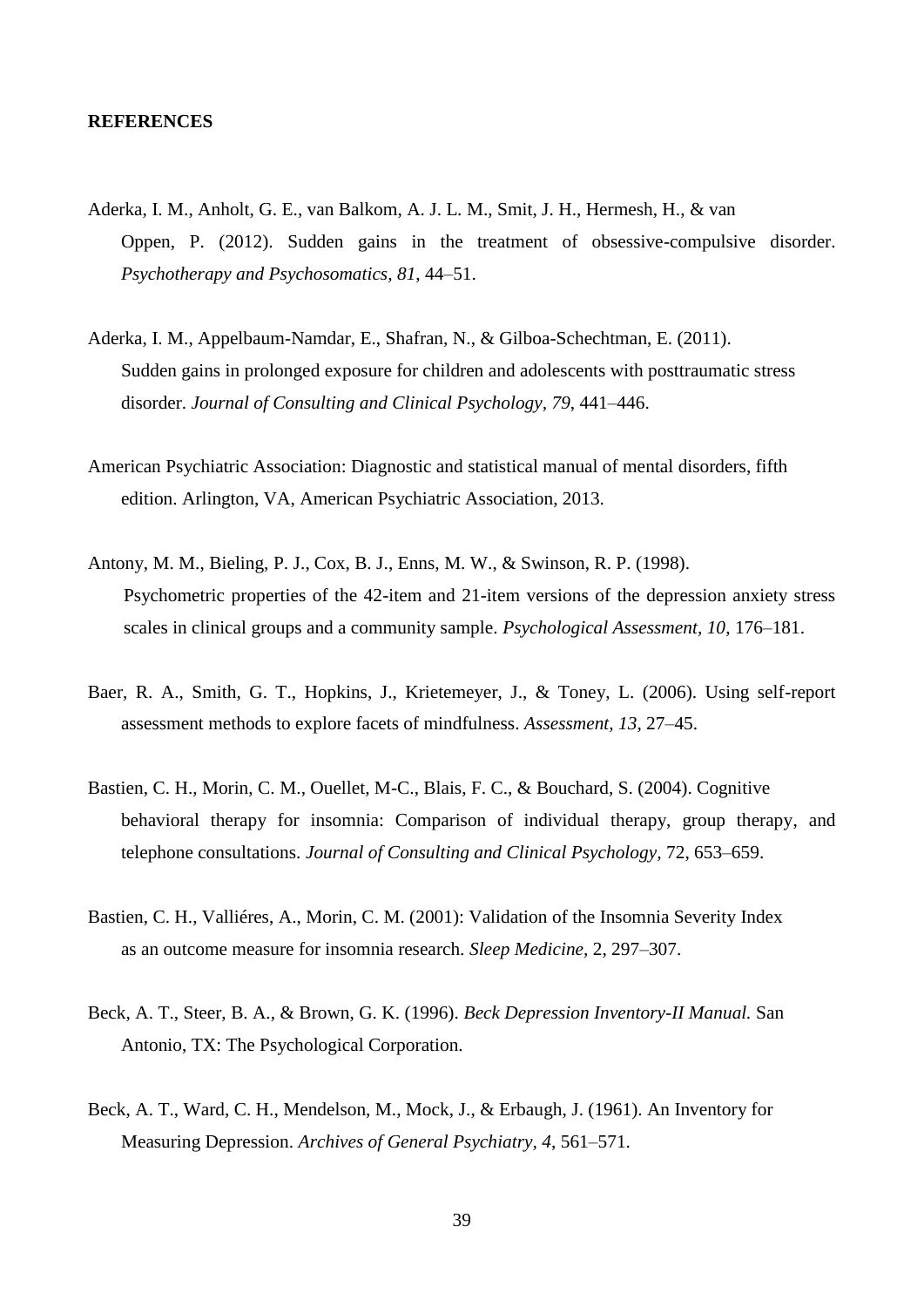**REFERENCES**

Aderka, I. M., Anholt, G. E., van Balkom, A. J. L. M., Smit, J. H., Hermesh, H., & van Oppen, P. (2012). Sudden gains in the treatment of obsessive-compulsive disorder. *Psychotherapy and Psychosomatics, 81*, 44–51.

Aderka, I. M., Appelbaum-Namdar, E., Shafran, N., & Gilboa-Schechtman, E. (2011). Sudden gains in prolonged exposure for children and adolescents with posttraumatic stress disorder. *Journal of Consulting and Clinical Psychology, 79*, 441–446.

American Psychiatric Association: Diagnostic and statistical manual of mental disorders, fifth edition. Arlington, VA, American Psychiatric Association, 2013.

Antony, M. M., Bieling, P. J., Cox, B. J., Enns, M. W., & Swinson, R. P. (1998). Psychometric properties of the 42-item and 21-item versions of the depression anxiety stress scales in clinical groups and a community sample. *Psychological Assessment, 10*, 176–181.

Baer, R. A., Smith, G. T., Hopkins, J., Krietemeyer, J., & Toney, L. (2006). Using self-report assessment methods to explore facets of mindfulness. *Assessment, 13*, 27–45.

Bastien, C. H., Morin, C. M., Ouellet, M-C., Blais, F. C., & Bouchard, S. (2004). Cognitive behavioral therapy for insomnia: Comparison of individual therapy, group therapy, and telephone consultations. *Journal of Consulting and Clinical Psychology*, 72, 653–659.

Bastien, C. H., Valliéres, A., Morin, C. M. (2001): Validation of the Insomnia Severity Index as an outcome measure for insomnia research. *Sleep Medicine*, 2, 297–307.

Beck, A. T., Steer, B. A., & Brown, G. K. (1996). *Beck Depression Inventory-II Manual.* San Antonio, TX: The Psychological Corporation.

Beck, A. T., Ward, C. H., Mendelson, M., Mock, J., & Erbaugh, J. (1961). An Inventory for Measuring Depression. *Archives of General Psychiatry, 4*, 561–571.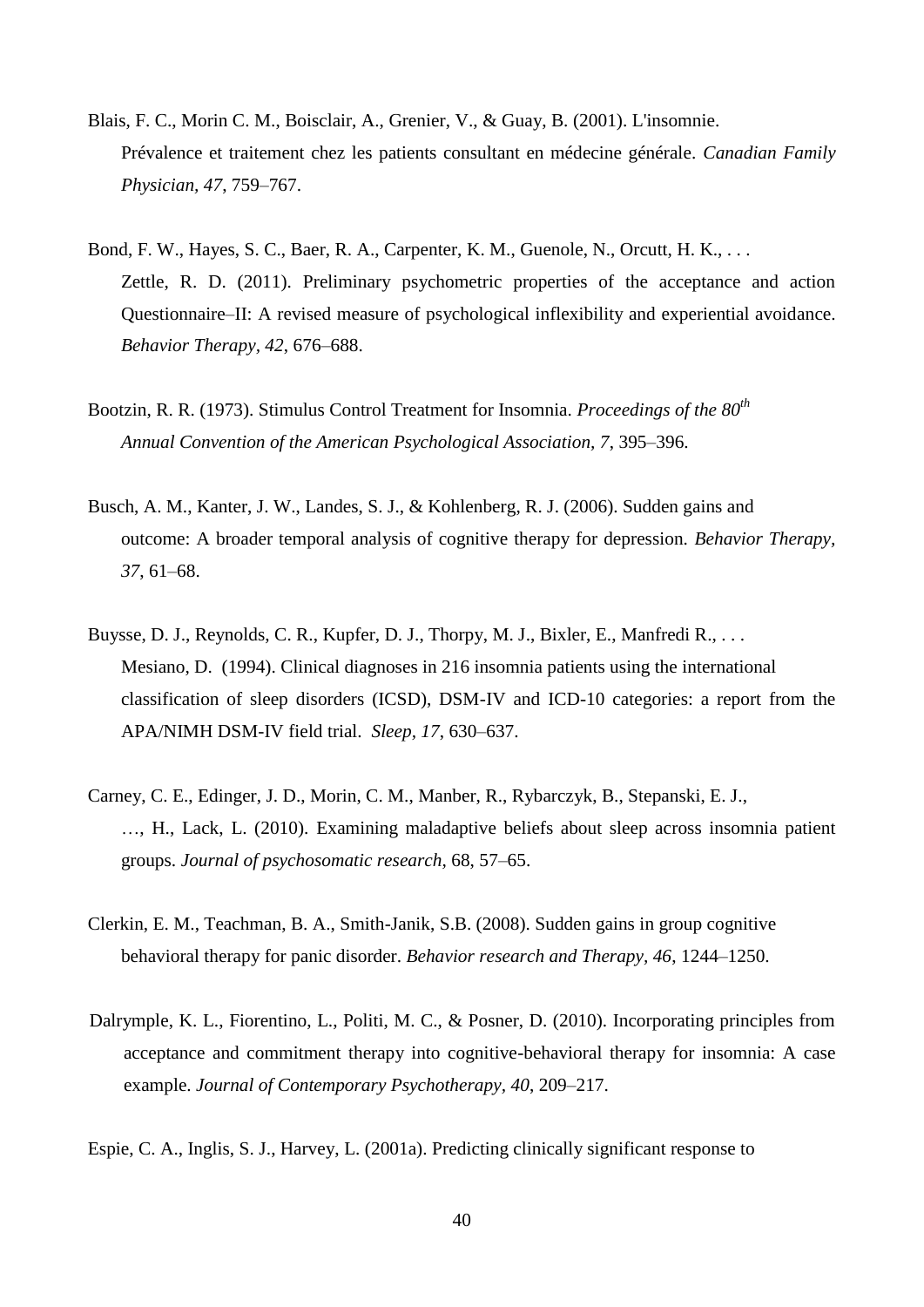Blais, F. C., Morin C. M., Boisclair, A., Grenier, V., & Guay, B. (2001). L'insomnie. Prévalence et traitement chez les patients consultant en médecine générale. *Canadian Family Physician, 47*, 759–767.

Bond, F. W., Hayes, S. C., Baer, R. A., Carpenter, K. M., Guenole, N., Orcutt, H. K., . . . Zettle, R. D. (2011). Preliminary psychometric properties of the acceptance and action Questionnaire–II: A revised measure of psychological inflexibility and experiential avoidance. *Behavior Therapy, 42*, 676–688.

Bootzin, R. R. (1973). Stimulus Control Treatment for Insomnia. *Proceedings of the 80th Annual Convention of the American Psychological Association, 7*, 395–396.

Busch, A. M., Kanter, J. W., Landes, S. J., & Kohlenberg, R. J. (2006). Sudden gains and outcome: A broader temporal analysis of cognitive therapy for depression. *Behavior Therapy, 37*, 61–68.

Buysse, D. J., Reynolds, C. R., Kupfer, D. J., Thorpy, M. J., Bixler, E., Manfredi R., . . . Mesiano, D. (1994). Clinical diagnoses in 216 insomnia patients using the international classification of sleep disorders (ICSD), DSM-IV and ICD-10 categories: a report from the APA/NIMH DSM-IV field trial. *Sleep, 17*, 630–637.

Carney, C. E., Edinger, J. D., Morin, C. M., Manber, R., Rybarczyk, B., Stepanski, E. J., …, H., Lack, L. (2010). Examining maladaptive beliefs about sleep across insomnia patient groups. *Journal of psychosomatic research*, 68, 57–65.

Clerkin, E. M., Teachman, B. A., Smith-Janik, S.B. (2008). Sudden gains in group cognitive behavioral therapy for panic disorder. *Behavior research and Therapy, 46*, 1244–1250.

Dalrymple, K. L., Fiorentino, L., Politi, M. C., & Posner, D. (2010). Incorporating principles from acceptance and commitment therapy into cognitive-behavioral therapy for insomnia: A case example. *Journal of Contemporary Psychotherapy, 40*, 209–217.

Espie, C. A., Inglis, S. J., Harvey, L. (2001a). Predicting clinically significant response to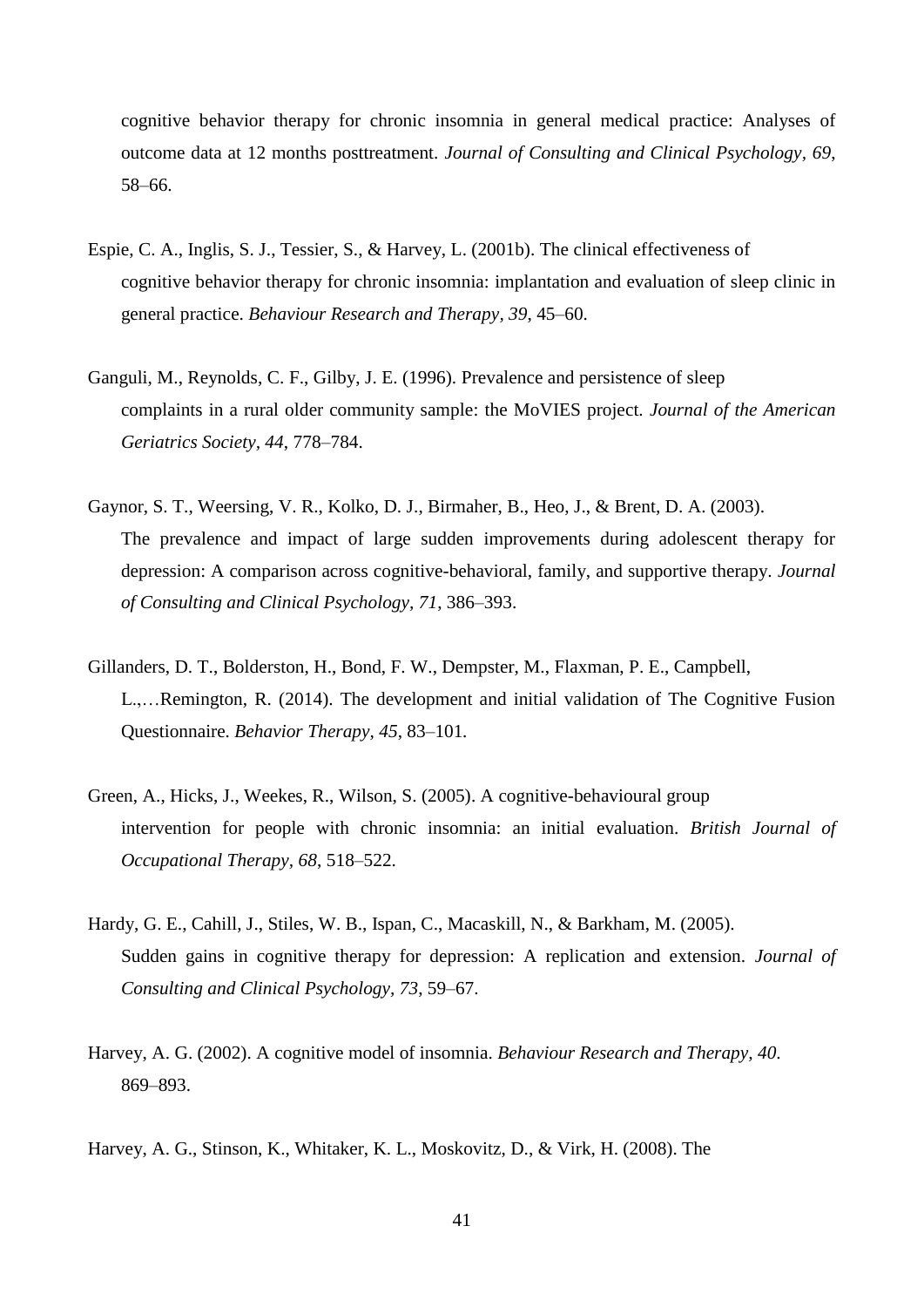cognitive behavior therapy for chronic insomnia in general medical practice: Analyses of outcome data at 12 months posttreatment. *Journal of Consulting and Clinical Psychology, 69*, 58–66.

Espie, C. A., Inglis, S. J., Tessier, S., & Harvey, L. (2001b). The clinical effectiveness of cognitive behavior therapy for chronic insomnia: implantation and evaluation of sleep clinic in general practice. *Behaviour Research and Therapy*, *39*, 45–60.

Ganguli, M., Reynolds, C. F., Gilby, J. E. (1996). Prevalence and persistence of sleep complaints in a rural older community sample: the MoVIES project. *Journal of the American Geriatrics Society*, *44*, 778–784.

Gaynor, S. T., Weersing, V. R., Kolko, D. J., Birmaher, B., Heo, J., & Brent, D. A. (2003). The prevalence and impact of large sudden improvements during adolescent therapy for depression: A comparison across cognitive-behavioral, family, and supportive therapy. *Journal of Consulting and Clinical Psychology, 71*, 386–393.

Gillanders, D. T., Bolderston, H., Bond, F. W., Dempster, M., Flaxman, P. E., Campbell, L.,…Remington, R. (2014). The development and initial validation of The Cognitive Fusion Questionnaire. *Behavior Therapy, 45*, 83–101.

Green, A., Hicks, J., Weekes, R., Wilson, S. (2005). A cognitive-behavioural group intervention for people with chronic insomnia: an initial evaluation. *British Journal of Occupational Therapy*, *68*, 518–522.

Hardy, G. E., Cahill, J., Stiles, W. B., Ispan, C., Macaskill, N., & Barkham, M. (2005). Sudden gains in cognitive therapy for depression: A replication and extension. *Journal of Consulting and Clinical Psychology, 73*, 59–67.

Harvey, A. G. (2002). A cognitive model of insomnia. *Behaviour Research and Therapy, 40*. 869–893.

Harvey, A. G., Stinson, K., Whitaker, K. L., Moskovitz, D., & Virk, H. (2008). The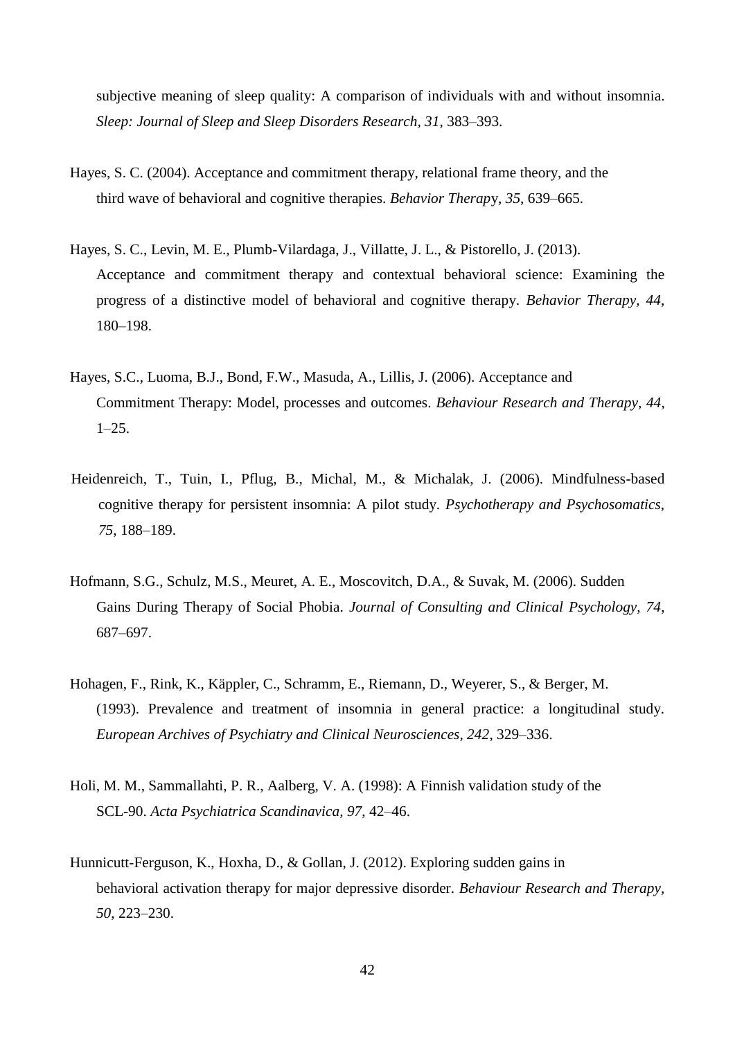subjective meaning of sleep quality: A comparison of individuals with and without insomnia. *Sleep: Journal of Sleep and Sleep Disorders Research, 31*, 383–393.

Hayes, S. C. (2004). Acceptance and commitment therapy, relational frame theory, and the third wave of behavioral and cognitive therapies. *Behavior Therapy*, *35*, 639–665.

Hayes, S. C., Levin, M. E., Plumb-Vilardaga, J., Villatte, J. L., & Pistorello, J. (2013). Acceptance and commitment therapy and contextual behavioral science: Examining the progress of a distinctive model of behavioral and cognitive therapy. *Behavior Therapy, 44*, 180–198.

Hayes, S.C., Luoma, B.J., Bond, F.W., Masuda, A., Lillis, J. (2006). Acceptance and Commitment Therapy: Model, processes and outcomes. *Behaviour Research and Therapy, 44*, 1–25.

Heidenreich, T., Tuin, I., Pflug, B., Michal, M., & Michalak, J. (2006). Mindfulness-based cognitive therapy for persistent insomnia: A pilot study. *Psychotherapy and Psychosomatics*, *75*, 188–189.

Hofmann, S.G., Schulz, M.S., Meuret, A. E., Moscovitch, D.A., & Suvak, M. (2006). Sudden Gains During Therapy of Social Phobia. *Journal of Consulting and Clinical Psychology, 74*, 687–697.

Hohagen, F., Rink, K., Käppler, C., Schramm, E., Riemann, D., Weyerer, S., & Berger, M. (1993). Prevalence and treatment of insomnia in general practice: a longitudinal study. *European Archives of Psychiatry and Clinical Neurosciences, 242*, 329–336.

Holi, M. M., Sammallahti, P. R., Aalberg, V. A. (1998): A Finnish validation study of the SCL-90. *Acta Psychiatrica Scandinavica, 97*, 42–46.

Hunnicutt-Ferguson, K., Hoxha, D., & Gollan, J. (2012). Exploring sudden gains in behavioral activation therapy for major depressive disorder. *Behaviour Research and Therapy, 50*, 223–230.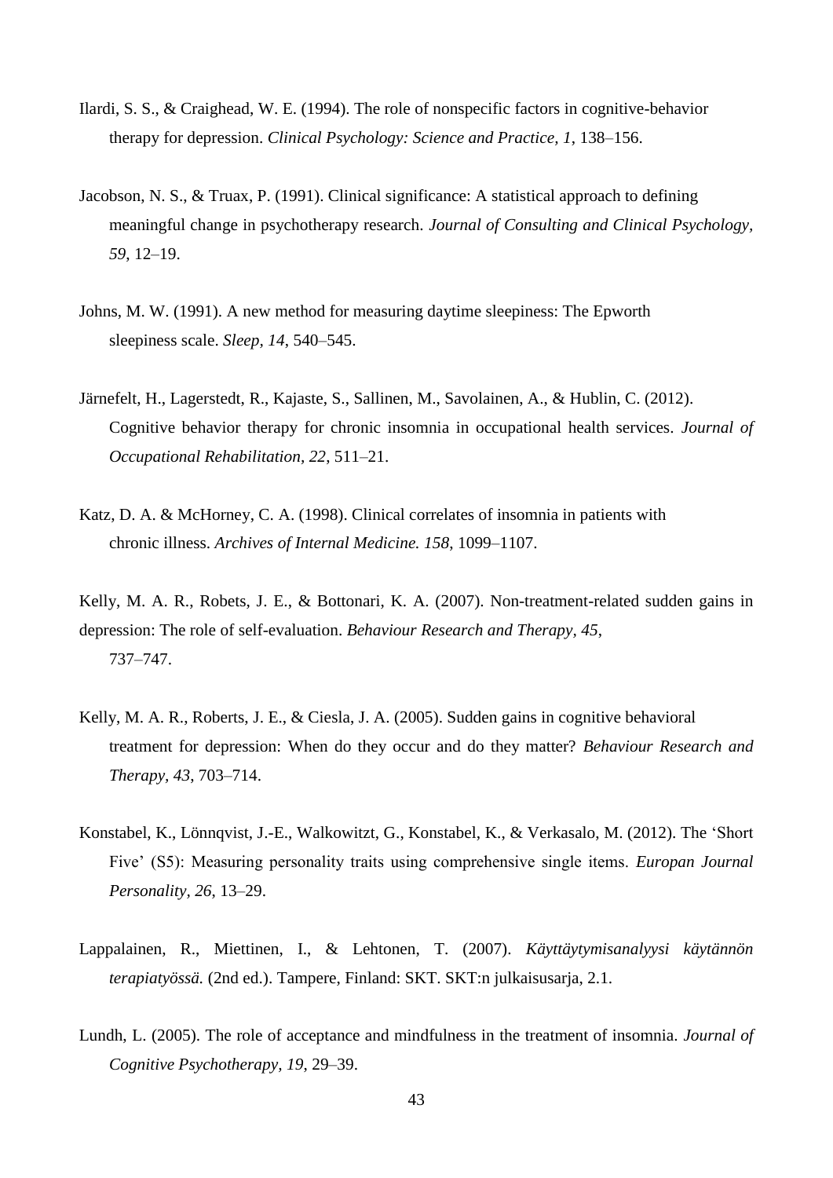Ilardi, S. S., & Craighead, W. E. (1994). The role of nonspecific factors in cognitive-behavior therapy for depression. *Clinical Psychology: Science and Practice, 1*, 138–156.

Jacobson, N. S., & Truax, P. (1991). Clinical significance: A statistical approach to defining meaningful change in psychotherapy research. *Journal of Consulting and Clinical Psychology*, *59*, 12–19.

Johns, M. W. (1991). A new method for measuring daytime sleepiness: The Epworth sleepiness scale. *Sleep, 14*, 540–545.

Järnefelt, H., Lagerstedt, R., Kajaste, S., Sallinen, M., Savolainen, A., & Hublin, C. (2012). Cognitive behavior therapy for chronic insomnia in occupational health services. *Journal of Occupational Rehabilitation, 22*, 511–21.

Katz, D. A. & McHorney, C. A. (1998). Clinical correlates of insomnia in patients with chronic illness. *Archives of Internal Medicine. 158*, 1099–1107.

Kelly, M. A. R., Robets, J. E., & Bottonari, K. A. (2007). Non-treatment-related sudden gains in depression: The role of self-evaluation. *Behaviour Research and Therapy, 45*, 737–747.

Kelly, M. A. R., Roberts, J. E., & Ciesla, J. A. (2005). Sudden gains in cognitive behavioral treatment for depression: When do they occur and do they matter? *Behaviour Research and Therapy, 43*, 703–714.

Konstabel, K., Lönnqvist, J.-E., Walkowitzt, G., Konstabel, K., & Verkasalo, M. (2012). The 'Short Five' (S5): Measuring personality traits using comprehensive single items. *Europan Journal Personality, 26*, 13–29.

Lappalainen, R., Miettinen, I., & Lehtonen, T. (2007). *Käyttäytymisanalyysi käytännön terapiatyössä.* (2nd ed.). Tampere, Finland: SKT. SKT:n julkaisusarja, 2.1.

Lundh, L. (2005). The role of acceptance and mindfulness in the treatment of insomnia. *Journal of Cognitive Psychotherapy, 19*, 29–39.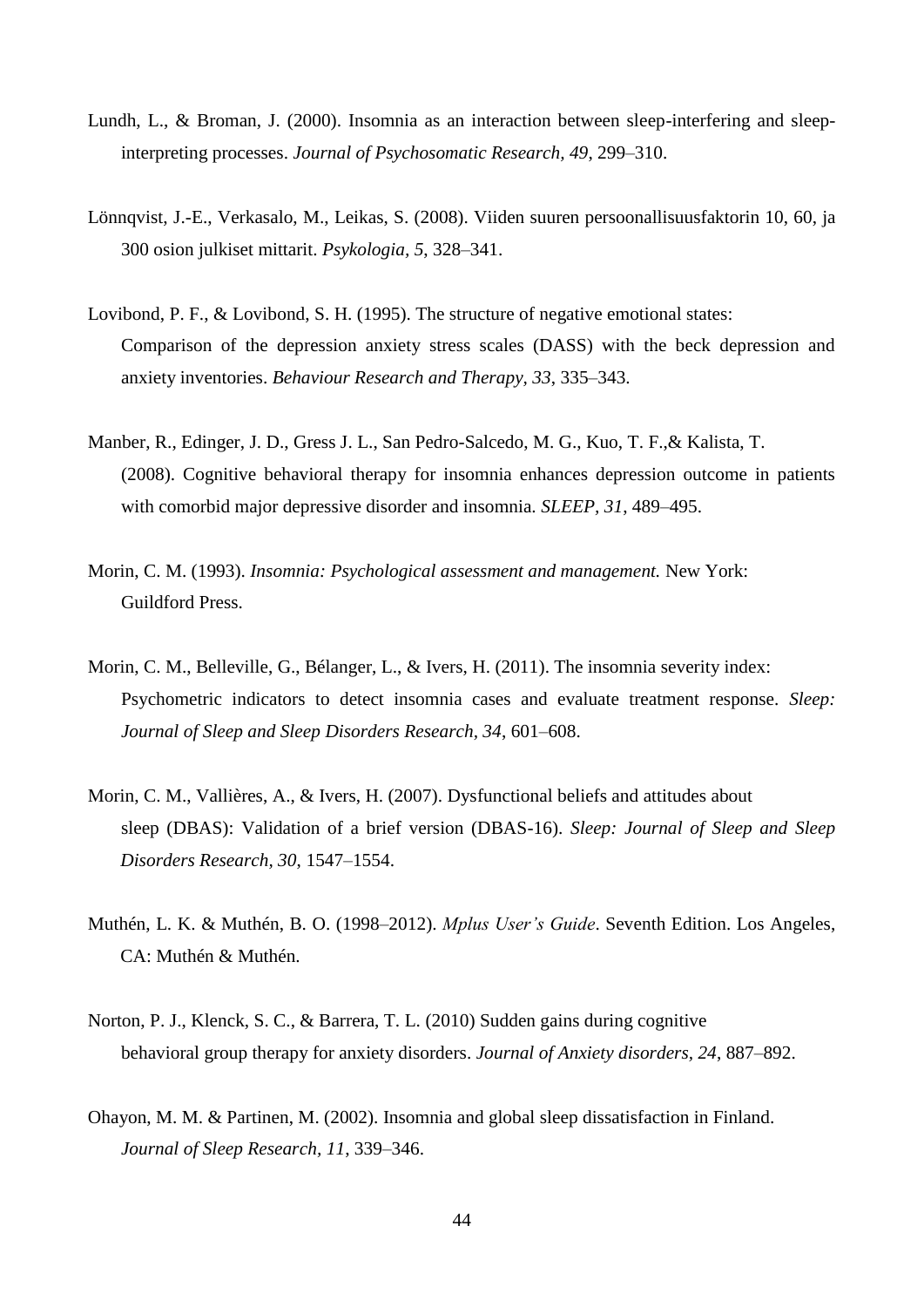Lundh, L., & Broman, J. (2000). Insomnia as an interaction between sleep-interfering and sleep-interpreting processes. *Journal of Psychosomatic Research, 49*, 299–310.

Lönnqvist, J.-E., Verkasalo, M., Leikas, S. (2008). Viiden suuren persoonallisuusfaktorin 10, 60, ja 300 osion julkiset mittarit. *Psykologia, 5*, 328–341.

Lovibond, P. F., & Lovibond, S. H. (1995). The structure of negative emotional states: Comparison of the depression anxiety stress scales (DASS) with the beck depression and anxiety inventories. *Behaviour Research and Therapy, 33*, 335–343.

Manber, R., Edinger, J. D., Gress J. L., San Pedro-Salcedo, M. G., Kuo, T. F.,& Kalista, T. (2008). Cognitive behavioral therapy for insomnia enhances depression outcome in patients with comorbid major depressive disorder and insomnia. *SLEEP, 31*, 489–495.

Morin, C. M. (1993). *Insomnia: Psychological assessment and management.* New York: Guildford Press.

Morin, C. M., Belleville, G., Bélanger, L., & Ivers, H. (2011). The insomnia severity index: Psychometric indicators to detect insomnia cases and evaluate treatment response. *Sleep: Journal of Sleep and Sleep Disorders Research, 34*, 601–608.

Morin, C. M., Vallières, A., & Ivers, H. (2007). Dysfunctional beliefs and attitudes about sleep (DBAS): Validation of a brief version (DBAS-16). *Sleep: Journal of Sleep and Sleep Disorders Research, 30*, 1547–1554.

Muthén, L. K. & Muthén, B. O. (1998–2012). *Mplus User's Guide*. Seventh Edition. Los Angeles, CA: Muthén & Muthén.

Norton, P. J., Klenck, S. C., & Barrera, T. L. (2010) Sudden gains during cognitive behavioral group therapy for anxiety disorders. *Journal of Anxiety disorders, 24*, 887–892.

Ohayon, M. M. & Partinen, M. (2002). Insomnia and global sleep dissatisfaction in Finland. *Journal of Sleep Research, 11*, 339–346.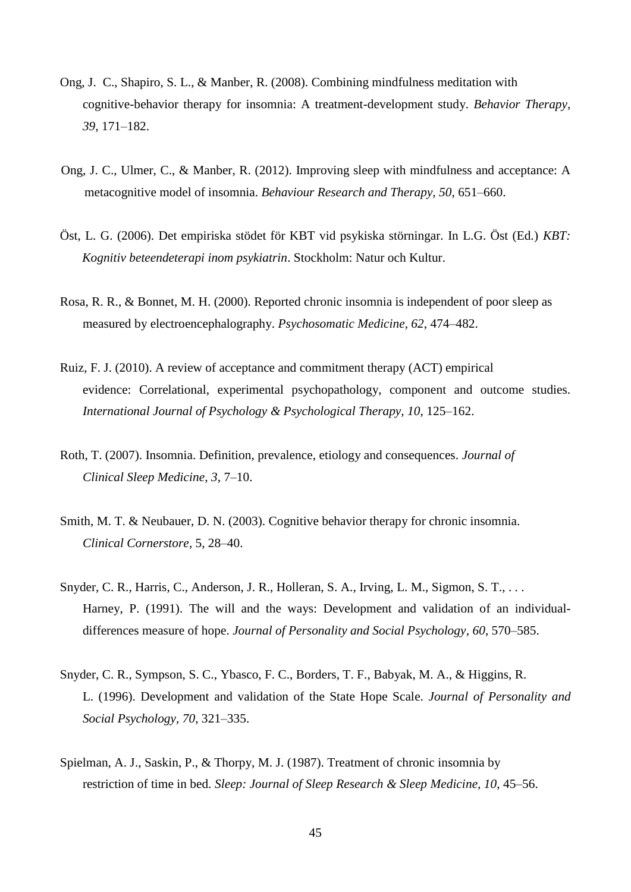Ong, J. C., Shapiro, S. L., & Manber, R. (2008). Combining mindfulness meditation with cognitive-behavior therapy for insomnia: A treatment-development study. *Behavior Therapy, 39*, 171–182.

Ong, J. C., Ulmer, C., & Manber, R. (2012). Improving sleep with mindfulness and acceptance: A metacognitive model of insomnia. *Behaviour Research and Therapy, 50*, 651–660.

Öst, L. G. (2006). Det empiriska stödet för KBT vid psykiska störningar. In L.G. Öst (Ed.) *KBT: Kognitiv beteendeterapi inom psykiatrin*. Stockholm: Natur och Kultur.

Rosa, R. R., & Bonnet, M. H. (2000). Reported chronic insomnia is independent of poor sleep as measured by electroencephalography. *Psychosomatic Medicine, 62*, 474–482.

Ruiz, F. J. (2010). A review of acceptance and commitment therapy (ACT) empirical evidence: Correlational, experimental psychopathology, component and outcome studies. *International Journal of Psychology & Psychological Therapy, 10*, 125–162.

Roth, T. (2007). Insomnia. Definition, prevalence, etiology and consequences. *Journal of Clinical Sleep Medicine, 3*, 7–10.

Smith, M. T. & Neubauer, D. N. (2003). Cognitive behavior therapy for chronic insomnia. *Clinical Cornerstore*, 5, 28–40.

Snyder, C. R., Harris, C., Anderson, J. R., Holleran, S. A., Irving, L. M., Sigmon, S. T., . . . Harney, P. (1991). The will and the ways: Development and validation of an individual-differences measure of hope. *Journal of Personality and Social Psychology, 60*, 570–585.

Snyder, C. R., Sympson, S. C., Ybasco, F. C., Borders, T. F., Babyak, M. A., & Higgins, R. L. (1996). Development and validation of the State Hope Scale. *Journal of Personality and Social Psychology, 70*, 321–335.

Spielman, A. J., Saskin, P., & Thorpy, M. J. (1987). Treatment of chronic insomnia by restriction of time in bed. *Sleep: Journal of Sleep Research & Sleep Medicine, 10*, 45–56.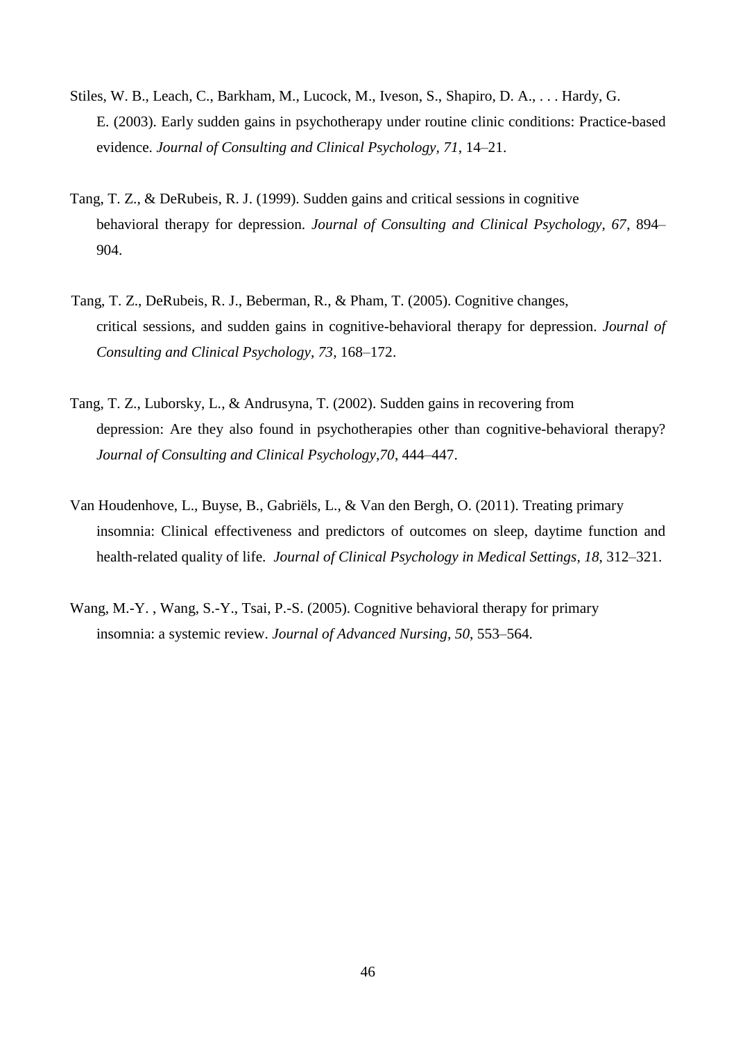Stiles, W. B., Leach, C., Barkham, M., Lucock, M., Iveson, S., Shapiro, D. A., . . . Hardy, G. E. (2003). Early sudden gains in psychotherapy under routine clinic conditions: Practice-based evidence. *Journal of Consulting and Clinical Psychology, 71*, 14–21.

Tang, T. Z., & DeRubeis, R. J. (1999). Sudden gains and critical sessions in cognitive behavioral therapy for depression. *Journal of Consulting and Clinical Psychology, 67*, 894–904.

Tang, T. Z., DeRubeis, R. J., Beberman, R., & Pham, T. (2005). Cognitive changes, critical sessions, and sudden gains in cognitive-behavioral therapy for depression. *Journal of Consulting and Clinical Psychology, 73*, 168–172.

Tang, T. Z., Luborsky, L., & Andrusyna, T. (2002). Sudden gains in recovering from depression: Are they also found in psychotherapies other than cognitive-behavioral therapy? *Journal of Consulting and Clinical Psychology,70*, 444–447.

Van Houdenhove, L., Buyse, B., Gabriëls, L., & Van den Bergh, O. (2011). Treating primary insomnia: Clinical effectiveness and predictors of outcomes on sleep, daytime function and health-related quality of life. *Journal of Clinical Psychology in Medical Settings, 18*, 312–321.

Wang, M.-Y. , Wang, S.-Y., Tsai, P.-S. (2005). Cognitive behavioral therapy for primary insomnia: a systemic review. *Journal of Advanced Nursing, 50*, 553–564.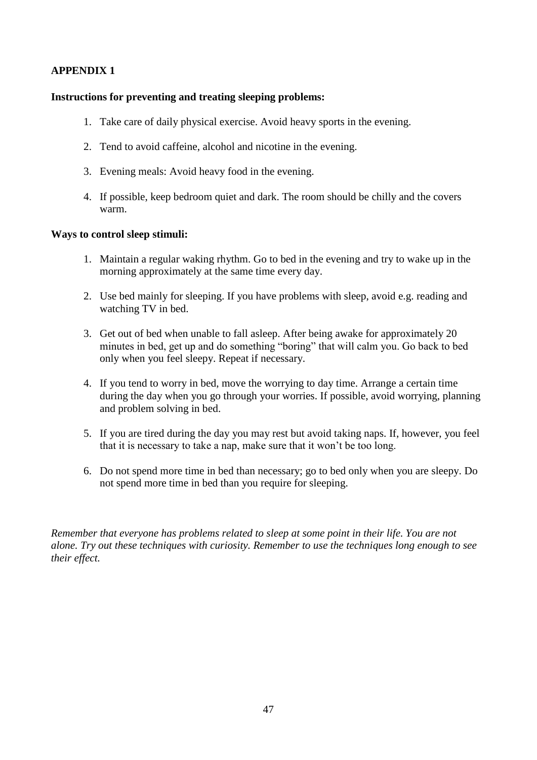## APPENDIX 1

**Instructions for preventing and treating sleeping problems:**

1. Take care of daily physical exercise. Avoid heavy sports in the evening.
2. Tend to avoid caffeine, alcohol and nicotine in the evening.
3. Evening meals: Avoid heavy food in the evening.
4. If possible, keep bedroom quiet and dark. The room should be chilly and the covers warm.

**Ways to control sleep stimuli:**

1. Maintain a regular waking rhythm. Go to bed in the evening and try to wake up in the morning approximately at the same time every day.
2. Use bed mainly for sleeping. If you have problems with sleep, avoid e.g. reading and watching TV in bed.
3. Get out of bed when unable to fall asleep. After being awake for approximately 20 minutes in bed, get up and do something "boring" that will calm you. Go back to bed only when you feel sleepy. Repeat if necessary.
4. If you tend to worry in bed, move the worrying to day time. Arrange a certain time during the day when you go through your worries. If possible, avoid worrying, planning and problem solving in bed.
5. If you are tired during the day you may rest but avoid taking naps. If, however, you feel that it is necessary to take a nap, make sure that it won't be too long.
6. Do not spend more time in bed than necessary; go to bed only when you are sleepy. Do not spend more time in bed than you require for sleeping.

*Remember that everyone has problems related to sleep at some point in their life. You are not alone. Try out these techniques with curiosity. Remember to use the techniques long enough to see their effect.*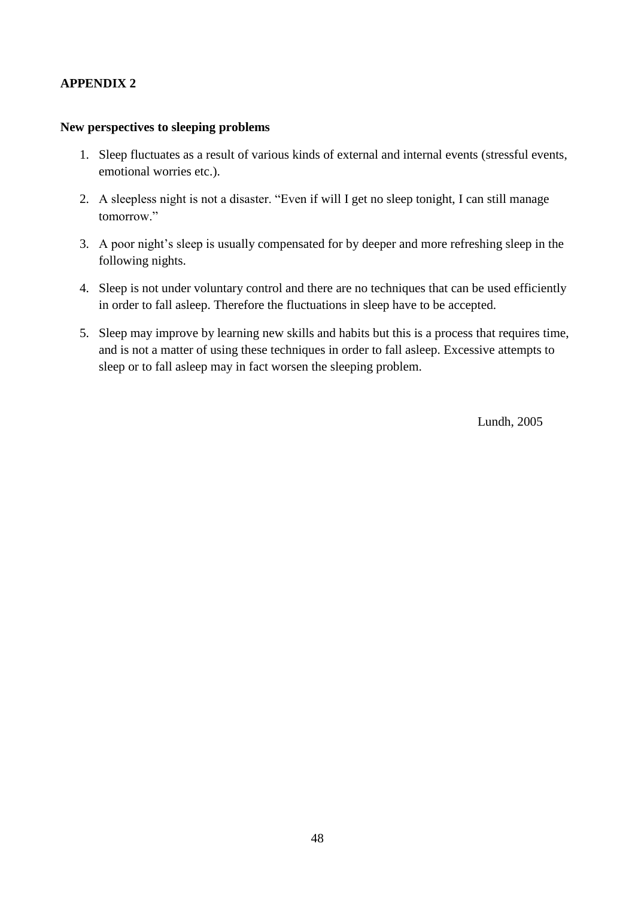**APPENDIX 2**

**New perspectives to sleeping problems**

1. Sleep fluctuates as a result of various kinds of external and internal events (stressful events, emotional worries etc.).
2. A sleepless night is not a disaster. "Even if will I get no sleep tonight, I can still manage tomorrow."
3. A poor night's sleep is usually compensated for by deeper and more refreshing sleep in the following nights.
4. Sleep is not under voluntary control and there are no techniques that can be used efficiently in order to fall asleep. Therefore the fluctuations in sleep have to be accepted.
5. Sleep may improve by learning new skills and habits but this is a process that requires time, and is not a matter of using these techniques in order to fall asleep. Excessive attempts to sleep or to fall asleep may in fact worsen the sleeping problem.

Lundh, 2005